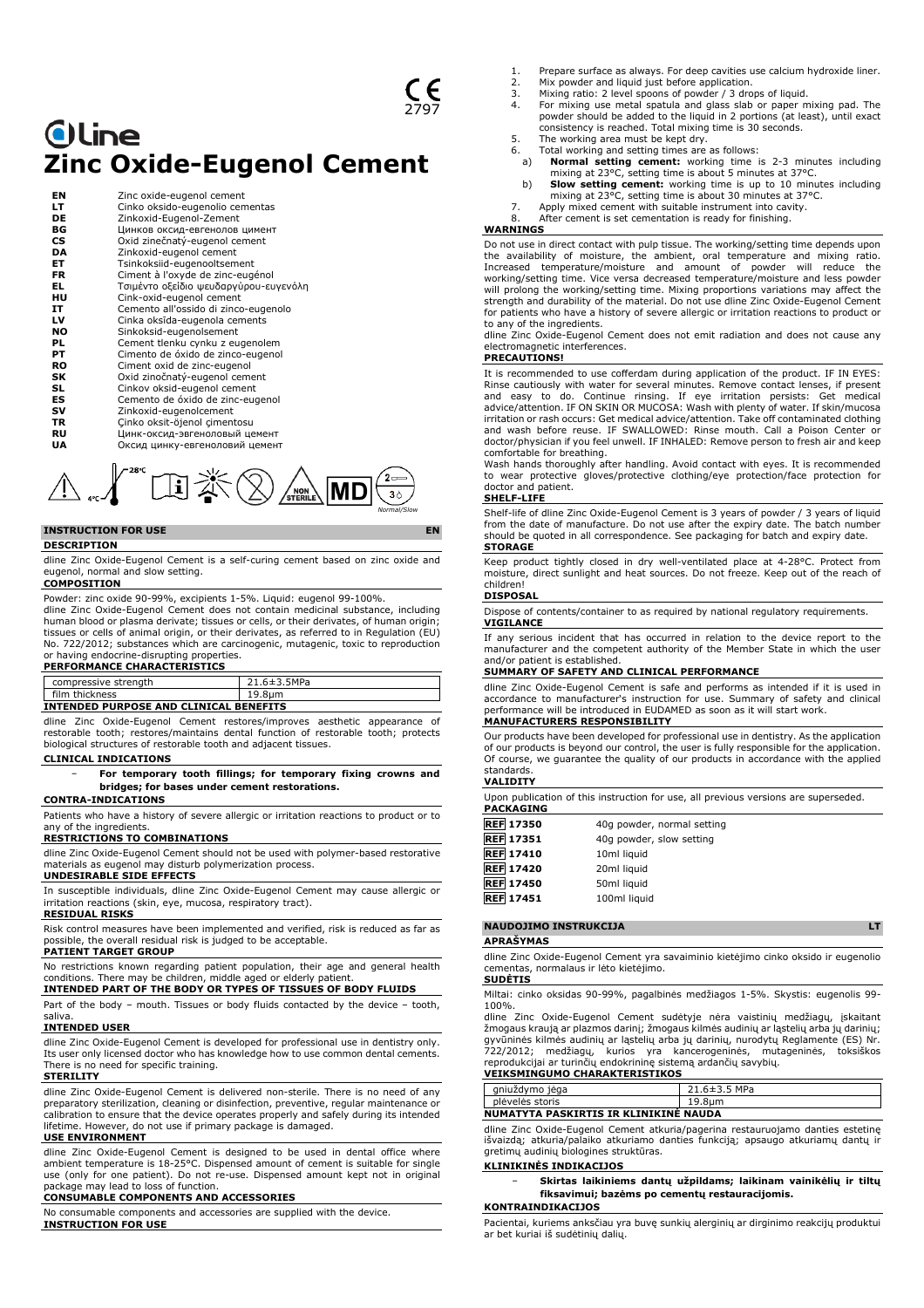CE 2797

dLine

# Zinc Oxide-Eugenol Cement

| | |
|---|---|
| EN | Zinc oxide-eugenol cement |
| LT | Cinko oksido-eugenolio cementas |
| DE | Zinkoxid-Eugenol-Zement |
| BG | Цинков оксид-евгенолов цимент |
| CS | Oxid zinečnatý-eugenol cement |
| DA | Zinkoxid-eugenol cement |
| ET | Tsinkoksiid-eugenooltsement |
| FR | Ciment à l'oxyde de zinc-eugénol |
| EL | Τσιμέντο οξείδιο ψευδαργύρου-ευγενόλη |
| HU | Cink-oxid-eugenol cement |
| IT | Cemento all'ossido di zinco-eugenolo |
| LV | Cinka oksīda-eugenola cements |
| NO | Sinkoksid-eugenolsement |
| PL | Cement tlenku cynku z eugenolem |
| PT | Cimento de óxido de zinco-eugenol |
| RO | Ciment oxid de zinc-eugenol |
| SK | Oxid zinočnatý-eugenol cement |
| SL | Cinkov oksid-eugenol cement |
| ES | Cemento de óxido de zinc-eugenol |
| SV | Zinkoxid-eugenolcement |
| TR | Çinko oksit-öjenol çimentosu |
| RU | Цинк-оксид-эвгеноловый цемент |
| UA | Оксид цинку-евгеноловий цемент |

4°C 28°C NON STERILE MD 2 3 Normal/Slow

## INSTRUCTION FOR USE EN

### DESCRIPTION

dline Zinc Oxide-Eugenol Cement is a self-curing cement based on zinc oxide and eugenol, normal and slow setting.

### COMPOSITION

Powder: zinc oxide 90-99%, excipients 1-5%. Liquid: eugenol 99-100%.

dline Zinc Oxide-Eugenol Cement does not contain medicinal substance, including human blood or plasma derivate; tissues or cells, or their derivates, of human origin; tissues or cells of animal origin, or their derivates, as referred to in Regulation (EU) No. 722/2012; substances which are carcinogenic, mutagenic, toxic to reproduction or having endocrine-disrupting properties.

### PERFORMANCE CHARACTERISTICS

| | |
|---|---|
| compressive strength | 21.6±3.5MPa |
| film thickness | 19.8µm |

### INTENDED PURPOSE AND CLINICAL BENEFITS

dline Zinc Oxide-Eugenol Cement restores/improves aesthetic appearance of restorable tooth; restores/maintains dental function of restorable tooth; protects biological structures of restorable tooth and adjacent tissues.

### CLINICAL INDICATIONS

- **For temporary tooth fillings; for temporary fixing crowns and bridges; for bases under cement restorations.**

### CONTRA-INDICATIONS

Patients who have a history of severe allergic or irritation reactions to product or to any of the ingredients.

### RESTRICTIONS TO COMBINATIONS

dline Zinc Oxide-Eugenol Cement should not be used with polymer-based restorative materials as eugenol may disturb polymerization process.

### UNDESIRABLE SIDE EFFECTS

In susceptible individuals, dline Zinc Oxide-Eugenol Cement may cause allergic or irritation reactions (skin, eye, mucosa, respiratory tract).

### RESIDUAL RISKS

Risk control measures have been implemented and verified, risk is reduced as far as possible, the overall residual risk is judged to be acceptable.

### PATIENT TARGET GROUP

No restrictions known regarding patient population, their age and general health conditions. There may be children, middle aged or elderly patient.

### INTENDED PART OF THE BODY OR TYPES OF TISSUES OF BODY FLUIDS

Part of the body – mouth. Tissues or body fluids contacted by the device – tooth, saliva.

### INTENDED USER

dline Zinc Oxide-Eugenol Cement is developed for professional use in dentistry only. Its user only licensed doctor who has knowledge how to use common dental cements. There is no need for specific training.

### STERILITY

dline Zinc Oxide-Eugenol Cement is delivered non-sterile. There is no need of any preparatory sterilization, cleaning or disinfection, preventive, regular maintenance or calibration to ensure that the device operates properly and safely during its intended lifetime. However, do not use if primary package is damaged.

### USE ENVIRONMENT

dline Zinc Oxide-Eugenol Cement is designed to be used in dental office where ambient temperature is 18-25°C. Dispensed amount of cement is suitable for single use (only for one patient). Do not re-use. Dispensed amount kept not in original package may lead to loss of function.

### CONSUMABLE COMPONENTS AND ACCESSORIES

No consumable components and accessories are supplied with the device.

### INSTRUCTION FOR USE

1. Prepare surface as always. For deep cavities use calcium hydroxide liner.
2. Mix powder and liquid just before application.
3. Mixing ratio: 2 level spoons of powder / 3 drops of liquid.
4. For mixing use metal spatula and glass slab or paper mixing pad. The powder should be added to the liquid in 2 portions (at least), until exact consistency is reached. Total mixing time is 30 seconds.
5. The working area must be kept dry.
6. Total working and setting times are as follows:
   a) **Normal setting cement:** working time is 2-3 minutes including mixing at 23°C, setting time is about 5 minutes at 37°C.
   b) **Slow setting cement:** working time is up to 10 minutes including mixing at 23°C, setting time is about 30 minutes at 37°C.
7. Apply mixed cement with suitable instrument into cavity.
8. After cement is set cementation is ready for finishing.

### WARNINGS

Do not use in direct contact with pulp tissue. The working/setting time depends upon the availability of moisture, the ambient, oral temperature and mixing ratio. Increased temperature/moisture and amount of powder will reduce the working/setting time. Vice versa decreased temperature/moisture and less powder will prolong the working/setting time. Mixing proportions variations may affect the strength and durability of the material. Do not use dline Zinc Oxide-Eugenol Cement for patients who have a history of severe allergic or irritation reactions to product or to any of the ingredients.

dline Zinc Oxide-Eugenol Cement does not emit radiation and does not cause any electromagnetic interferences.

### PRECAUTIONS!

It is recommended to use cofferdam during application of the product. IF IN EYES: Rinse cautiously with water for several minutes. Remove contact lenses, if present and easy to do. Continue rinsing. If eye irritation persists: Get medical advice/attention. IF ON SKIN OR MUCOSA: Wash with plenty of water. If skin/mucosa irritation or rash occurs: Get medical advice/attention. Take off contaminated clothing and wash before reuse. IF SWALLOWED: Rinse mouth. Call a Poison Center or doctor/physician if you feel unwell. IF INHALED: Remove person to fresh air and keep comfortable for breathing.

Wash hands thoroughly after handling. Avoid contact with eyes. It is recommended to wear protective gloves/protective clothing/eye protection/face protection for doctor and patient.

### SHELF-LIFE

Shelf-life of dline Zinc Oxide-Eugenol Cement is 3 years of powder / 3 years of liquid from the date of manufacture. Do not use after the expiry date. The batch number should be quoted in all correspondence. See packaging for batch and expiry date.

### STORAGE

Keep product tightly closed in dry well-ventilated place at 4-28°C. Protect from moisture, direct sunlight and heat sources. Do not freeze. Keep out of the reach of children!

### DISPOSAL

Dispose of contents/container to as required by national regulatory requirements.

### VIGILANCE

If any serious incident that has occurred in relation to the device report to the manufacturer and the competent authority of the Member State in which the user and/or patient is established.

### SUMMARY OF SAFETY AND CLINICAL PERFORMANCE

dline Zinc Oxide-Eugenol Cement is safe and performs as intended if it is used in accordance to manufacturer's instruction for use. Summary of safety and clinical performance will be introduced in EUDAMED as soon as it will start work.

### MANUFACTURERS RESPONSIBILITY

Our products have been developed for professional use in dentistry. As the application of our products is beyond our control, the user is fully responsible for the application. Of course, we guarantee the quality of our products in accordance with the applied standards.

### VALIDITY

Upon publication of this instruction for use, all previous versions are superseded.

### PACKAGING

| | |
|---|---|
| REF 17350 | 40g powder, normal setting |
| REF 17351 | 40g powder, slow setting |
| REF 17410 | 10ml liquid |
| REF 17420 | 20ml liquid |
| REF 17450 | 50ml liquid |
| REF 17451 | 100ml liquid |

## NAUDOJIMO INSTRUKCIJA LT

### APRAŠYMAS

dline Zinc Oxide-Eugenol Cement yra savaiminio kietėjimo cinko oksido ir eugenolio cementas, normalaus ir lėto kietėjimo.

### SUDĖTIS

Miltai: cinko oksidas 90-99%, pagalbinės medžiagos 1-5%. Skystis: eugenolis 99-100%.

dline Zinc Oxide-Eugenol Cement sudėtyje nėra vaistinių medžiagų, įskaitant žmogaus kraują ar plazmos darinį; žmogaus kilmės audinių ar ląstelių arba jų darinių; gyvūninės kilmės audinių ar ląstelių arba jų darinių, nurodytų Reglamente (ES) Nr. 722/2012; medžiagų, kurios yra kancerogeninės, mutageninės, toksiškos reprodukcijai ar turinčių endokrininę sistemą ardančių savybių.

### VEIKSMINGUMO CHARAKTERISTIKOS

| | |
|---|---|
| gniuždymo jėga | 21.6±3.5 MPa |
| plėvelės storis | 19.8µm |

### NUMATYTA PASKIRTIS IR KLINIKINĖ NAUDA

dline Zinc Oxide-Eugenol Cement atkuria/pagerina restauruojamo danties estetinę išvaizdą; atkuria/palaiko atkuriamo danties funkciją; apsaugo atkuriamų dantų ir gretimų audinių biologines struktūras.

### KLINIKINĖS INDIKACIJOS

- **Skirtas laikiniems dantų užpildams; laikinam vainikėlių ir tiltų fiksavimui; bazėms po cementų restauracijomis.**

### KONTRAINDIKACIJOS

Pacientai, kuriems anksčiau yra buvę sunkių alerginių ar dirginimo reakcijų produktui ar bet kuriai iš sudėtinių dalių.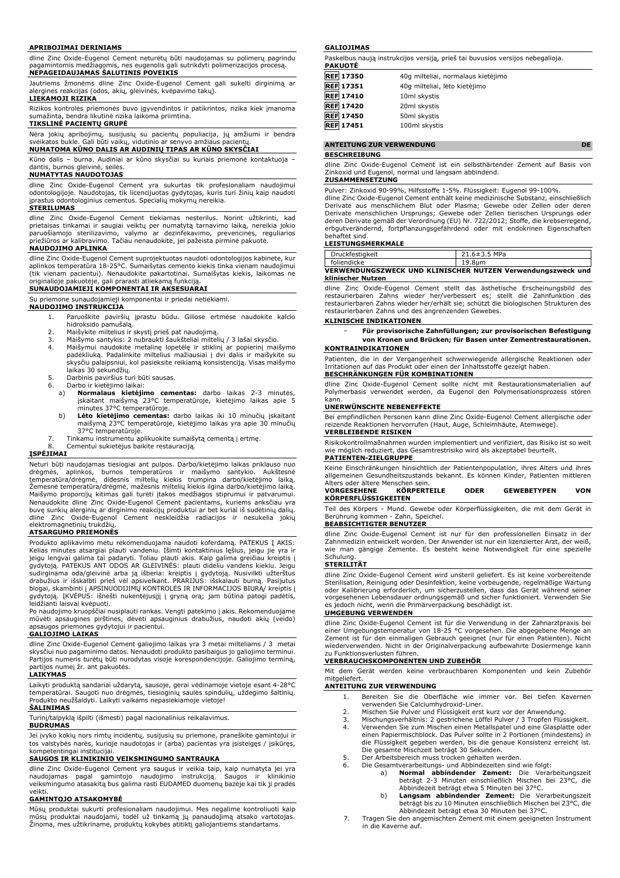**APRIBOJIMAI DERINIAMS**

dline Zinc Oxide-Eugenol Cement neturėtų būti naudojamas su polimerų pagrindu pagamintomis medžiagomis, nes eugenolis gali sutrikdyti polimerizacijos procesą.

**NEPAGEIDAUJAMAS ŠALUTINIS POVEIKIS**

Jautriems žmonėms dline Zinc Oxide-Eugenol Cement gali sukelti dirginimą ar alergines reakcijas (odos, akių, gleivinės, kvėpavimo takų).

**LIEKAMOJI RIZIKA**

Rizikos kontrolės priemonės buvo įgyvendintos ir patikrintos, rizika kiek įmanoma sumažinta, bendra likutinė rizika laikoma priimtina.

**TIKSLINĖ PACIENTŲ GRUPĖ**

Nėra jokių apribojimų, susijusių su pacientų populiacija, jų amžiumi ir bendra sveikatos būkle. Gali būti vaikų, vidutinio ar senyvo amžiaus pacientų.

**NUMATOMA KŪNO DALIS AR AUDINIŲ TIPAS AR KŪNO SKYSČIAI**

Kūno dalis – burna. Audiniai ar kūno skysčiai su kuriais priemonė kontaktuoja – dantis, burnos gleivinė, seilės.

**NUMATYTAS NAUDOTOJAS**

dline Zinc Oxide-Eugenol Cement yra sukurtas tik profesionaliam naudojimui odontologijoje. Naudotojas, tik licencijuotas gydytojas, kuris turi žinių kaip naudoti įprastus odontologinius cementus. Specialių mokymų nereikia.

**STERILUMAS**

dline Zinc Oxide-Eugenol Cement tiekiamas nesterilus. Norint užtikrinti, kad prietaisas tinkamai ir saugiai veiktų per numatytą tarnavimo laiką, nereikia jokio paruošiamojo sterilizavimo, valymo ar dezinfekavimo, prevencinės, reguliarios priežiūros ar kalibravimo. Tačiau nenaudokite, jei pažeista pirminė pakuotė.

**NAUDOJIMO APLINKA**

dline Zinc Oxide-Eugenol Cement suprojektuotas naudoti odontologijos kabinete, kur aplinkos temperatūra 18-25°C. Sumaišytas cemento kiekis tinka vienam naudojimui (tik vienam pacientui). Nenaudokite pakartotinai. Sumaišytas kiekis, laikomas ne originalioje pakuotėje, gali prarasti atliekamą funkciją.

**SUNAUDOJAMIEJI KOMPONENTAI IR AKSESUARAI**

Su priemone sunaudojamieji komponentai ir priedai netiekiami.

**NAUDOJIMO INSTRUKCIJA**

1. Paruoškite paviršių įprastu būdu. Giliose ertmėse naudokite kalcio hidroksido pamušalą.
2. Maišykite miltelius ir skystį prieš pat naudojimą.
3. Maišymo santykis: 2 nubraukti šaukšteliai miltelių / 3 lašai skysčio.
4. Maišymui naudokite metalinę lopetėlę ir stiklinį ar popierinį maišymo padėkliuką. Padalinkite miltelius mažiausiai į dvi dalis ir maišykite su skysčiu palaipsniui, kol pasieksite reikiamą konsistenciją. Visas maišymo laikas 30 sekundžių.
5. Darbinis paviršius turi būti sausas.
6. Darbo ir kietėjimo laikai:
   a) **Normalaus kietėjimo cementas:** darbo laikas 2-3 minutės, įskaitant maišymą 23°C temperatūroje, kietėjimo laikas apie 5 minutes 37°C temperatūroje.
   b) **Lėto kietėjimo cementas:** darbo laikas iki 10 minučių įskaitant maišymą 23°C temperatūroje, kietėjimo laikas yra apie 30 minučių 37°C temperatūroje.
7. Tinkamu instrumentu aplikuokite sumaišytą cementą į ertmę.
8. Cementui sukietėjus baikite restauraciją.

**ĮSPĖJIMAI**

Neturi būti naudojamas tiesiogiai ant pulpos. Darbo/kietėjimo laikas priklauso nuo drėgmės, aplinkos, burnos temperatūros ir maišymo santykio. Aukštesnė temperatūra/drėgmė, didesnis miltelių kiekis trumpina darbo/kietėjimo laiką. Žemesnė temperatūra/drėgmė, mažesnis miltelių kiekis ilgina darbo/kietėjimo laiką. Maišymo proporcijų kitimas gali turėti įtakos medžiagos stiprumui ir patvarumui. Nenaudokite dline Zinc Oxide-Eugenol Cement pacientams, kuriems anksčiau yra buvę sunkių alerginių ar dirginimo reakcijų produktui ar bet kuriai iš sudėtinių dalių. dline Zinc Oxide-Eugenol Cement neskleidžia radiacijos ir nesukelia jokių elektromagnetinių trukdžių.

**ATSARGUMO PRIEMONĖS**

Produkto aplikavimo metu rekomenduojama naudoti koferdamą. PATEKUS Į AKIS: Kelias minutes atsargiai plauti vandeniu. Išimti kontaktinius lęšius, jeigu jie yra ir jeigu lengvai galima tai padaryti. Toliau plauti akis. Kaip galima greičiau kreiptis į gydytoją. PATEKUS ANT ODOS AR GLEIVINĖS: plauti dideliu vandens kiekiu. Jeigu sudirginama oda/gleivinė arba ją išberia: kreiptis į gydytoją. Nusivilkti užterštus drabužius ir išskalbti prieš vėl apsivelkant. PRARIJUS: išskalauti burną. Pasijutus blogai, skambinti į APSINUODIJIMŲ KONTROLĖS IR INFORMACIJOS BIURĄ/ kreiptis į gydytoją. ĮKVĖPUS: išnešti nukentėjusįjį į gryną orą; jam būtina patogi padėtis, leidžianti laisvai kvėpuoti.

Po naudojimo kruopščiai nusiplauti rankas. Vengti patekimo į akis. Rekomenduojame mūvėti apsaugines pirštines, dėvėti apsauginius drabužius, naudoti akių (veido) apsaugos priemones gydytojui ir pacientui.

**GALIOJIMO LAIKAS**

dline Zinc Oxide-Eugenol Cement galiojimo laikas yra 3 metai milteliams / 3 metai skysčiui nuo pagaminimo datos. Nenaudoti produkto pasibaigus jo galiojimo terminui. Partijos numeris turėtų būti nurodytas visoje korespondencijoje. Galiojimo terminą, partijos numerį žr. ant pakuotės.

**LAIKYMAS**

Laikyti produktą sandariai uždarytą, sausoje, gerai vėdinamoje vietoje esant 4-28°C temperatūrai. Saugoti nuo drėgmės, tiesioginių saulės spindulių, uždegimo šaltinių. Produkto neužšaldyti. Laikyti vaikams nepasiekiamoje vietoje!

**ŠALINIMAS**

Turinį/talpyklą išpilti (išmesti) pagal nacionalinius reikalavimus.

**BUDRUMAS**

Jei įvyko kokių nors rimtų incidentų, susijusių su priemone, praneškite gamintojui ir tos valstybės narės, kurioje naudotojas ir (arba) pacientas yra įsisteigęs / įsikūręs, kompetentingai institucijai.

**SAUGOS IR KLINIKINIO VEIKSMINGUMO SANTRAUKA**

dline Zinc Oxide-Eugenol Cement yra saugus ir veikia taip, kaip numatyta jei yra naudojamas pagal gamintojo naudojimo instrukciją. Saugos ir klinikinio veiksmingumo atasakitą bus galima rasti EUDAMED duomenų bazėje kai tik ji pradės veikti.

**GAMINTOJO ATSAKOMYBĖ**

Mūsų produktai sukurti profesionaliam naudojimui. Mes negalime kontroliuoti kaip mūsų produktai naudojami, todėl už tinkamą jų panaudojimą atsako vartotojas. Žinoma, mes užtikriname, produktų kokybės atitiktį galiojantiems standartams.

**GALIOJIMAS**

Paskelbus naują instrukcijos versiją, prieš tai buvusios versijos nebegalioja.

**PAKUOTĖ**

| | |
|---|---|
| REF 17350 | 40g milteliai, normalaus kietėjimo |
| REF 17351 | 40g milteliai, lėto kietėjimo |
| REF 17410 | 10ml skystis |
| REF 17420 | 20ml skystis |
| REF 17450 | 50ml skystis |
| REF 17451 | 100ml skystis |

## ANLEITUNG ZUR VERWENDUNG — DE

**BESCHREIBUNG**

dline Zinc Oxide-Eugenol Cement ist ein selbsthärtender Zement auf Basis von Zinkoxid und Eugenol, normal und langsam abbindend.

**ZUSAMMENSETZUNG**

Pulver: Zinkoxid 90-99%, Hilfsstoffe 1-5%. Flüssigkeit: Eugenol 99-100%.

dline Zinc Oxide-Eugenol Cement enthält keine medizinische Substanz, einschließlich Derivate aus menschlichem Blut oder Plasma; Gewebe oder Zellen oder deren Derivate menschlichen Ursprungs; Gewebe oder Zellen tierischen Ursprungs oder deren Derivate gemäß der Verordnung (EU) Nr. 722/2012; Stoffe, die krebserregend, erbgutverändernd, fortpflanzungsgefährdend oder mit endokrinen Eigenschaften behaftet sind.

**LEISTUNGSMERKMALE**

| | |
|---|---|
| Druckfestigkeit | 21.6±3.5 MPa |
| foliendicke | 19.8µm |

**VERWENDUNGSZWECK UND KLINISCHER NUTZEN Verwendungszweck und klinischer Nutzen**

dline Zinc Oxide-Eugenol Cement stellt das ästhetische Erscheinungsbild des restaurierbaren Zahns wieder her/verbessert es; stellt die Zahnfunktion des restaurierbaren Zahns wieder her/erhält sie; schützt die biologischen Strukturen des restaurierbaren Zahns und des angrenzenden Gewebes.

**KLINISCHE INDIKATIONEN**

- **Für provisorische Zahnfüllungen; zur provisorischen Befestigung von Kronen und Brücken; für Basen unter Zementrestaurationen.**

**KONTRAINDIKATIONEN**

Patienten, die in der Vergangenheit schwerwiegende allergische Reaktionen oder Irritationen auf das Produkt oder einen der Inhaltsstoffe gezeigt haben.

**BESCHRÄNKUNGEN FÜR KOMBINATIONEN**

dline Zinc Oxide-Eugenol Cement sollte nicht mit Restaurationsmaterialien auf Polymerbasis verwendet werden, da Eugenol den Polymerisationsprozess stören kann.

**UNERWÜNSCHTE NEBENEFFEKTE**

Bei empfindlichen Personen kann dline Zinc Oxide-Eugenol Cement allergische oder reizende Reaktionen hervorrufen (Haut, Auge, Schleimhäute, Atemwege).

**VERBLEIBENDE RISIKEN**

Risikokontrollmaßnahmen wurden implementiert und verifiziert, das Risiko ist so weit wie möglich reduziert, das Gesamtrestrisiko wird als akzeptabel beurteilt.

**PATIENTEN-ZIELGRUPPE**

Keine Einschränkungen hinsichtlich der Patientenpopulation, ihres Alters und ihres allgemeinen Gesundheitszustands bekannt. Es können Kinder, Patienten mittleren Alters oder ältere Menschen sein.

**VORGESEHENE KÖRPERTEILE ODER GEWEBETYPEN VON KÖRPERFLÜSSIGKEITEN**

Teil des Körpers - Mund. Gewebe oder Körperflüssigkeiten, die mit dem Gerät in Berührung kommen - Zahn, Speichel.

**BEABSICHTIGTER BENUTZER**

dline Zinc Oxide-Eugenol Cement ist nur für den professionellen Einsatz in der Zahnmedizin entwickelt worden. Der Anwender ist nur ein lizenzierter Arzt, der weiß, wie man gängige Zemente. Es besteht keine Notwendigkeit für eine spezielle Schulung.

**STERILITÄT**

dline Zinc Oxide-Eugenol Cement wird unsteril geliefert. Es ist keine vorbereitende Sterilisation, Reinigung oder Desinfektion, keine vorbeugende, regelmäßige Wartung oder Kalibrierung erforderlich, um sicherzustellen, dass das Gerät während seiner vorgesehenen Lebensdauer ordnungsgemäß und sicher funktioniert. Verwenden Sie es jedoch nicht, wenn die Primärverpackung beschädigt ist.

**UMGEBUNG VERWENDEN**

dline Zinc Oxide-Eugenol Cement ist für die Verwendung in der Zahnarztpraxis bei einer Umgebungstemperatur von 18-25 °C vorgesehen. Die abgegebene Menge an Zement ist für den einmaligen Gebrauch geeignet (nur für einen Patienten). Nicht wiederverwenden. Nicht in der Originalverpackung aufbewahrte Dosiermenge kann zu Funktionsverlusten führen.

**VERBRAUCHSKOMPONENTEN UND ZUBEHÖR**

Mit dem Gerät werden keine verbrauchbaren Komponenten und kein Zubehör mitgeliefert.

**ANLEITUNG ZUR VERWENDUNG**

1. Bereiten Sie die Oberfläche wie immer vor. Bei tiefen Kavernen verwenden Sie Calciumhydroxid-Liner.
2. Mischen Sie Pulver und Flüssigkeit erst kurz vor der Anwendung.
3. Mischungsverhältnis: 2 gestrichene Löffel Pulver / 3 Tropfen Flüssigkeit.
4. Verwenden Sie zum Mischen einen Metallspatel und eine Glasplatte oder einen Papiermischblock. Das Pulver sollte in 2 Portionen (mindestens) in die Flüssigkeit gegeben werden, bis die genaue Konsistenz erreicht ist. Die gesamte Mischzeit beträgt 30 Sekunden.
5. Der Arbeitsbereich muss trocken gehalten werden.
6. Die Gesamtverarbeitungs- und Abbindezeiten sind wie folgt:
   a) **Normal abbindender Zement:** Die Verarbeitungszeit beträgt 2-3 Minuten einschließlich Mischen bei 23°C, die Abbindezeit beträgt etwa 5 Minuten bei 37°C.
   b) **Langsam abbindender Zement:** Die Verarbeitungszeit beträgt bis zu 10 Minuten einschließlich Mischen bei 23°C, die Abbindezeit beträgt etwa 30 Minuten bei 37°C.
7. Tragen Sie den angemischten Zement mit einem geeigneten Instrument in die Kaverne auf.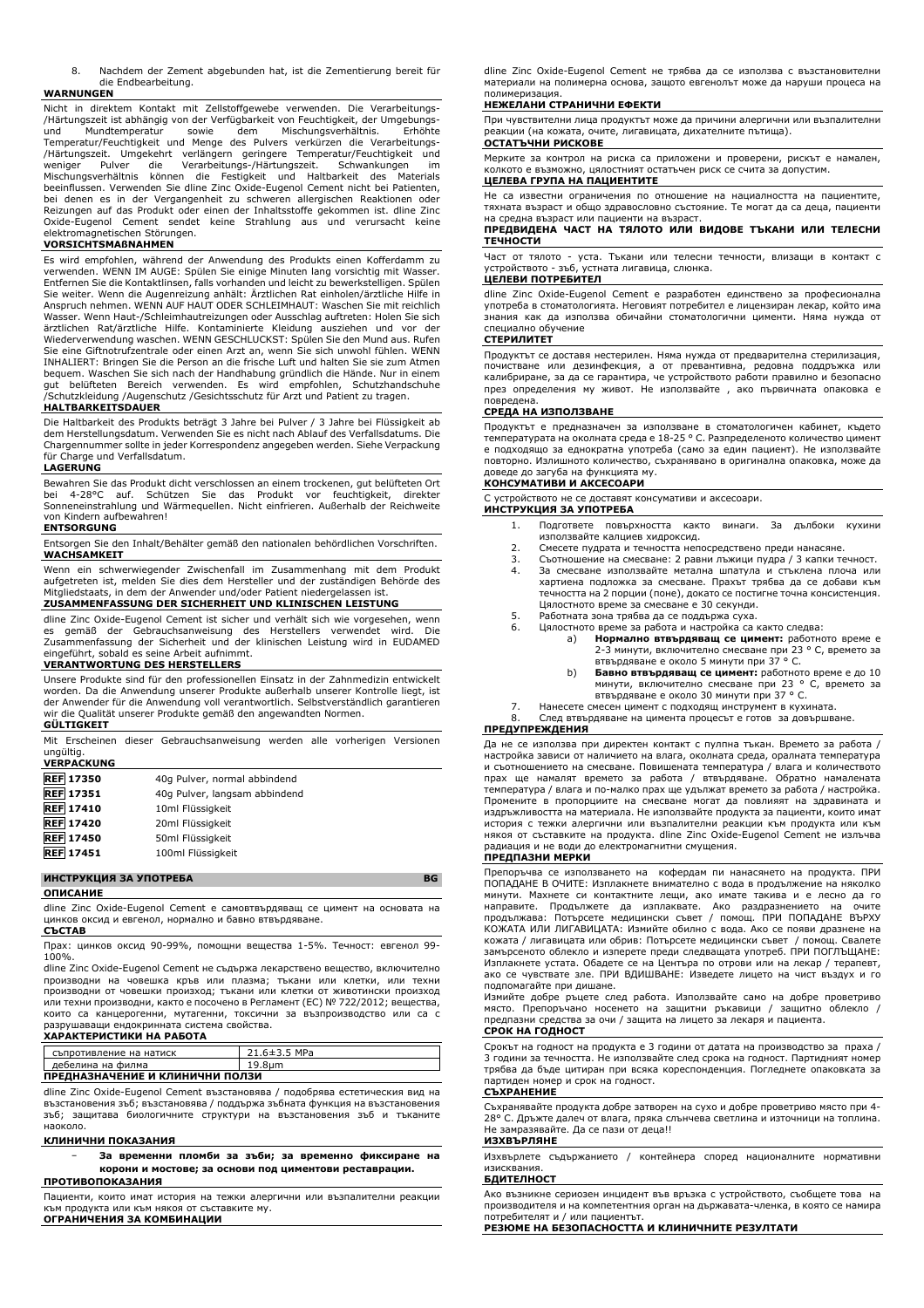8. Nachdem der Zement abgebunden hat, ist die Zementierung bereit für die Endbearbeitung.

**WARNUNGEN**

Nicht in direktem Kontakt mit Zellstoffgewebe verwenden. Die Verarbeitungs-/Härtungszeit ist abhängig von der Verfügbarkeit von Feuchtigkeit, der Umgebungs- und Mundtemperatur sowie dem Mischungsverhältnis. Erhöhte Temperatur/Feuchtigkeit und Menge des Pulvers verkürzen die Verarbeitungs-/Härtungszeit. Umgekehrt verlängern geringere Temperatur/Feuchtigkeit und weniger Pulver die Verarbeitungs-/Härtungszeit. Schwankungen im Mischungsverhältnis können die Festigkeit und Haltbarkeit des Materials beeinflussen. Verwenden Sie dline Zinc Oxide-Eugenol Cement nicht bei Patienten, bei denen es in der Vergangenheit zu schweren allergischen Reaktionen oder Reizungen auf das Produkt oder einen der Inhaltsstoffe gekommen ist. dline Zinc Oxide-Eugenol Cement sendet keine Strahlung aus und verursacht keine elektromagnetischen Störungen.

**VORSICHTSMAßNAHMEN**

Es wird empfohlen, während der Anwendung des Produkts einen Kofferdamm zu verwenden. WENN IM AUGE: Spülen Sie einige Minuten lang vorsichtig mit Wasser. Entfernen Sie die Kontaktlinsen, falls vorhanden und leicht zu bewerkstelligen. Spülen Sie weiter. Wenn die Augenreizung anhält: Ärztlichen Rat einholen/ärztliche Hilfe in Anspruch nehmen. WENN AUF HAUT ODER SCHLEIMHAUT: Waschen Sie mit reichlich Wasser. Wenn Haut-/Schleimhautreizungen oder Ausschlag auftreten: Holen Sie sich ärztlichen Rat/ärztliche Hilfe. Kontaminierte Kleidung ausziehen und vor der Wiederverwendung waschen. WENN GESCHLUCKT: Spülen Sie den Mund aus. Rufen Sie eine Giftnotrufzentrale oder einen Arzt an, wenn Sie sich unwohl fühlen. WENN INHALIERT: Bringen Sie die Person an die frische Luft und halten Sie sie zum Atmen bequem. Waschen Sie sich nach der Handhabung gründlich die Hände. Nur in einem gut belüfteten Bereich verwenden. Es wird empfohlen, Schutzhandschuhe /Schutzkleidung /Augenschutz /Gesichtsschutz für Arzt und Patient zu tragen.

**HALTBARKEITSDAUER**

Die Haltbarkeit des Produkts beträgt 3 Jahre bei Pulver / 3 Jahre bei Flüssigkeit ab dem Herstellungsdatum. Verwenden Sie es nicht nach Ablauf des Verfallsdatums. Die Chargennummer sollte in jeder Korrespondenz angegeben werden. Siehe Verpackung für Charge und Verfallsdatum.

**LAGERUNG**

Bewahren Sie das Produkt dicht verschlossen an einem trockenen, gut belüfteten Ort bei 4-28°C auf. Schützen Sie das Produkt vor feuchtigkeit, direkter Sonneneinstrahlung und Wärmequellen. Nicht einfrieren. Außerhalb der Reichweite von Kindern aufbewahren!

**ENTSORGUNG**

Entsorgen Sie den Inhalt/Behälter gemäß den nationalen behördlichen Vorschriften.

**WACHSAMKEIT**

Wenn ein schwerwiegender Zwischenfall im Zusammenhang mit dem Produkt aufgetreten ist, melden Sie dies dem Hersteller und der zuständigen Behörde des Mitgliedstaats, in dem der Anwender und/oder Patient niedergelassen ist.

**ZUSAMMENFASSUNG DER SICHERHEIT UND KLINISCHEN LEISTUNG**

dline Zinc Oxide-Eugenol Cement ist sicher und verhält sich wie vorgesehen, wenn es gemäß der Gebrauchsanweisung des Herstellers verwendet wird. Die Zusammenfassung der Sicherheit und der klinischen Leistung wird in EUDAMED eingeführt, sobald es seine Arbeit aufnimmt.

**VERANTWORTUNG DES HERSTELLERS**

Unsere Produkte sind für den professionellen Einsatz in der Zahnmedizin entwickelt worden. Da die Anwendung unserer Produkte außerhalb unserer Kontrolle liegt, ist der Anwender für die Anwendung voll verantwortlich. Selbstverständlich garantieren wir die Qualität unserer Produkte gemäß den angewandten Normen.

**GÜLTIGKEIT**

Mit Erscheinen dieser Gebrauchsanweisung werden alle vorherigen Versionen ungültig.

**VERPACKUNG**

| | |
|---|---|
| REF 17350 | 40g Pulver, normal abbindend |
| REF 17351 | 40g Pulver, langsam abbindend |
| REF 17410 | 10ml Flüssigkeit |
| REF 17420 | 20ml Flüssigkeit |
| REF 17450 | 50ml Flüssigkeit |
| REF 17451 | 100ml Flüssigkeit |

## ИНСТРУКЦИЯ ЗА УПОТРЕБА — BG

**ОПИСАНИЕ**

dline Zinc Oxide-Eugenol Cement е самовтвърдяващ се цимент на основата на цинков оксид и евгенол, нормално и бавно втвърдяване.

**СЪСТАВ**

Прах: цинков оксид 90-99%, помощни вещества 1-5%. Течност: евгенол 99-100%.

dline Zinc Oxide-Eugenol Cement не съдържа лекарствено вещество, включително производни на човешка кръв или плазма; тъкани или клетки, или техни производни от човешки произход; тъкани или клетки от животински произход или техни производни, както е посочено в Регламент (ЕС) № 722/2012; вещества, които са канцерогенни, мутагенни, токсични за възпроизводство или са с разрушаващи ендокринната система свойства.

**ХАРАКТЕРИСТИКИ НА РАБОТА**

| | |
|---|---|
| съпротивление на натиск | 21.6±3.5 MPa |
| дебелина на филма | 19.8µm |

**ПРЕДНАЗНАЧЕНИЕ И КЛИНИЧНИ ПОЛЗИ**

dline Zinc Oxide-Eugenol Cement възстановява / подобрява естетическия вид на възстановения зъб; възстановява / поддържа зъбната функция на възстановения зъб; защитава биологичните структури на възстановения зъб и тъканите наоколо.

**КЛИНИЧНИ ПОКАЗАНИЯ**

- **За временни пломби за зъби; за временно фиксиране на корони и мостове; за основи под циментови реставрации.**

**ПРОТИВОПОКАЗАНИЯ**

Пациенти, които имат история на тежки алергични или възпалителни реакции към продукта или към някоя от съставките му.

**ОГРАНИЧЕНИЯ ЗА КОМБИНАЦИИ**

dline Zinc Oxide-Eugenol Cement не трябва да се използва с възстановителни материали на полимерна основа, защото евгенолът може да наруши процеса на полимеризация.

**НЕЖЕЛАНИ СТРАНИЧНИ ЕФЕКТИ**

При чувствителни лица продуктът може да причини алергични или възпалителни реакции (на кожата, очите, лигавицата, дихателните пътища).

**ОСТАТЪЧНИ РИСКОВЕ**

Мерките за контрол на риска са приложени и проверени, рискът е намален, колкото е възможно, цялостният остатъчен риск се счита за допустим.

**ЦЕЛЕВА ГРУПА НА ПАЦИЕНТИТЕ**

Не са известни ограничения по отношение на националността на пациентите, тяхната възраст и общо здравословно състояние. Те могат да са деца, пациенти на средна възраст или пациенти на възраст.

**ПРЕДВИДЕНА ЧАСТ НА ТЯЛОТО ИЛИ ВИДОВЕ ТЪКАНИ ИЛИ ТЕЛЕСНИ ТЕЧНОСТИ**

Част от тялото - уста. Тъкани или телесни течности, влизащи в контакт с устройството - зъб, устната лигавица, слюнка.

**ЦЕЛЕВИ ПОТРЕБИТЕЛ**

dline Zinc Oxide-Eugenol Cement е разработен единствено за професионална употреба в стоматологията. Неговият потребител е лицензиран лекар, който има знания как да използва обичайни стоматологични цименти. Няма нужда от специално обучение

**СТЕРИЛИТЕТ**

Продуктът се доставя нестерилен. Няма нужда от предварителна стерилизация, почистване или дезинфекция, а от превантивна, редовна поддръжка или калибриране, за да се гарантира, че устройството работи правилно и безопасно през определения му живот. Не използвайте , ако първичната опаковка е повредена.

**СРЕДА НА ИЗПОЛЗВАНЕ**

Продуктът е предназначен за използване в стоматологичен кабинет, където температурата на околната среда е 18-25 ° C. Разпределеното количество цимент е подходящо за еднократна употреба (само за един пациент). Не използвайте повторно. Излишното количество, съхранявано в оригинална опаковка, може да доведе до загуба на функцията му.

**КОНСУМАТИВИ И АКСЕСОАРИ**

С устройството не се доставят консумативи и аксесоари.

**ИНСТРУКЦИЯ ЗА УПОТРЕБА**

1. Подгответе повърхността както винаги. За дълбоки кухини използвайте калциев хидроксид.
2. Смесете пудрата и течността непосредствено преди нанасяне.
3. Съотношение на смесване: 2 равни лъжици пудра / 3 капки течност.
4. За смесване използвайте метална шпатула и стъклена плоча или хартиена подложка за смесване. Прахът трябва да се добави към течността на 2 порции (поне), докато се постигне точна консистенция. Цялостното време за смесване е 30 секунди.
5. Работната зона трябва да се поддържа суха.
6. Цялостното време за работа и настройка са както следва:
   a) **Нормално втвърдяващ се цимент:** работното време е 2-3 минути, включително смесване при 23 ° C, времето за втвърдяване е около 5 минути при 37 ° C.
   b) **Бавно втвърдяващ се цимент:** работното време е до 10 минути, включително смесване при 23 ° C, времето за втвърдяване е около 30 минути при 37 ° C.
7. Нанесете смесен цимент с подходящ инструмент в кухината.
8. След втвърдяване на цимента процесът е готов за довършване.

**ПРЕДУПРЕЖДЕНИЯ**

Да не се използва при директен контакт с пулпна тъкан. Времето за работа / настройка зависи от наличието на влага, околната среда, оралната температура и съотношението на смесване. Повишената температура / влага и количеството прах ще намалят времето за работа / втвърдяване. Обратно намалената температура / влага и по-малко прах ще удължат времето за работа / настройка. Промените в пропорциите на смесване могат да повлияят на здравината и издръжливостта на материала. Не използвайте продукта за пациенти, които имат история с тежки алергични или възпалителни реакции към продукта или към някоя от съставките на продукта. dline Zinc Oxide-Eugenol Cement не излъчва радиация и не води до електромагнитни смущения.

**ПРЕДПАЗНИ МЕРКИ**

Препоръчва се използването на кофердам пи нанасянето на продукта. ПРИ ПОПАДАНЕ В ОЧИТЕ: Изплакнете внимателно с вода в продължение на няколко минути. Махнете си контактните лещи, ако имате такива и е лесно да го направите. Продължете да изплаквате. Ако раздразнението на очите продължава: Потърсете медицински съвет / помощ. ПРИ ПОПАДАНЕ ВЪРХУ КОЖАТА ИЛИ ЛИГАВИЦАТА: Измийте обилно с вода. Ако се появи дразнене на кожата / лигавицата или обрив: Потърсете медицински съвет / помощ. Свалете замърсеното облекло и изперете преди следващата употреб. ПРИ ПОГЛЪЩАНЕ: Изплакнете устата. Обадете се на Центъра по отрови или на лекар / терапевт, ако се чувствате зле. ПРИ ВДИШВАНЕ: Изведете лицето на чист въздух и го подпомагайте при дишане.

Измийте добре ръцете след работа. Използвайте само на добре проветриво място. Препоръчано носенето на защитни ръкавици / защитно облекло / предпазни средства за очи / защита на лицето за лекаря и пациента.

**СРОК НА ГОДНОСТ**

Срокът на годност на продукта е 3 години от датата на производство за праха / 3 години за течността. Не използвайте след срока на годност. Партидният номер трябва да бъде цитиран при всяка кореспонденция. Погледнете опаковката за партиден номер и срок на годност.

**СЪХРАНЕНИЕ**

Съхранявайте продукта добре затворен на сухо и добре проветриво място при 4-28° C. Дръжте далеч от влага, пряка слънчева светлина и източници на топлина. Не замразявайте. Да се пази от деца!!

**ИЗХВЪРЛЯНЕ**

Изхвърлете съдържанието / контейнера според националните нормативни изисквания.

**БДИТЕЛНОСТ**

Ако възникне сериозен инцидент във връзка с устройството, съобщете това на производителя и на компетентния орган на държавата-членка, в която се намира потребителят и / или пациентът.

**РЕЗЮМЕ НА БЕЗОПАСНОСТТА И КЛИНИЧНИТЕ РЕЗУЛТАТИ**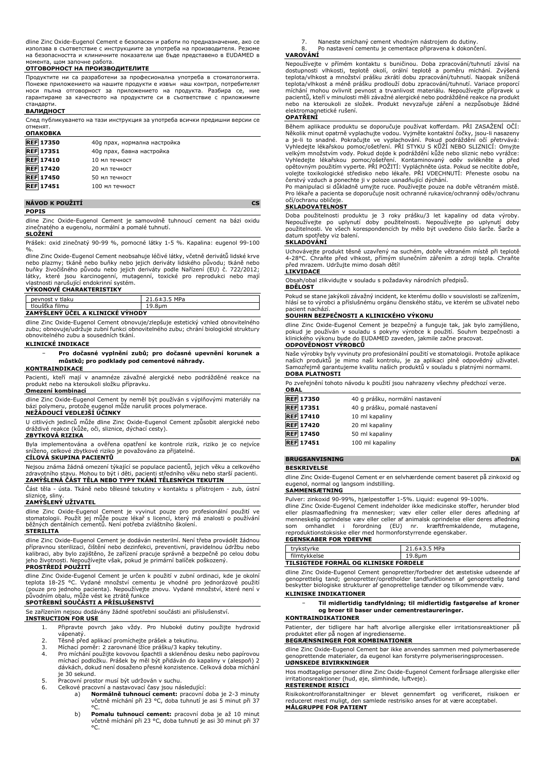dline Zinc Oxide-Eugenol Cement е безопасен и работи по предназначение, ако се използва в съответствие с инструкциите за употреба на производителя. Резюме на безопасността и клиничните показатели ще бъде представено в EUDAMED в момента, щом започне работа.

**ОТГОВОРНОСТ НА ПРОИЗВОДИТЕЛИТЕ**

Продуктите ни са разработени за професионална употреба в стоматологията. Понеже приложението на нашите продукти е извън наш контрол, потребителят носи пълна отговорност за приложението на продукта. Разбира се, ние гарантираме за качеството на продуктите си в съответствие с приложимите стандарти.

**ВАЛИДНОСТ**

След публикуването на тази инструкция за употреба всички предишни версии се отменят.

**ОПАКОВКА**

| | |
|---|---|
| REF 17350 | 40g прах, нормална настройка |
| REF 17351 | 40g прах, бавна настройка |
| REF 17410 | 10 мл течност |
| REF 17420 | 20 мл течност |
| REF 17450 | 50 мл течност |
| REF 17451 | 100 мл течност |

## NÁVOD K POUŽITÍ CS

**POPIS**

dline Zinc Oxide-Eugenol Cement je samovolně tuhnoucí cement na bázi oxidu zinečnatého a eugenolu, normální a pomalé tuhnutí.

**SLOŽENÍ**

Prášek: oxid zinečnatý 90-99 %, pomocné látky 1-5 %. Kapalina: eugenol 99-100 %.

dline Zinc Oxide-Eugenol Cement neobsahuje léčivé látky, včetně derivátů lidské krve nebo plazmy; tkáně nebo buňky nebo jejich deriváty lidského původu; tkáně nebo buňky živočišného původu nebo jejich deriváty podle Nařízení (EU) č. 722/2012; látky, které jsou karcinogenní, mutagenní, toxické pro reprodukci nebo mají vlastnosti narušující endokrinní systém.

**VÝKONOVÉ CHARAKTERISTIKY**

| | |
|---|---|
| pevnost v tlaku | 21.6±3.5 MPa |
| tloušťka filmu | 19.8µm |

**ZAMÝŠLENÝ ÚČEL A KLINICKÉ VÝHODY**

dline Zinc Oxide-Eugenol Cement obnovuje/zlepšuje estetický vzhled obnovitelného zubu; obnovuje/udržuje zubní funkci obnovitelného zubu; chrání biologické struktury obnovitelného zubu a sousedních tkání.

**KLINICKÉ INDIKACE**

- **Pro dočasné vyplnění zubů; pro dočasné upevnění korunek a můstků; pro podklady pod cementové náhrady.**

**KONTRAINDIKACE**

Pacienti, kteří mají v anamnéze závažné alergické nebo podrážděné reakce na produkt nebo na kteroukoli složku přípravku.

**Omezení kombinací**

dline Zinc Oxide-Eugenol Cement by neměl být používán s výplňovými materiály na bázi polymeru, protože eugenol může narušit proces polymerace.

**NEŽÁDOUCÍ VEDLEJŠÍ ÚČINKY**

U citlivých jedinců může dline Zinc Oxide-Eugenol Cement způsobit alergické nebo dráždivé reakce (kůže, oči, sliznice, dýchací cesty).

**ZBYTKOVÁ RIZIKA**

Byla implementována a ověřena opatření ke kontrole rizik, riziko je co nejvíce sníženo, celkové zbytkové riziko je považováno za přijatelné.

**CÍLOVÁ SKUPINA PACIENTŮ**

Nejsou známa žádná omezení týkající se populace pacientů, jejich věku a celkového zdravotního stavu. Mohou to být i děti, pacienti středního věku nebo starší pacienti.

**ZAMÝŠLENÁ ČÁST TĚLA NEBO TYPY TKÁNÍ TĚLESNÝCH TEKUTIN**

Část těla - ústa. Tkáně nebo tělesné tekutiny v kontaktu s přístrojem - zub, ústní sliznice, sliny.

**ZAMÝŠLENÝ UŽIVATEL**

dline Zinc Oxide-Eugenol Cement je vyvinut pouze pro profesionální použití ve stomatologii. Použít jej může pouze lékař s licencí, který má znalosti o používání běžných dentálních cementů. Není potřeba zvláštního školení.

**STERILITA**

dline Zinc Oxide-Eugenol Cement je dodáván nesterilní. Není třeba provádět žádnou přípravnou sterilizaci, čištění nebo dezinfekci, preventivní, pravidelnou údržbu nebo kalibraci, aby bylo zajištěno, že zařízení pracuje správně a bezpečně po celou dobu jeho životnosti. Nepoužívejte však, pokud je primární balíček poškozený.

**PROSTŘEDÍ POUŽITÍ**

dline Zinc Oxide-Eugenol Cement je určen k použití v zubní ordinaci, kde je okolní teplota 18-25 °C. Vydané množství cementu je vhodné pro jednorázové použití (pouze pro jednoho pacienta). Nepoužívejte znovu. Vydané množství, které není v původním obalu, může vést ke ztrátě funkce

**SPOTŘEBNÍ SOUČÁSTI A PŘÍSLUŠENSTVÍ**

Se zařízením nejsou dodávány žádné spotřební součásti ani příslušenství.

**INSTRUCTION FOR USE**

1. Připravte povrch jako vždy. Pro hluboké dutiny použijte hydroxid vápenatý.
2. Těsně před aplikací promíchejte prášek a tekutinu.
3. Míchací poměr: 2 zarovnané lžíce prášku/3 kapky tekutiny.
4. Pro míchání použijte kovovou špachtli a skleněnou desku nebo papírovou míchací podložku. Prášek by měl být přidáván do kapaliny v (alespoň) 2 dávkách, dokud není dosaženo přesné konzistence. Celková doba míchání je 30 sekund.
5. Pracovní prostor musí být udržován v suchu.
6. Celkové pracovní a nastavovací časy jsou následující:
   a) **Normálně tuhnoucí cement:** pracovní doba je 2-3 minuty včetně míchání při 23 °C, doba tuhnutí je asi 5 minut při 37 °C.
   b) **Pomalu tuhnoucí cement:** pracovní doba je až 10 minut včetně míchání při 23 °C, doba tuhnutí je asi 30 minut při 37 °C.
7. Naneste smíchaný cement vhodným nástrojem do dutiny.
8. Po nastavení cementu je cementace připravena k dokončení.

**VAROVÁNÍ**

Nepoužívejte v přímém kontaktu s buničinou. Doba zpracování/tuhnutí závisí na dostupnosti vlhkosti, teplotě okolí, orální teplotě a poměru míchání. Zvýšená teplota/vlhkost a množství prášku zkrátí dobu zpracování/tuhnutí. Naopak snížená teplota/vlhkost a méně prášku prodlouží dobu zpracování/tuhnutí. Variace proporcí míchání mohou ovlivnit pevnost a trvanlivost materiálu. Nepoužívejte přípravek u pacientů, kteří v minulosti měli závažné alergické nebo podrážděné reakce na produkt nebo na kteroukoli ze složek. Produkt nevyzařuje záření a nezpůsobuje žádné elektromagnetické rušení.

**OPATŘENÍ**

Během aplikace produktu se doporučuje používat kofferdam. PŘI ZASAŽENÍ OČÍ: Několik minut opatrně vyplachujte vodou. Vyjměte kontaktní čočky, jsou-li nasazeny a je-li to snadné. Pokračujte ve vyplachování. Pokud podráždění očí přetrvává: Vyhledejte lékařskou pomoc/ošetření. PŘI STYKU S KŮŽÍ NEBO SLIZNICÍ: Omyjte velkým množstvím vody. Pokud dojde k podráždění kůže nebo sliznic nebo vyrážce: Vyhledejte lékařskou pomoc/ošetření. Kontaminovaný oděv svlékněte a před opětovným použitím vyperte. PŘI POŽITÍ: Vypláchněte ústa. Pokud se necítíte dobře, volejte toxikologické středisko nebo lékaře. PŘI VDECHNUTÍ: Přeneste osobu na čerstvý vzduch a ponechte ji v poloze usnadňující dýchání.

Po manipulaci si důkladně umyjte ruce. Používejte pouze na dobře větraném místě. Pro lékaře a pacienta se doporučuje nosit ochranné rukavice/ochranný oděv/ochranu očí/ochranu obličeje.

**SKLADOVATELNOST**

Doba použitelnosti produktu je 3 roky prášku/3 let kapaliny od data výroby. Nepoužívejte po uplynutí doby použitelnosti. Nepoužívejte po uplynutí doby použitelnosti. Ve všech korespondencích by mělo být uvedeno číslo šarže. Šarže a datum spotřeby viz balení.

**SKLADOVÁNÍ**

Uchovávejte produkt těsně uzavřený na suchém, dobře větraném místě při teplotě 4-28°C. Chraňte před vlhkostí, přímým slunečním zářením a zdroji tepla. Chraňte před mrazem. Udržujte mimo dosah dětí!

**LIKVIDACE**

Obsah/obal zlikvidujte v souladu s požadavky národních předpisů.

**BDĚLOST**

Pokud se stane jakýkoli závažný incident, ke kterému došlo v souvislosti se zařízením, hlásí se to výrobci a příslušnému orgánu členského státu, ve kterém se uživatel nebo pacient nachází.

**SOUHRN BEZPEČNOSTI A KLINICKÉHO VÝKONU**

dline Zinc Oxide-Eugenol Cement je bezpečný a funguje tak, jak bylo zamýšleno, pokud je používán v souladu s pokyny výrobce k použití. Souhrn bezpečnosti a klinického výkonu bude do EUDAMED zaveden, jakmile začne pracovat.

**ODPOVĚDNOST VÝROBCŮ**

Naše výrobky byly vyvinuty pro profesionální použití ve stomatologii. Protože aplikace našich produktů je mimo naši kontrolu, je za aplikaci plně odpovědný uživatel. Samozřejmě garantujeme kvalitu našich produktů v souladu s platnými normami.

**DOBA PLATNOSTI**

Po zveřejnění tohoto návodu k použití jsou nahrazeny všechny předchozí verze.

**OBAL**

| | |
|---|---|
| REF 17350 | 40 g prášku, normální nastavení |
| REF 17351 | 40 g prášku, pomalé nastavení |
| REF 17410 | 10 ml kapaliny |
| REF 17420 | 20 ml kapaliny |
| REF 17450 | 50 ml kapaliny |
| REF 17451 | 100 ml kapaliny |

## BRUGSANVISNING DA

**BESKRIVELSE**

dline Zinc Oxide-Eugenol Cement er en selvhærdende cement baseret på zinkoxid og eugenol, normal og langsom indstilling.

**SAMMENSÆTNING**

Pulver: zinkoxid 90-99%, hjælpestoffer 1-5%. Liquid: eugenol 99-100%.

dline Zinc Oxide-Eugenol Cement indeholder ikke medicinske stoffer, herunder blod eller plasmaafledning fra mennesker; væv eller celler eller deres afledning af menneskelig oprindelse væv eller celler af animalsk oprindelse eller deres afledning som omhandlet i forordning (EU) nr. kræftfremkaldende, mutagene, reproduktionstoksiske eller med hormonforstyrrende egenskaber.

**EGENSKABER FOR YDEEVNE**

| | |
|---|---|
| trykstyrke | 21.6±3.5 MPa |
| filmtykkelse | 19.8µm |

**TILSIGTEDE FORMÅL OG KLINISKE FORDELE**

dline Zinc Oxide-Eugenol Cement genopretter/forbedrer det æstetiske udseende af genoprettelig tand; genopretter/opretholder tandfunktionen af genoprettelig tand beskytter biologiske strukturer af genoprettelige tænder og tilkommende væv.

**KLINISKE INDIKATIONER**

- **Til midlertidig tandfyldning; til midlertidig fastgørelse af kroner og broer til baser under cementrestaureringer.**

**KONTRAINDIKATIONER**

Patienter, der tidligere har haft alvorlige allergiske eller irritationsreaktioner på produktet eller på nogen af ingredienserne.

**BEGRÆNSNINGER FOR KOMBINATIONER**

dline Zinc Oxide-Eugenol Cement bør ikke anvendes sammen med polymerbaserede genoprettende materialer, da eugenol kan forstyrre polymeriseringsprocessen.

**UØNSKEDE BIVIRKNINGER**

Hos modtagelige personer dline Zinc Oxide-Eugenol Cement forårsage allergiske eller irritationsreaktioner (hud, øje, slimhinde, luftveje).

**RESTERENDE RISICI**

Risikokontrolforanstaltninger er blevet gennemført og verificeret, risikoen er reduceret mest muligt, den samlede restrisiko anses for at være acceptabel.

**MÅLGRUPPE FOR PATIENT**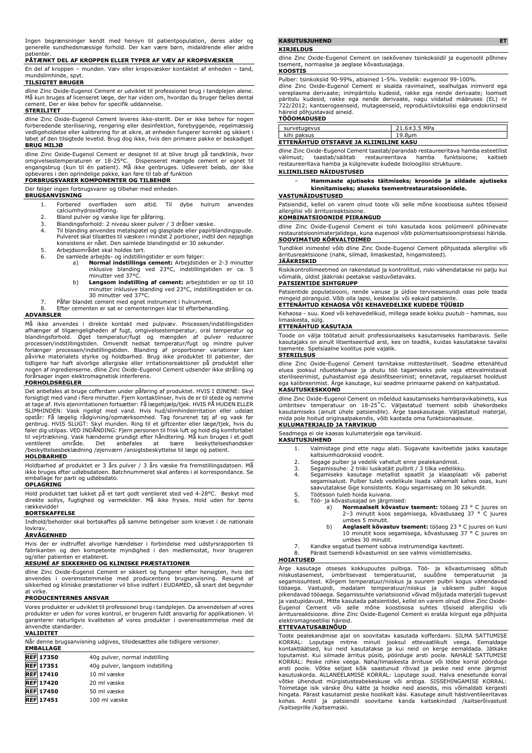Ingen begrænsninger kendt med hensyn til patientpopulation, deres alder og generelle sundhedsmæssige forhold. Der kan være børn, midaldrende eller ældre patienter.

**PÅTÆNKT DEL AF KROPPEN ELLER TYPER AF VÆV AF KROPSVÆSKER**

En del af kroppen – munden. Væv eller kropsvæsker kontaktet af enheden – tand, mundslimhinde, spyt.

**TILSIGTET BRUGER**

dline Zinc Oxide-Eugenol Cement er udviklet til professionel brug i tandplejen alene. Må kun bruges af licenseret læge, der har viden om, hvordan du bruger fælles dental cement. Der er ikke behov for specifik uddannelse.

**STERILITET**

dline Zinc Oxide-Eugenol Cement leveres ikke-sterilt. Der er ikke behov for nogen forberedende sterilisering, rengøring eller desinfektion, forebyggende, regelmæssig vedligeholdelse eller kalibrering for at sikre, at enheden fungerer korrekt og sikkert i løbet af den tilsigtede levetid. Brug dog ikke, hvis den primære pakke er beskadiget

**BRUG MILJØ**

dline Zinc Oxide-Eugenol Cement er designet til at blive brugt på tandklinik, hvor omgivelsestemperaturen er 18-25°C. Dispenseret mængde cement er egnet til engangsbrug (kun til én patient). Må ikke genbruges. Udleveret beløb, der ikke opbevares i den oprindelige pakke, kan føre til tab af funktion

**FORBRUGSVARER KOMPONENTER OG TILBEHØR**

Der følger ingen forbrugsvarer og tilbehør med enheden.

**BRUGSANVISNING**

1. Forbered overfladen som altid. Til dybe hulrum anvendes calciumhydroxidforing.
2. Bland pulver og væske lige før påføring.
3. Blandingsforhold: 2 niveau skeer pulver / 3 dråber væske.
4. Til blanding anvendes metalspatel og glasplade eller papirblandingspude. Pulveret skal tilsættes til væsken i mindst 2 portioner, indtil den nøjagtige konsistens er nået. Den samlede blandingstid er 30 sekunder.
5. Arbejdsområdet skal holdes tørt.
6. De samlede arbejds- og indstillingstider er som følger:
   a) **Normal indstillings cement:** Arbejdstiden er 2-3 minutter inklusive blanding ved 23°C, indstillingstiden er ca. 5 minutter ved 37°C.
   b) **Langsom indstilling af cement:** arbejdstiden er op til 10 minutter inklusive blanding ved 23°C, indstillingstiden er ca. 30 minutter ved 37°C.
7. Påfør blandet cement med egnet instrument i hulrummet.
8. Efter cementen er sat er cementeringen klar til efterbehandling.

**ADVARSLER**

Må ikke anvendes i direkte kontakt med pulpavæv. Processen/indstillingstiden afhænger af tilgængeligheden af fugt, omgivelsestemperatur, oral temperatur og blandingsforhold. Øget temperatur/fugt og mængden af pulver reducerer processen/indstillingstiden. Omvendt nedsat temperatur/fugt og mindre pulver forlænger processen/indstillingstiden. Blanding af proportioner variationer kan påvirke materialets styrke og holdbarhed. Brug ikke produktet til patienter, der tidligere har haft alvorlige allergiske eller irritationsreaktioner på produktet eller nogen af ingredienserne. dline Zinc Oxide-Eugenol Cement udsender ikke stråling og forårsager ingen elektromagnetisk interferens.

**FORHOLDSREGLER**

Det anbefales at bruge cofferdam under påføring af produktet. HVIS I ØJNENE: Skyl forsigtigt med vand i flere minutter. Fjern kontaktlinser, hvis de er til stede og nemme at tage af. Hvis øjenirritationen fortsætter: Få lægehjælp/tjek. HVIS PÅ HUDEN ELLER SLIMHINDEN: Vask rigeligt med vand. Hvis hud/slimhindeirritation eller udslæt opstår: Få lægelig rådgivning/opmærksomhed. Tag forurenet tøj af og vask før genbrug. HVIS SLUGT: Skyl munden. Ring til et giftcenter eller læge/tjek, hvis du føler dig utilpas. VED INDÅNDING: Fjern personen til frisk luft og hold dig komfortabel til vejrtrækning. Vask hænderne grundigt efter håndtering. Må kun bruges i et godt ventileret område. Det anbefales at bære beskyttelseshandsker /beskyttelsesbeklædning /øjenværn /ansigtsbeskyttelse til læge og patient.

**HOLDBARHED**

Holdbarhed af produktet er 3 års pulver / 3 års væske fra fremstillingsdatoen. Må ikke bruges efter udløbsdatoen. Batchnummeret skal anføres i al korrespondance. Se emballage for parti og udløbsdato.

**OPLAGRING**

Hold produktet tæt lukket på et tørt godt ventileret sted ved 4-28°C. Beskyt mod direkte sollys, fugtighed og varmekilder. Må ikke fryses. Hold uden for børns rækkevidde!

**BORTSKAFFELSE**

Indhold/beholder skal bortskaffes på samme betingelser som krævet i de nationale lovkrav.

**ÅRVÅGENHED**

Hvis der er indtruffet alvorlige hændelser i forbindelse med udstyrsrapporten til fabrikanten og den kompetente myndighed i den medlemsstat, hvor brugeren og/eller patienten er etableret.

**RESUMÉ AF SIKKERHED OG KLINISKE PRÆSTATIONER**

dline Zinc Oxide-Eugenol Cement er sikkert og fungerer efter hensigten, hvis det anvendes i overensstemmelse med producentens brugsanvisning. Resumé af sikkerhed og kliniske præstationer vil blive indført i EUDAMED, så snart det begynder at virke.

**PRODUCENTERNES ANSVAR**

Vores produkter er udviklet til professionel brug i tandplejen. Da anvendelsen af vores produkter er uden for vores kontrol, er brugeren fuldt ansvarlig for applikationen. Vi garanterer naturligvis kvaliteten af vores produkter i overensstemmelse med de anvendte standarder.

**VALIDITET**

Når denne brugsanvisning udgives, tilsidesættes alle tidligere versioner.

**EMBALLAGE**

| | |
|---|---|
| **REF** 17350 | 40g pulver, normal indstilling |
| **REF** 17351 | 40g pulver, langsom indstilling |
| **REF** 17410 | 10 ml væske |
| **REF** 17420 | 20 ml væske |
| **REF** 17450 | 50 ml væske |
| **REF** 17451 | 100 ml væske |

## KASUTUSJUHEND — ET

**KIRJELDUS**

dline Zinc Oxide-Eugenol Cement on isekõvenev tsinkoksiidil ja eugenoolil põhinev tsement, normaalse ja aeglase kõvastusajaga.

**KOOSTIS**

Pulber: tsinkoksiid 90-99%, abiained 1-5%. Vedelik: eugenool 99-100%.
dline Zinc Oxide-Eugenol Cement ei sisalda ravimainet, sealhulgas inimverd ega vereplasma derivaate; inimpäritolu kudesid, rakke ega nende derivaate; loomset päritolu kudesid, rakke ega nende derivaate, nagu viidatud määruses (EL) nr 722/2012; kantserogeenseid, mutageenseid, reproduktiivtoksilisi ega endokriinseid häireid põhjustavaid aineid.

**TÖÖOMADUSED**

| | |
|---|---|
| survetugevus | 21.6±3.5 MPa |
| kihi paksus | 19.8µm |

**ETTENÄHTUD OTSTARVE JA KLIINILINE KASU**

dline Zinc Oxide-Eugenol Cement taastab/parandab restaureeritava hamba esteetilist välimust; taastab/säilitab restaureeritava hamba funktsioone; kaitseb restaureeritava hamba ja külgnevate kudede bioloogilisi struktuure.

**KLIINILISED NÄIDUSTUSED**

- **Hammaste ajutiseks täitmiseks; kroonide ja sildade ajutiseks kinnitamiseks; aluseks tsementrestauratsioonidele.**

**VASTUNÄIDUSTUSED**

Patsiendid, kellel on varem olnud toote või selle mõne koostisosa suhtes tõsiseid allergilisi või ärritusreaktsioone.

**KOMBINATSIOONIDE PIIRANGUD**

dline Zinc Oxide-Eugenol Cement ei tohi kasutada koos polümeeril põhinevate restauratsioonimaterjalidega, kuna eugenool võib polümerisatsiooniprotsessi häirida.

**SOOVIMATUD KÕRVALTOIMED**

Tundlikel inimestel võib dline Zinc Oxide-Eugenol Cement põhjustada allergilisi või ärritusreaktsioone (nahk, silmad, limaskestad, hingamisteed).

**JÄÄKRISKID**

Riskikontrollimeetmed on rakendatud ja kontrollitud, riski vähendatakse nii palju kui võimalik, üldist jääkriski peetakse vastuvõetavaks.

**PATSIENTIDE SIHTGRUPP**

Patsientide populatsiooni, nende vanuse ja üldise terviseseisundi osas pole teada mingeid piiranguid. Võib olla lapsi, keskealisi või eakaid patsiente.

**ETTENÄHTUD KEHAOSA VÕI KEHAVEDELIKE KUDEDE TÜÜBID**

Kehaosa - suu. Koed või kehavedelikud, millega seade kokku puutub - hammas, suu limaskesta, sülg.

**ETTENÄHTUD KASUTAJA**

Toode on välja töötatud ainult professionaalseks kasutamiseks hambaravis. Selle kasutajaks on ainult litsentseeritud arst, kes on teadlik, kuidas kasutatakse tavalisi tsemente. Spetsiaalne koolitus pole vajalik.

**STERIILSUS**

dline Zinc Oxide-Eugenol Cement tarnitakse mittesteriilselt. Seadme ettenähtud eluea jooksul nõuetekohase ja ohutu töö tagamiseks pole vaja ettevalmistavat steriliseerimist, puhastamist ega desinfitseerimist; ennetavat, regulaarset hooldust ega kalibreerimist. Ärge kasutage, kui seadme primaarne pakend on kahjustatud.

**KASUTUSKESKKOND**

dline Zinc Oxide-Eugenol Cement on mõeldud kasutamiseks hambaravikabinetis, kus ümbritsev temperatuur on 18-25˚C. Väljastatud tsement sobib ühekordseks kasutamiseks (ainult ühele patsiendile). Ärge taaskasutage. Väljastatud materjal, mida pole hoitud originaalpakendis, võib kaotada oma funktsionaalsuse.

**KULUMATERJALID JA TARVIKUD**

Seadmega ei ole kaasas kulumaterjale ega tarvikuid.

**KASUTUSJUHEND**

1. Valmistage pind ette nagu alati. Sügavate kaviteetide jaoks kasutage kaltsiumhüdroksiid voodrit.
2. Segage pulber ja vedelik vahetult enne pealekandmist.
3. Segamissuhe: 2 triiki lusikatäit pulbrit / 3 tilka vedelikku.
4. Segamiseks kasutage metallist spaatlit ja klaasplaati või paberist segamisalust. Pulber tuleb vedelikule lisada vähemalt kahes osas, kuni saavutatakse õige konsistents. Kogu segamisaeg on 30 sekundit.
5. Töötsoon tuleb hoida kuivana.
6. Töö- ja kõvastusajad on järgmised:
   a) **Normaalselt kõvastuv tsement:** tööaeg 23 ° C juures on 2–3 minutit koos segamisega, kõvastusaeg 37 ° C juures umbes 5 minutit.
   b) **Aeglaselt kõvastuv tsement:** tööaeg 23 ° C juures on kuni 10 minutit koos segamisega, kõvastusaeg 37 ° C juures on umbes 30 minutit.
7. Kandke segatud tsement sobiva instrumendiga kaviteeti.
8. Pärast tsemendi kõvastumist on see valmis viimistlemiseks.

**HOIATUSED**

Ärge kasutage otseses kokkupuutes pulbiga. Töö- ja kõvastumisaeg sõltub niiskustasemest, ümbritsevast temperatuurist, suuõõne temperatuurist ja segamissuhtest. Kõrgem temperatuur/niiskus ja suurem pulbri kogus vähendavad tööaega. Vastupidi, madalam temperatuur/niiskus ja väiksem pulbri kogus pikendavad tööaega. Segamissuhte variatsioonid võivad mõjutada materjali tugevust ja vastupidavust. Mitte kasutada patsientidel, kellel on varem olnud dline Zinc Oxide-Eugenol Cement või selle mõne koostisosa suhtes tõsiseid allergilisi või ärritusreaktsioone. dline Zinc Oxide-Eugenol Cement ei eralda kiirgust ega põhjusta elektromagneetilisi häireid.

**ETTEVAATUSABINÕUD**

Toote pealekandmise ajal on soovitatav kasutada kofferdami. SILMA SATTUMISE KORRAL: Loputage mitme minuti jooksul ettevaatlikult veega. Eemaldage kontaktläätsed, kui neid kasutatakse ja kui neid on kerge eemaldada. Jätkake loputamist. Kui silmade ärritus püsib, pöörduge arsti poole. NAHALE SATTUMISE KORRAL: Peske rohke veega. Naha/limaskesta ärrituse või lööbe korral pöörduge arsti poole. Võtke seljast kõik saastunud rõivad ja peske neid enne järgmist kasutuskorda. ALLANEELAMISE KORRAL: Loputage suud. Halva enesetunde korral võtke ühendust mürgistusteabekeskuse või arstiga. SISSEHINGAMISE KORRAL: Toimetage isik värske õhu kätte ja hoidke teda asendis, mis võimaldab kergesti hingata. Pärast kasutamist peske hoolikalt käsi. Kasutage ainult hästiventileeritavas kohas. Arstil ja patsiendil soovitame kanda kaitsekindaid /kaitserõivastust /kaitseprille /kaitsemaski.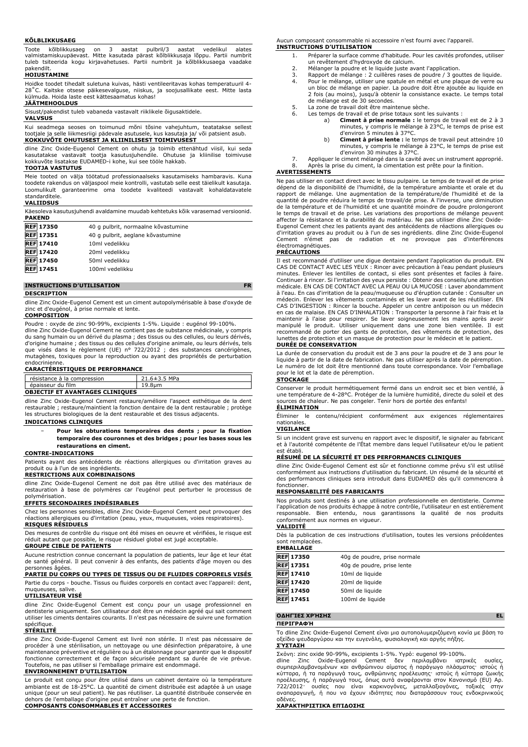### KÕLBLIKKUSAEG

Toote kõlblikkusaeg on 3 aastat pulbril/3 aastat vedelikul alates valmistamiskuupäevast. Mitte kasutada pärast kõlblikkusaja lõppu. Partii numbrit tuleb tsiteerida kogu kirjavahetuses. Partii numbrit ja kõlblikkusaega vaadake pakendilt.

### HOIUSTAMINE

Hoidke toodet tihedalt suletuna kuivas, hästi ventileeritavas kohas temperatuuril 4-28˚C. Kaitske otsese päikesevalguse, niiskus, ja soojusallikate eest. Mitte lasta külmuda. Hoida laste eest kättesaamatus kohas!

### JÄÄTMEHOOLDUS

Sisust/pakendist tuleb vabaneda vastavalt riiklikele õigusaktidele.

### VALVSUS

Kui seadmega seoses on toimunud mõni tõsine vahejuhtum, teatatakse sellest tootjale ja selle liikmesriigi pädevale asutusele, kus kasutaja ja/ või patsient asub.

### KOKKUVÕTE OHUTUSEST JA KLIINILISEST TOIMIVUSEST

dline Zinc Oxide-Eugenol Cement on ohutu ja toimib ettenähtud viisil, kui seda kasutatakse vastavalt tootja kasutusjuhendile. Ohutuse ja kliinilise toimivuse kokkuvõte lisatakse EUDAMED-i kohe, kui see tööle hakkab.

### TOOTJA VASTUTUS

Meie tooted on välja töötatud professionaalseks kasutamiseks hambaravis. Kuna toodete rakendus on väljaspool meie kontrolli, vastutab selle eest täielikult kasutaja. Loomulikult garanteerime oma toodete kvaliteedi vastavalt kohaldatavatele standarditele.

### VALIIDSUS

Käesoleva kasutusjuhendi avaldamine muudab kehtetuks kõik varasemad versioonid.

### PAKEND

| | |
|---|---|
| REF 17350 | 40 g pulbrit, normaalne kõvastumine |
| REF 17351 | 40 g pulbrit, aeglane kõvastumine |
| REF 17410 | 10ml vedelikku |
| REF 17420 | 20ml vedelikku |
| REF 17450 | 50ml vedelikku |
| REF 17451 | 100ml vedelikku |

## INSTRUCTIONS D'UTILISATION — FR

### DESCRIPTION

dline Zinc Oxide-Eugenol Cement est un ciment autopolymérisable à base d'oxyde de zinc et d'eugénol, à prise normale et lente.

### COMPOSITION

Poudre : oxyde de zinc 90-99%, excipients 1-5%. Liquide : eugénol 99-100%.
dline Zinc Oxide-Eugenol Cement ne contient pas de substance médicinale, y compris du sang humain ou un dérivé du plasma ; des tissus ou des cellules, ou leurs dérivés, d'origine humaine ; des tissus ou des cellules d'origine animale, ou leurs dérivés, tels que visés dans le règlement (UE) n° 722/2012 ; des substances cancérigènes, mutagènes, toxiques pour la reproduction ou ayant des propriétés de perturbation endocrinienne.

### CARACTÉRISTIQUES DE PERFORMANCE

| | |
|---|---|
| résistance à la compression | 21.6±3.5 MPa |
| épaisseur du film | 19.8µm |

### OBJECTIF ET AVANTAGES CLINIQUES

dline Zinc Oxide-Eugenol Cement restaure/améliore l'aspect esthétique de la dent restaurable ; restaure/maintient la fonction dentaire de la dent restaurable ; protège les structures biologiques de la dent restaurable et des tissus adjacents.

### INDICATIONS CLINIQUES

- **Pour les obturations temporaires des dents ; pour la fixation temporaire des couronnes et des bridges ; pour les bases sous les restaurations en ciment.**

### CONTRE-INDICATIONS

Patients ayant des antécédents de réactions allergiques ou d'irritation graves au produit ou à l'un de ses ingrédients.

### RESTRICTIONS AUX COMBINAISONS

dline Zinc Oxide-Eugenol Cement ne doit pas être utilisé avec des matériaux de restauration à base de polymères car l'eugénol peut perturber le processus de polymérisation.

### EFFETS SECONDAIRES INDÉSIRABLES

Chez les personnes sensibles, dline Zinc Oxide-Eugenol Cement peut provoquer des réactions allergiques ou d'irritation (peau, yeux, muqueuses, voies respiratoires).

### RISQUES RÉSIDUELS

Des mesures de contrôle du risque ont été mises en oeuvre et vérifiées, le risque est réduit autant que possible, le risque résiduel global est jugé acceptable.

### GROUPE CIBLE DE PATIENTS

Aucune restriction connue concernant la population de patients, leur âge et leur état de santé général. Il peut convenir à des enfants, des patients d'âge moyen ou des personnes âgées.

### PARTIE DU CORPS OU TYPES DE TISSUS OU DE FLUIDES CORPORELS VISÉS

Partie du corps - bouche. Tissus ou fluides corporels en contact avec l'appareil: dent, muqueuses, salive.

### UTILISATEUR VISÉ

dline Zinc Oxide-Eugenol Cement est conçu pour un usage professionnel en dentisterie uniquement. Son utilisateur doit être un médecin agréé qui sait comment utiliser les ciments dentaires courants. Il n'est pas nécessaire de suivre une formation spécifique.

### STÉRILITÉ

dline Zinc Oxide-Eugenol Cement est livré non stérile. Il n'est pas nécessaire de procéder à une stérilisation, un nettoyage ou une désinfection préparatoire, à une maintenance préventive et régulière ou à un étalonnage pour garantir que le dispositif fonctionne correctement et de façon sécurisée pendant sa durée de vie prévue. Toutefois, ne pas utiliser si l'emballage primaire est endommagé.

### ENVIRONNEMENT D'UTILISATION

Le produit est conçu pour être utilisé dans un cabinet dentaire où la température ambiante est de 18-25°C. La quantité de ciment distribuée est adaptée à un usage unique (pour un seul patient). Ne pas réutiliser. La quantité distribuée conservée en dehors de l'emballage d'origine peut entraîner une perte de fonction.

### COMPOSANTS CONSOMMABLES ET ACCESSOIRES

Aucun composant consommable ni accessoire n'est fourni avec l'appareil.

### INSTRUCTIONS D'UTILISATION

1. Préparer la surface comme d'habitude. Pour les cavités profondes, utiliser un revêtement d'hydroxyde de calcium.
2. Mélanger la poudre et le liquide juste avant l'application.
3. Rapport de mélange : 2 cuillères rases de poudre / 3 gouttes de liquide.
4. Pour le mélange, utiliser une spatule en métal et une plaque de verre ou un bloc de mélange en papier. La poudre doit être ajoutée au liquide en 2 fois (au moins), jusqu'à obtenir la consistance exacte. Le temps total de mélange est de 30 secondes.
5. La zone de travail doit être maintenue sèche.
6. Les temps de travail et de prise totaux sont les suivants :
   a) **Ciment à prise normale :** le temps de travail est de 2 à 3 minutes, y compris le mélange à 23°C, le temps de prise est d'environ 5 minutes à 37°C.
   b) **Ciment à prise lente :** le temps de travail peut atteindre 10 minutes, y compris le mélange à 23°C, le temps de prise est d'environ 30 minutes à 37°C.
7. Appliquer le ciment mélangé dans la cavité avec un instrument approprié.
8. Après la prise du ciment, la cimentation est prête pour la finition.

### AVERTISSEMENTS

Ne pas utiliser en contact direct avec le tissu pulpaire. Le temps de travail et de prise dépend de la disponibilité de l'humidité, de la température ambiante et orale et du rapport de mélange. Une augmentation de la température/de l'humidité et de la quantité de poudre réduira le temps de travail/de prise. À l'inverse, une diminution de la température et de l'humidité et une quantité moindre de poudre prolongeront le temps de travail et de prise. Les variations des proportions de mélange peuvent affecter la résistance et la durabilité du matériau. Ne pas utiliser dline Zinc Oxide-Eugenol Cement chez les patients ayant des antécédents de réactions allergiques ou d'irritation graves au produit ou à l'un de ses ingrédients. dline Zinc Oxide-Eugenol Cement n'émet pas de radiation et ne provoque pas d'interférences électromagnétiques.

### PRÉCAUTIONS

Il est recommandé d'utiliser une digue dentaire pendant l'application du produit. EN CAS DE CONTACT AVEC LES YEUX : Rincer avec précaution à l'eau pendant plusieurs minutes. Enlever les lentilles de contact, si elles sont présentes et faciles à faire. Continuer à rincer. Si l'irritation des yeux persiste : Obtenir des conseils/une attention médicale. EN CAS DE CONTACT AVEC LA PEAU OU LA MUCOSE : Laver abondamment à l'eau. En cas d'irritation de la peau/muqueuse ou d'éruption cutanée : Consulter un médecin. Enlever les vêtements contaminés et les laver avant de les réutiliser. EN CAS D'INGESTION : Rincer la bouche. Appeler un centre antipoison ou un médecin en cas de malaise. EN CAS D'INHALATION : Transporter la personne à l'air frais et la maintenir à l'aise pour respirer. Se laver soigneusement les mains après avoir manipulé le produit. Utiliser uniquement dans une zone bien ventilée. Il est recommandé de porter des gants de protection, des vêtements de protection, des lunettes de protection et un masque de protection pour le médecin et le patient.

### DURÉE DE CONSERVATION

La durée de conservation du produit est de 3 ans pour la poudre et de 3 ans pour le liquide à partir de la date de fabrication. Ne pas utiliser après la date de péremption. Le numéro de lot doit être mentionné dans toute correspondance. Voir l'emballage pour le lot et la date de péremption.

### STOCKAGE

Conserver le produit hermétiquement fermé dans un endroit sec et bien ventilé, à une température de 4-28°C. Protéger de la lumière humidité, directe du soleil et des sources de chaleur. Ne pas congeler. Tenir hors de portée des enfants!

### ÉLIMINATION

Éliminer le contenu/récipient conformément aux exigences réglementaires nationales.

### VIGILANCE

Si un incident grave est survenu en rapport avec le dispositif, le signaler au fabricant et à l'autorité compétente de l'État membre dans lequel l'utilisateur et/ou le patient est établi.

### RÉSUMÉ DE LA SÉCURITÉ ET DES PERFORMANCES CLINIQUES

dline Zinc Oxide-Eugenol Cement est sûr et fonctionne comme prévu s'il est utilisé conformément aux instructions d'utilisation du fabricant. Un résumé de la sécurité et des performances cliniques sera introduit dans EUDAMED dès qu'il commencera à fonctionner.

### RESPONSABILITÉ DES FABRICANTS

Nos produits sont destinés à une utilisation professionnelle en dentisterie. Comme l'application de nos produits échappe à notre contrôle, l'utilisateur en est entièrement responsable. Bien entendu, nous garantissons la qualité de nos produits conformément aux normes en vigueur.

### VALIDITÉ

Dès la publication de ces instructions d'utilisation, toutes les versions précédentes sont remplacées.

### EMBALLAGE

| | |
|---|---|
| REF 17350 | 40g de poudre, prise normale |
| REF 17351 | 40g de poudre, prise lente |
| REF 17410 | 10ml de liquide |
| REF 17420 | 20ml de liquide |
| REF 17450 | 50ml de liquide |
| REF 17451 | 100ml de liquide |

## ΟΔΗΓΊΕΣ ΧΡΉΣΗΣ — EL

### ΠΕΡΙΓΡΑΦΉ

Το dline Zinc Oxide-Eugenol Cement είναι μια αυτοπολυμεριζόμενη κονία με βάση το οξείδιο ψευδαργύρου και την ευγενόλη, φυσιολογική και αργής πήξης.

### ΣΎΣΤΑΣΗ

Σκόνη: zinc oxide 90-99%, excipients 1-5%. Υγρό: eugenol 99-100%.
dline Zinc Oxide-Eugenol Cement δεν περιλαμβάνει ιατρικές ουσίες, συμπεριλαμβανομένων και ανθρώπινου αίματος ή παράγωγο πλάσματος· ιστούς ή κύτταρα, ή τα παράγωγά τους, ανθρώπινης προέλευσης· ιστούς ή κύτταρα ζωικής προέλευσης, ή παράγωγά τους, όπως αυτά αναφέρονται στον Κανονισμό (EU) Αρ. 722/2012· ουσίες που είναι καρκινογόνες, μεταλλαξιογόνες, τοξικές στην αναπαραγωγή, ή που να έχουν ιδιότητες που διαταράσσουν τους ενδοκρινικούς αδένες.

### ΧΑΡΑΚΤΗΡΙΣΤΙΚΆ ΕΠΊΔΟΣΗΣ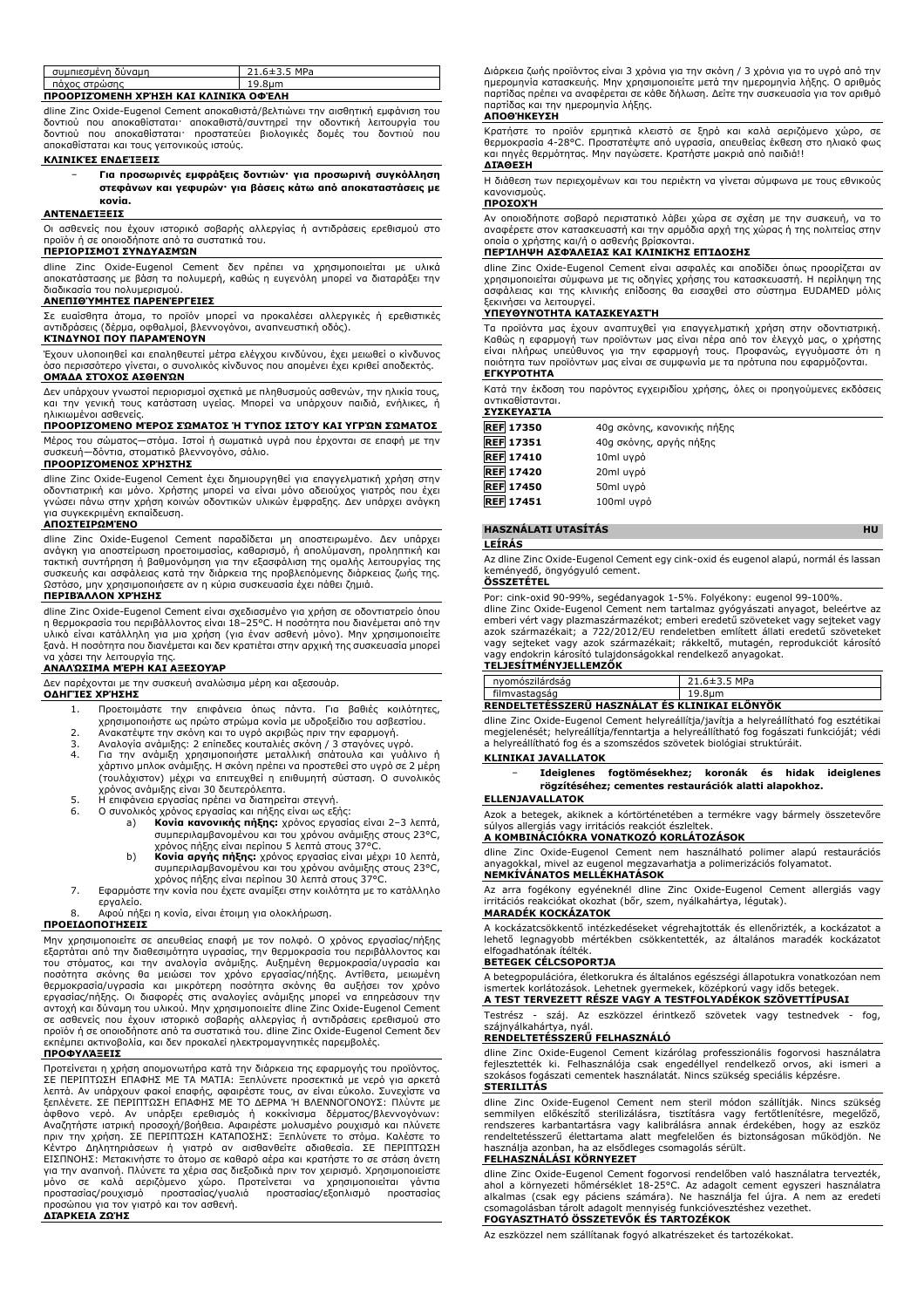| συμπιεσμένη δύναμη | 21.6±3.5 MPa |
|---|---|
| πάχος στρώσης | 19.8μm |

**ΠΡΟΟΡΙΖΌΜΕΝΗ ΧΡΉΣΗ ΚΑΙ ΚΛΙΝΙΚΆ ΟΦΈΛΗ**

dline Zinc Oxide-Eugenol Cement αποκαθιστά/βελτιώνει την αισθητική εμφάνιση του δοντιού που αποκαθίσταται· αποκαθιστά/συντηρεί την οδοντική λειτουργία του δοντιού που αποκαθίσταται· προστατεύει βιολογικές δομές του δοντιού που αποκαθίσταται και τους γειτονικούς ιστούς.

**ΚΛΙΝΙΚΈΣ ΕΝΔΕΊΞΕΙΣ**

- **Για προσωρινές εμφράξεις δοντιών· για προσωρινή συγκόλληση στεφάνων και γεφυρών· για βάσεις κάτω από αποκαταστάσεις με κονία.**

**ΑΝΤΕΝΔΕΊΞΕΙΣ**

Οι ασθενείς που έχουν ιστορικό σοβαρής αλλεργίας ή αντιδράσεις ερεθισμού στο προϊόν ή σε οποιοδήποτε από τα συστατικά του.

**ΠΕΡΙΟΡΙΣΜΟΊ ΣΥΝΔΥΑΣΜΏΝ**

dline Zinc Oxide-Eugenol Cement δεν πρέπει να χρησιμοποιείται με υλικά αποκατάστασης με βάση τα πολυμερή, καθώς η ευγενόλη μπορεί να διαταράξει την διαδικασία του πολυμερισμού.

**ΑΝΕΠΙΘΎΜΗΤΕΣ ΠΑΡΕΝΈΡΓΕΙΕΣ**

Σε ευαίσθητα άτομα, το προϊόν μπορεί να προκαλέσει αλλεργικές ή ερεθιστικές αντιδράσεις (δέρμα, οφθαλμοί, βλεννογόνοι, αναπνευστική οδός).

**ΚΊΝΔΥΝΟΙ ΠΟΥ ΠΑΡΑΜΈΝΟΥΝ**

Έχουν υλοποιηθεί και επαληθευτεί μέτρα ελέγχου κινδύνου, έχει μειωθεί ο κίνδυνος όσο περισσότερο γίνεται, ο συνολικός κίνδυνος που απομένει έχει κριθεί αποδεκτός.

**ΟΜΆΔΑ ΣΤΌΧΟΣ ΑΣΘΕΝΏΝ**

Δεν υπάρχουν γνωστοί περιορισμοί σχετικά με πληθυσμούς ασθενών, την ηλικία τους, και την γενική τους κατάσταση υγείας. Μπορεί να υπάρχουν παιδιά, ενήλικες, ή ηλικιωμένοι ασθενείς.

**ΠΡΟΟΡΙΖΌΜΕΝΟ ΜΈΡΟΣ ΣΏΜΑΤΟΣ Ή ΤΎΠΟΣ ΙΣΤΟΎ ΚΑΙ ΥΓΡΏΝ ΣΏΜΑΤΟΣ**

Μέρος του σώματος—στόμα. Ιστοί ή σωματικά υγρά που έρχονται σε επαφή με την συσκευή—δόντια, στοματικό βλεννογόνο, σάλιο.

**ΠΡΟΟΡΙΖΌΜΕΝΟΣ ΧΡΉΣΤΗΣ**

dline Zinc Oxide-Eugenol Cement έχει δημιουργηθεί για επαγγελματική χρήση στην οδοντιατρική και μόνο. Χρήστης μπορεί να είναι μόνο αδειούχος γιατρός που έχει γνώσει πάνω στην χρήση κοινών οδοντικών υλικών έμφραξης. Δεν υπάρχει ανάγκη για συγκεκριμένη εκπαίδευση.

**ΑΠΟΣΤΕΙΡΩΜΈΝΟ**

dline Zinc Oxide-Eugenol Cement παραδίδεται μη αποστειρωμένο. Δεν υπάρχει ανάγκη για αποστείρωση προετοιμασίας, καθαρισμό, ή απολύμανση, προληπτική και τακτική συντήρηση ή βαθμονόμηση για την εξασφάλιση της ομαλής λειτουργίας της συσκευής και ασφάλειας κατά την διάρκεια της προβλεπόμενης διάρκειας ζωής της. Ωστόσο, μην χρησιμοποιήσετε αν η κύρια συσκευασία έχει πάθει ζημιά.

**ΠΕΡΙΒΆΛΛΟΝ ΧΡΉΣΗΣ**

dline Zinc Oxide-Eugenol Cement είναι σχεδιασμένο για χρήση σε οδοντιατρείο όπου η θερμοκρασία του περιβάλλοντος είναι 18–25°C. Η ποσότητα που διανέμεται από την υλικό είναι κατάλληλη για μια χρήση (για έναν ασθενή μόνο). Μην χρησιμοποιείτε ξανά. Η ποσότητα που διανέμεται και δεν κρατιέται στην αρχική της συσκευασία μπορεί να χάσει την λειτουργία της.

**ΑΝΑΛΏΣΙΜΑ ΜΈΡΗ ΚΑΙ ΑΞΕΣΟΥΆΡ**

Δεν παρέχονται με την συσκευή αναλώσιμα μέρη και αξεσουάρ.

**ΟΔΗΓΊΕΣ ΧΡΉΣΗΣ**

1. Προετοιμάστε την επιφάνεια όπως πάντα. Για βαθιές κοιλότητες, χρησιμοποιήστε ως πρώτο στρώμα κονία με υδροξείδιο του ασβεστίου.
2. Ανακατέψτε την σκόνη και το υγρό ακριβώς πριν την εφαρμογή.
3. Αναλογία ανάμιξης: 2 επίπεδες κουταλιές σκόνη / 3 σταγόνες υγρό.
4. Για την ανάμιξη χρησιμοποιήστε μεταλλική σπάτουλα και γυάλινο ή χάρτινο μπλοκ ανάμιξης. Η σκόνη πρέπει να προστεθεί στο υγρό σε 2 μέρη (τουλάχιστον) μέχρι να επιτευχθεί η επιθυμητή σύσταση. Ο συνολικός χρόνος ανάμιξης είναι 30 δευτερόλεπτα.
5. Η επιφάνεια εργασίας πρέπει να διατηρείται στεγνή.
6. Ο συνολικός χρόνος εργασίας και πήξης είναι ως εξής:
    a) **Κονία κανονικής πήξης:** χρόνος εργασίας είναι 2–3 λεπτά, συμπεριλαμβανομένου και του χρόνου ανάμιξης στους 23°C, χρόνος πήξης είναι περίπου 5 λεπτά στους 37°C.
    b) **Κονία αργής πήξης:** χρόνος εργασίας είναι μέχρι 10 λεπτά, συμπεριλαμβανομένου και του χρόνου ανάμιξης στους 23°C, χρόνος πήξης είναι περίπου 30 λεπτά στους 37°C.
7. Εφαρμόστε την κονία που έχετε αναμίξει στην κοιλότητα με το κατάλληλο εργαλείο.
8. Αφού πήξει η κονία, είναι έτοιμη για ολοκλήρωση.

**ΠΡΟΕΙΔΟΠΟΙΉΣΕΙΣ**

Μην χρησιμοποιείτε σε απευθείας επαφή με τον πολφό. Ο χρόνος εργασίας/πήξης εξαρτάται από την διαθεσιμότητα υγρασίας, την θερμοκρασία του περιβάλλοντος και του στόματος, και την αναλογία ανάμιξης. Αυξημένη θερμοκρασία/υγρασία και ποσότητα σκόνης θα μειώσει τον χρόνο εργασίας/πήξης. Αντίθετα, μειωμένη θερμοκρασία/υγρασία και μικρότερη ποσότητα σκόνης θα αυξήσει τον χρόνο εργασίας/πήξης. Οι διαφορές στις αναλογίες ανάμιξης μπορεί να επηρεάσουν την αντοχή και δύναμη του υλικού. Μην χρησιμοποιείτε dline Zinc Oxide-Eugenol Cement σε ασθενείς που έχουν ιστορικό σοβαρής αλλεργίας ή αντιδράσεις ερεθισμού στο προϊόν ή σε οποιοδήποτε από τα συστατικά του. dline Zinc Oxide-Eugenol Cement δεν εκπέμπει ακτινοβολία, και δεν προκαλεί ηλεκτρομαγνητικές παρεμβολές.

**ΠΡΟΦΥΛΆΞΕΙΣ**

Προτείνεται η χρήση απομονωτήρα κατά την διάρκεια της εφαρμογής του προϊόντος. ΣΕ ΠΕΡΙΠΤΩΣΗ ΕΠΑΦΗΣ ΜΕ ΤΑ ΜΑΤΙΑ: Ξεπλύνετε προσεκτικά με νερό για αρκετά λεπτά. Αν υπάρχουν φακοί επαφής, αφαιρέστε τους, αν είναι εύκολο. Συνεχίστε να ξεπλένετε. ΣΕ ΠΕΡΙΠΤΩΣΗ ΕΠΑΦΗΣ ΜΕ ΤΟ ΔΕΡΜΑ Ή ΒΛΕΝΝΟΓΟΝΟΥΣ: Πλύντε με άφθονο νερό. Αν υπάρξει ερεθισμός ή κοκκίνισμα δέρματος/βλεννογόνων: Αναζητήστε ιατρική προσοχή/βοήθεια. Αφαιρέστε μολυσμένο ρουχισμό και πλύνετε πριν την χρήση. ΣΕ ΠΕΡΙΠΤΩΣΗ ΚΑΤΑΠΟΣΗΣ: Ξεπλύνετε το στόμα. Καλέστε το Κέντρο Δηλητηριάσεων ή γιατρό αν αισθανθείτε αδιαθεσία. ΣΕ ΠΕΡΙΠΤΩΣΗ ΕΙΣΠΝΟΗΣ: Μετακινήστε το άτομο σε καθαρό αέρα και κρατήστε το σε στάση άνετη για την αναπνοή. Πλύνετε τα χέρια σας διεξοδικά πριν τον χειρισμό. Χρησιμοποιείτε μόνο σε καλά αεριζόμενο χώρο. Προτείνεται να χρησιμοποιείται γάντια προστασίας/ρουχισμό προστασίας/γυαλιά προστασίας/εξοπλισμό προστασίας προσώπου για τον γιατρό και τον ασθενή.

**ΔΙΆΡΚΕΙΑ ΖΩΉΣ**

Διάρκεια ζωής προϊόντος είναι 3 χρόνια για την σκόνη / 3 χρόνια για το υγρό από την ημερομηνία κατασκευής. Μην χρησιμοποιείτε μετά την ημερομηνία λήξης. Ο αριθμός παρτίδας πρέπει να αναφέρεται σε κάθε δήλωση. Δείτε την συσκευασία για τον αριθμό παρτίδας και την ημερομηνία λήξης.

**ΑΠΟΘΉΚΕΥΣΗ**

Κρατήστε το προϊόν ερμητικά κλειστό σε ξηρό και καλά αεριζόμενο χώρο, σε θερμοκρασία 4-28°C. Προστατέψτε από υγρασία, απευθείας έκθεση στο ηλιακό φως και πηγές θερμότητας. Μην παγώσετε. Κρατήστε μακριά από παιδιά!!

**ΔΙΆΘΕΣΗ**

Η διάθεση των περιεχομένων και του περιέκτη να γίνεται σύμφωνα με τους εθνικούς κανονισμούς.

**ΠΡΟΣΟΧΉ**

Αν οποιοδήποτε σοβαρό περιστατικό λάβει χώρα σε σχέση με την συσκευή, να το αναφέρετε στον κατασκευαστή και την αρμόδια αρχή της χώρας ή της πολιτείας στην οποία ο χρήστης και/ή ο ασθενής βρίσκονται.

**ΠΕΡΊΛΗΨΗ ΑΣΦΆΛΕΙΑΣ ΚΑΙ ΚΛΙΝΙΚΉΣ ΕΠΊΔΟΣΗΣ**

dline Zinc Oxide-Eugenol Cement είναι ασφαλές και αποδίδει όπως προορίζεται αν χρησιμοποιείται σύμφωνα με τις οδηγίες χρήσης του κατασκευαστή. Η περίληψη της ασφάλειας και της κλινικής επίδοσης θα εισαχθεί στο σύστημα EUDAMED μόλις ξεκινήσει να λειτουργεί.

**ΥΠΕΥΘΥΝΌΤΗΤΑ ΚΑΤΑΣΚΕΥΑΣΤΉ**

Τα προϊόντα μας έχουν αναπτυχθεί για επαγγελματική χρήση στην οδοντιατρική. Καθώς η εφαρμογή των προϊόντων μας είναι πέρα από τον έλεγχό μας, ο χρήστης είναι πλήρως υπεύθυνος για την εφαρμογή τους. Προφανώς, εγγυόμαστε ότι η ποιότητα των προϊόντων μας είναι σε συμφωνία με τα πρότυπα που εφαρμόζονται.

**ΕΓΚΥΡΌΤΗΤΑ**

Κατά την έκδοση του παρόντος εγχειριδίου χρήσης, όλες οι προηγούμενες εκδόσεις αντικαθίστανται.

**ΣΥΣΚΕΥΑΣΊΑ**

| | |
|---|---|
| REF 17350 | 40g σκόνης, κανονικής πήξης |
| REF 17351 | 40g σκόνης, αργής πήξης |
| REF 17410 | 10ml υγρό |
| REF 17420 | 20ml υγρό |
| REF 17450 | 50ml υγρό |
| REF 17451 | 100ml υγρό |

## HASZNÁLATI UTASÍTÁS HU

**LEÍRÁS**

Az dline Zinc Oxide-Eugenol Cement egy cink-oxid és eugenol alapú, normál és lassan keményedő, öngyógyuló cement.

**ÖSSZETÉTEL**

Por: cink-oxid 90-99%, segédanyagok 1-5%. Folyékony: eugenol 99-100%.
dline Zinc Oxide-Eugenol Cement nem tartalmaz gyógyászati anyagot, beleértve az emberi vért vagy plazmaszármazékot; emberi eredetű szöveteket vagy sejteket vagy azok származékait; a 722/2012/EU rendeletben említett állati eredetű szöveteket vagy sejteket vagy azok származékait; rákkeltő, mutagén, reprodukciót károsító vagy endokrin károsító tulajdonságokkal rendelkező anyagokat.

**TELJESÍTMÉNYJELLEMZŐK**

| nyomószilárdság | 21.6±3.5 MPa |
|---|---|
| filmvastagság | 19.8μm |

**RENDELTETÉSSZERŰ HASZNÁLAT ÉS KLINIKAI ELŐNYÖK**

dline Zinc Oxide-Eugenol Cement helyreállítja/javítja a helyreállítható fog esztétikai megjelenését; helyreállítja/fenntartja a helyreállítható fog fogászati funkcióját; védi a helyreállítható fog és a szomszédos szövetek biológiai struktúráit.

**KLINIKAI JAVALLATOK**

- **Ideiglenes fogtömésekhez; koronák és hidak ideiglenes rögzítéséhez; cementes restaurációk alatti alapokhoz.**

**ELLENJAVALLATOK**

Azok a betegek, akiknek a kórtörténetében a termékre vagy bármely összetevőre súlyos allergiás vagy irritációs reakciót észleltek.

**A KOMBINÁCIÓKRA VONATKOZÓ KORLÁTOZÁSOK**

dline Zinc Oxide-Eugenol Cement nem használható polimer alapú restaurációs anyagokkal, mivel az eugenol megzavarhatja a polimerizációs folyamatot.

**NEMKÍVÁNATOS MELLÉKHATÁSOK**

Az arra fogékony egyéneknél dline Zinc Oxide-Eugenol Cement allergiás vagy irritációs reakciókat okozhat (bőr, szem, nyálkahártya, légutak).

**MARADÉK KOCKÁZATOK**

A kockázatcsökkentő intézkedéseket végrehajtották és ellenőrizték, a kockázatot a lehető legnagyobb mértékben csökkentették, az általános maradék kockázatot elfogadhatónak ítélték.

**BETEGEK CÉLCSOPORTJA**

A betegpopulációra, életkorukra és általános egészségi állapotukra vonatkozóan nem ismertek korlátozások. Lehetnek gyermekek, középkorú vagy idős betegek.

**A TEST TERVEZETT RÉSZE VAGY A TESTFOLYADÉKOK SZÖVETTÍPUSAI**

Testrész - száj. Az eszközzel érintkező szövetek vagy testnedvek - fog, szájnyálkahártya, nyál.

**RENDELTETÉSSZERŰ FELHASZNÁLÓ**

dline Zinc Oxide-Eugenol Cement kizárólag professzionális fogorvosi használatra fejlesztették ki. Felhasználója csak engedéllyel rendelkező orvos, aki ismeri a szokásos fogászati cementek használatát. Nincs szükség speciális képzésre.

**STERILITÁS**

dline Zinc Oxide-Eugenol Cement nem steril módon szállítják. Nincs szükség semmilyen előkészítő sterilizálásra, tisztításra vagy fertőtlenítésre, megelőző, rendszeres karbantartásra vagy kalibrálásra annak érdekében, hogy az eszköz rendeltetésszerű élettartama alatt megfelelően és biztonságosan működjön. Ne használja azonban, ha az elsődleges csomagolás sérült.

**FELHASZNÁLÁSI KÖRNYEZET**

dline Zinc Oxide-Eugenol Cement fogorvosi rendelőben való használatra tervezték, ahol a környezeti hőmérséklet 18-25°C. Az adagolt cement egyszeri használatra alkalmas (csak egy páciens számára). Ne használja fel újra. A nem az eredeti csomagolásban tárolt adagolt mennyiség funkcióvesztéshez vezethet.

**FOGYASZTHATÓ ÖSSZETEVŐK ÉS TARTOZÉKOK**

Az eszközzel nem szállítanak fogyó alkatrészeket és tartozékokat.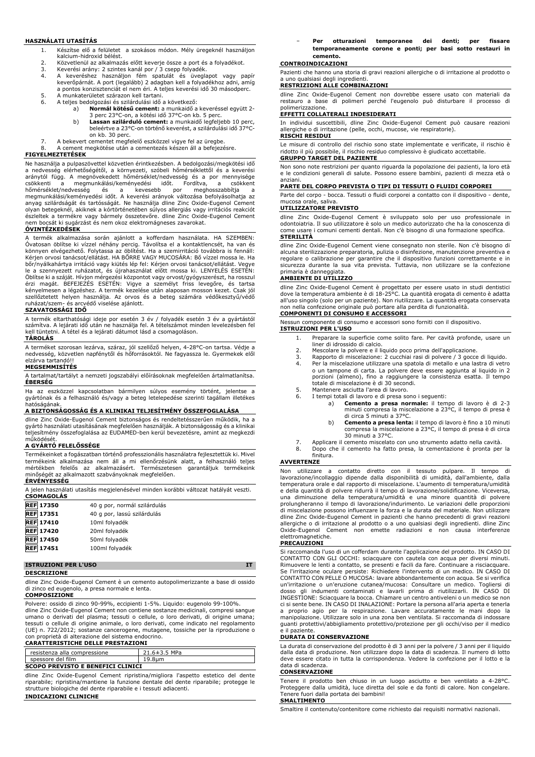#### HASZNÁLATI UTASÍTÁS

1. Készítse elő a felületet a szokásos módon. Mély üregeknél használjon kalcium-hidroxid bélést.
2. Közvetlenül az alkalmazás előtt keverje össze a port és a folyadékot.
3. Keverési arány: 2 szintes kanál por / 3 csepp folyadék.
4. A keveréshez használjon fém spatulát és üveglapot vagy papír keverőpárnát. A port (legalább) 2 adagban kell a folyadékhoz adni, amíg a pontos konzisztenciát el nem éri. A teljes keverési idő 30 másodperc.
5. A munkaterületet szárazon kell tartani.
6. A teljes bedolgozási és szilárdulási idő a következő:
   a) **Normál kötésű cement:** a munkaidő a keveréssel együtt 2-3 perc 23°C-on, a kötési idő 37°C-on kb. 5 perc.
   b) **Lassan szilárduló cement:** a munkaidő legfeljebb 10 perc, beleértve a 23°C-on történő keverést, a szilárdulási idő 37°C-on kb. 30 perc.
7. A bekevert cementet megfelelő eszközzel vigye fel az üregbe.
8. A cement megkötése után a cementezés készen áll a befejezésre.

#### FIGYELMEZTETÉSEK

Ne használja a pulpaszövettel közvetlen érintkezésben. A bedolgozási/megkötési idő a nedvesség elérhetőségétől, a környezeti, szóbeli hőmérséklettől és a keverési aránytól függ. A megnövekedett hőmérséklet/nedvesség és a por mennyisége csökkenti a megmunkálási/keményedési időt. Fordítva, a csökkent hőmérséklet/nedvesség és a kevesebb por meghosszabbítja a megmunkálási/keményedési időt. A keverési arányok változása befolyásolhatja az anyag szilárdságát és tartósságát. Ne használja dline Zinc Oxide-Eugenol Cement olyan betegeknél, akiknek a kórtörténetében súlyos allergiás vagy irritációs reakciót észleltek a termékre vagy bármely összetevőre. dline Zinc Oxide-Eugenol Cement nem bocsát ki sugárzást és nem okoz elektromágneses zavarokat.

#### ÓVINTÉZKEDÉSEK

A termék alkalmazása során ajánlott a kofferdam használata. HA SZEMBEN: Óvatosan öblítse ki vízzel néhány percig. Távolítsa el a kontaktlencsét, ha van és könnyen elvégezhető. Folytassa az öblítést. Ha a szemirritáció továbbra is fennáll: Kérjen orvosi tanácsot/ellátást. HA BŐRRE VAGY MUCOSÁRA: Bő vízzel mossa le. Ha bőr/nyálkahártya irritáció vagy kiütés lép fel: Kérjen orvosi tanácsot/ellátást. Vegye le a szennyezett ruházatot, és újrahasználat előtt mossa ki. LENYELÉS ESETÉN: Öblítse ki a száját. Hívjon mérgezési központot vagy orvost/gyógyszerészt, ha rosszul érzi magát. BEFEJEZÉS ESETÉN: Vigye a személyt friss levegőre, és tartsa kényelmesen a légzéshez. A termék kezelése után alaposan mosson kezet. Csak jól szellőztetett helyen használja. Az orvos és a beteg számára védőkesztyű/védő ruházat/szem- és arcvédő viselése ajánlott.

#### SZAVATOSSÁGI IDŐ

A termék eltarthatósági ideje por esetén 3 év / folyadék esetén 3 év a gyártástól számítva. A lejárati idő után ne használja fel. A tételszámot minden levelezésben fel kell tüntetni. A tétel és a lejárati dátumot lásd a csomagoláson.

#### TÁROLÁS

A terméket szorosan lezárva, száraz, jól szellőző helyen, 4-28°C-on tartsa. Védje a nedvesség, közvetlen napfénytől és hőforrásoktól. Ne fagyassza le. Gyermekek elől elzárva tartandó!!

#### MEGSEMMISÍTÉS

A tartalmat/tartályt a nemzeti jogszabályi előírásoknak megfelelően ártalmatlanítsa.

#### ÉBERSÉG

Ha az eszközzel kapcsolatban bármilyen súlyos esemény történt, jelentse a gyártónak és a felhasználó és/vagy a beteg letelepedése szerinti tagállam illetékes hatóságának.

#### A BIZTONSÁGOSSÁG ÉS A KLINIKAI TELJESÍTMÉNY ÖSSZEFOGLALÁSA

dline Zinc Oxide-Eugenol Cement biztonságos és rendeltetésszerűen működik, ha a gyártó használati utasításának megfelelően használják. A biztonságosság és a klinikai teljesítmény összefoglalása az EUDAMED-ben kerül bevezetésre, amint az megkezdi működését.

#### A GYÁRTÓ FELELŐSSÉGE

Termékeinket a fogászatban történő professzionális használatra fejlesztettük ki. Mivel termékeink alkalmazása nem áll a mi ellenőrzésünk alatt, a felhasználó teljes mértékben felelős az alkalmazásért. Természetesen garantáljuk termékeink minőségét az alkalmazott szabványoknak megfelelően.

#### ÉRVÉNYESSÉG

A jelen használati utasítás megjelenésével minden korábbi változat hatályát veszti.

#### CSOMAGOLÁS

| | |
|---|---|
| REF 17350 | 40 g por, normál szilárdulás |
| REF 17351 | 40 g por, lassú szilárdulás |
| REF 17410 | 10ml folyadék |
| REF 17420 | 20ml folyadék |
| REF 17450 | 50ml folyadék |
| REF 17451 | 100ml folyadék |

## ISTRUZIONI PER L'USO — IT

#### DESCRIZIONE

dline Zinc Oxide-Eugenol Cement è un cemento autopolimerizzante a base di ossido di zinco ed eugenolo, a presa normale e lenta.

#### COMPOSIZIONE

Polvere: ossido di zinco 90-99%, eccipienti 1-5%. Liquido: eugenolo 99-100%.
dline Zinc Oxide-Eugenol Cement non contiene sostanze medicinali, compresi sangue umano o derivati del plasma; tessuti o cellule, o loro derivati, di origine umana; tessuti o cellule di origine animale, o loro derivati, come indicato nel regolamento (UE) n. 722/2012; sostanze cancerogene, mutagene, tossiche per la riproduzione o con proprietà di alterazione del sistema endocrino.

#### CARATTERISTICHE DELLE PRESTAZIONI

| | |
|---|---|
| resistenza alla compressione | 21.6±3.5 MPa |
| spessore del film | 19.8µm |

#### SCOPO PREVISTO E BENEFICI CLINICI

dline Zinc Oxide-Eugenol Cement ripristina/migliora l'aspetto estetico del dente riparabile; ripristina/mantiene la funzione dentale del dente riparabile; protegge le strutture biologiche del dente riparabile e i tessuti adiacenti.

#### INDICAZIONI CLINICHE

- **Per otturazioni temporanee dei denti; per fissare temporaneamente corone e ponti; per basi sotto restauri in cemento.**

#### CONTROINDICAZIONI

Pazienti che hanno una storia di gravi reazioni allergiche o di irritazione al prodotto o a uno qualsiasi degli ingredienti.

#### RESTRIZIONI ALLE COMBINAZIONI

dline Zinc Oxide-Eugenol Cement non dovrebbe essere usato con materiali da restauro a base di polimeri perché l'eugenolo può disturbare il processo di polimerizzazione.

#### EFFETTI COLLATERALI INDESIDERATI

In individui suscettibili, dline Zinc Oxide-Eugenol Cement può causare reazioni allergiche o di irritazione (pelle, occhi, mucose, vie respiratorie).

#### RISCHI RESIDUI

Le misure di controllo del rischio sono state implementate e verificate, il rischio è ridotto il più possibile, il rischio residuo complessivo è giudicato accettabile.

#### GRUPPO TARGET DEL PAZIENTE

Non sono note restrizioni per quanto riguarda la popolazione dei pazienti, la loro età e le condizioni generali di salute. Possono essere bambini, pazienti di mezza età o anziani.

#### PARTE DEL CORPO PREVISTA O TIPI DI TESSUTI O FLUIDI CORPOREI

Parte del corpo - bocca. Tessuti o fluidi corporei a contatto con il dispositivo - dente, mucosa orale, saliva.

#### UTILIZZATORE PREVISTO

dline Zinc Oxide-Eugenol Cement è sviluppato solo per uso professionale in odontoiatria. Il suo utilizzatore è solo un medico autorizzato che ha la conoscenza di come usare i comuni cementi dentali. Non c'è bisogno di una formazione specifica.

#### STERILITÀ

dline Zinc Oxide-Eugenol Cement viene consegnato non sterile. Non c'è bisogno di alcuna sterilizzazione preparatoria, pulizia o disinfezione, manutenzione preventiva e regolare o calibrazione per garantire che il dispositivo funzioni correttamente e in sicurezza durante la sua vita prevista. Tuttavia, non utilizzare se la confezione primaria è danneggiata.

#### AMBIENTE DI UTILIZZO

dline Zinc Oxide-Eugenol Cement è progettato per essere usato in studi dentistici dove la temperatura ambiente è di 18-25°C. La quantità erogata di cemento è adatta all'uso singolo (solo per un paziente). Non riutilizzare. La quantità erogata conservata non nella confezione originale può portare alla perdita di funzionalità.

#### COMPONENTI DI CONSUMO E ACCESSORI

Nessun componente di consumo e accessori sono forniti con il dispositivo.

#### ISTRUZIONI PER L'USO

1. Preparare la superficie come solito fare. Per cavità profonde, usare un liner di idrossido di calcio.
2. Mescolare la polvere e il liquido poco prima dell'applicazione.
3. Rapporto di miscelazione: 2 cucchiai rasi di polvere / 3 gocce di liquido.
4. Per la miscelazione utilizzare una spatola di metallo e una lastra di vetro o un tampone di carta. La polvere deve essere aggiunta al liquido in 2 porzioni (almeno), fino a raggiungere la consistenza esatta. Il tempo totale di miscelazione è di 30 secondi.
5. Mantenere asciutta l'area di lavoro.
6. I tempi totali di lavoro e di presa sono i seguenti:
   a) **Cemento a presa normale:** il tempo di lavoro è di 2-3 minuti compresa la miscelazione a 23°C, il tempo di presa è di circa 5 minuti a 37°C.
   b) **Cemento a presa lenta:** il tempo di lavoro è fino a 10 minuti compresa la miscelazione a 23°C, il tempo di presa è di circa 30 minuti a 37°C.
7. Applicare il cemento miscelato con uno strumento adatto nella cavità.
8. Dopo che il cemento ha fatto presa, la cementazione è pronta per la finitura.

#### AVVERTENZE

Non utilizzare a contatto diretto con il tessuto pulpare. Il tempo di lavorazione/incollaggio dipende dalla disponibilità di umidità, dall'ambiente, dalla temperatura orale e dal rapporto di miscelazione. L'aumento di temperatura/umidità e della quantità di polvere ridurrà il tempo di lavorazione/solidificazione. Viceversa, una diminuzione della temperatura/umidità e una minore quantità di polvere prolungheranno il tempo di lavorazione/indurimento. Le variazioni delle proporzioni di miscelazione possono influenzare la forza e la durata del materiale. Non utilizzare dline Zinc Oxide-Eugenol Cement in pazienti che hanno precedenti di gravi reazioni allergiche o di irritazione al prodotto o a uno qualsiasi degli ingredienti. dline Zinc Oxide-Eugenol Cement non emette radiazioni e non causa interferenze elettromagnetiche.

#### PRECAUZIONI

Si raccomanda l'uso di un cofferdam durante l'applicazione del prodotto. IN CASO DI CONTATTO CON GLI OCCHI: sciacquare con cautela con acqua per diversi minuti. Rimuovere le lenti a contatto, se presenti e facili da fare. Continuare a risciacquare. Se l'irritazione oculare persiste: Richiedere l'intervento di un medico. IN CASO DI CONTATTO CON PELLE O MUCOSA: lavare abbondantemente con acqua. Se si verifica un'irritazione o un'eruzione cutanea/mucosa: Consultare un medico. Togliersi di dosso gli indumenti contaminati e lavarli prima di riutilizzarli. IN CASO DI INGESTIONE: Sciacquare la bocca. Chiamare un centro antiveleni o un medico se non ci si sente bene. IN CASO DI INALAZIONE: Portare la persona all'aria aperta e tenerla a proprio agio per la respirazione. Lavare accuratamente le mani dopo la manipolazione. Utilizzare solo in una zona ben ventilata. Si raccomanda di indossare guanti protettivi/abbigliamento protettivo/protezione per gli occhi/viso per il medico e il paziente.

#### DURATA DI CONSERVAZIONE

La durata di conservazione del prodotto è di 3 anni per la polvere / 3 anni per il liquido dalla data di produzione. Non utilizzare dopo la data di scadenza. Il numero di lotto deve essere citato in tutta la corrispondenza. Vedere la confezione per il lotto e la data di scadenza.

#### CONSERVAZIONE

Tenere il prodotto ben chiuso in un luogo asciutto e ben ventilato a 4-28°C. Proteggere dalla umidità, luce diretta del sole e da fonti di calore. Non congelare. Tenere fuori dalla portata dei bambini!

#### SMALTIMENTO

Smaltire il contenuto/contenitore come richiesto dai requisiti normativi nazionali.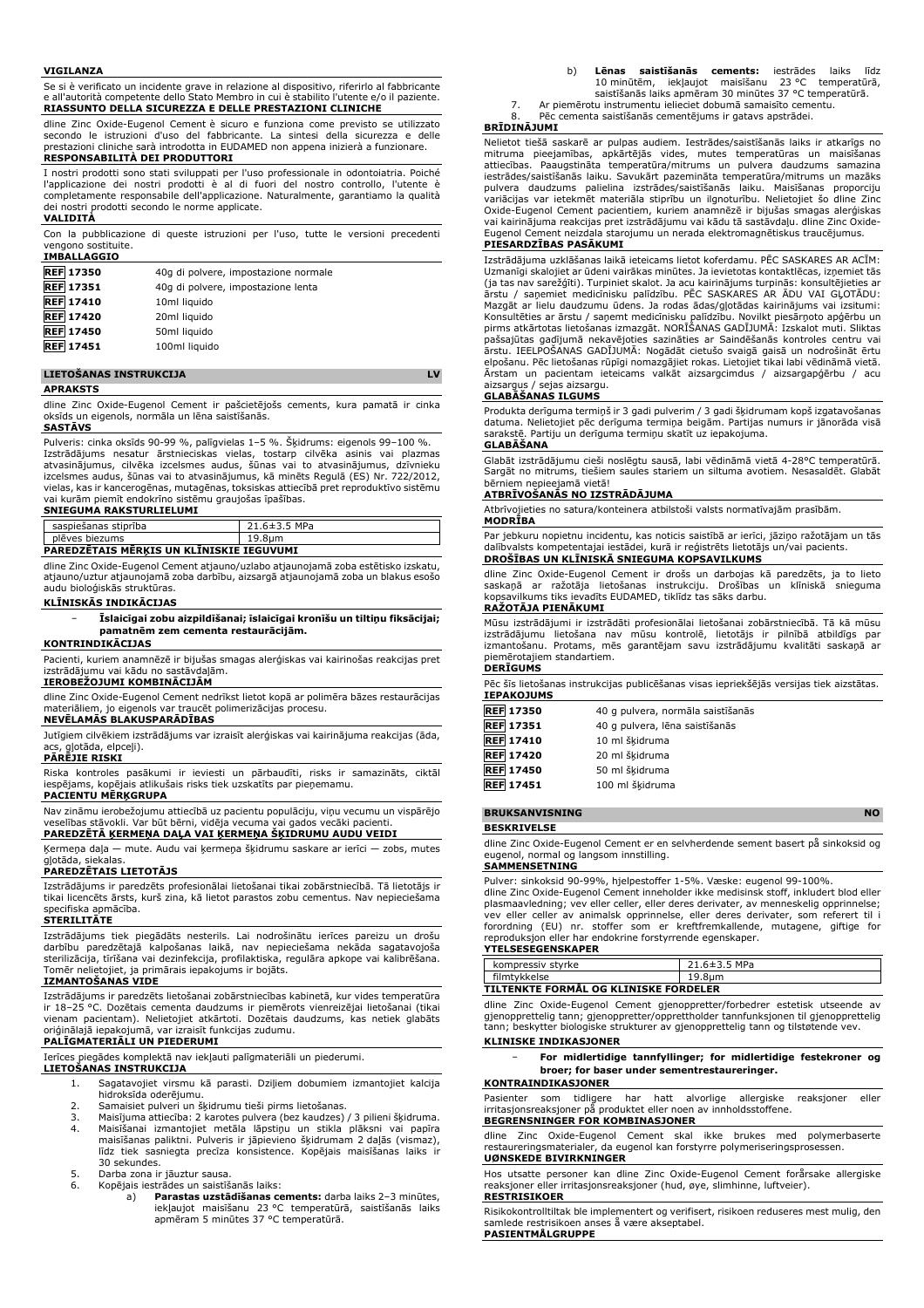**VIGILANZA**

Se si è verificato un incidente grave in relazione al dispositivo, riferirlo al fabbricante e all'autorità competente dello Stato Membro in cui è stabilito l'utente e/o il paziente.

**RIASSUNTO DELLA SICUREZZA E DELLE PRESTAZIONI CLINICHE**

dline Zinc Oxide-Eugenol Cement è sicuro e funziona come previsto se utilizzato secondo le istruzioni d'uso del fabbricante. La sintesi della sicurezza e delle prestazioni cliniche sarà introdotta in EUDAMED non appena inizierà a funzionare.

**RESPONSABILITÀ DEI PRODUTTORI**

I nostri prodotti sono stati sviluppati per l'uso professionale in odontoiatria. Poiché l'applicazione dei nostri prodotti è al di fuori del nostro controllo, l'utente è completamente responsabile dell'applicazione. Naturalmente, garantiamo la qualità dei nostri prodotti secondo le norme applicate.

**VALIDITÀ**

Con la pubblicazione di queste istruzioni per l'uso, tutte le versioni precedenti vengono sostituite.

**IMBALLAGGIO**

| | |
|---|---|
| REF 17350 | 40g di polvere, impostazione normale |
| REF 17351 | 40g di polvere, impostazione lenta |
| REF 17410 | 10ml liquido |
| REF 17420 | 20ml liquido |
| REF 17450 | 50ml liquido |
| REF 17451 | 100ml liquido |

## LIETOŠANAS INSTRUKCIJA LV

**APRAKSTS**

dline Zinc Oxide-Eugenol Cement ir pašcietējošs cements, kura pamatā ir cinka oksīds un eigenols, normāla un lēna saistīšanās.

**SASTĀVS**

Pulveris: cinka oksīds 90-99 %, palīgvielas 1–5 %. Šķidrums: eigenols 99–100 %. Izstrādājums nesatur ārstnieciskas vielas, tostarp cilvēka asinis vai plazmas atvasinājumus, cilvēka izcelsmes audus, šūnas vai to atvasinājumus, dzīvnieku izcelsmes audus, šūnas vai to atvasinājumus, kā minēts Regulā (ES) Nr. 722/2012, vielas, kas ir kancerogēnas, mutagēnas, toksiskas attiecībā pret reproduktīvo sistēmu vai kurām piemīt endokrīno sistēmu graujošas īpašības.

**SNIEGUMA RAKSTURLIELUMI**

| | |
|---|---|
| saspiešanas stiprība | 21.6±3.5 MPa |
| plēves biezums | 19.8µm |

**PAREDZĒTAIS MĒRĶIS UN KLĪNISKIE IEGUVUMI**

dline Zinc Oxide-Eugenol Cement atjauno/uzlabo atjaunojamā zoba estētisko izskatu, atjauno/uztur atjaunojamā zoba darbību, aizsargā atjaunojamā zoba un blakus esošo audu bioloģiskās struktūras.

**KLĪNISKĀS INDIKĀCIJAS**

– **Īslaicīgai zobu aizpildīšanai; īslaicīgai kroņu un tiltiņu fiksācijai; pamatnēm zem cementa restaurācijām.**

**KONTRINDIKĀCIJAS**

Pacienti, kuriem anamnēzē ir bijušas smagas alerģiskas vai kairinošas reakcijas pret izstrādājumu vai kādu no sastāvdaļām.

**IEROBEŽOJUMI KOMBINĀCIJĀM**

dline Zinc Oxide-Eugenol Cement nedrīkst lietot kopā ar polimēra bāzes restaurācijas materiāliem, jo eigenols var traucēt polimerizācijas procesu.

**NEVĒLAMĀS BLAKUSPARĀDĪBAS**

Jutīgiem cilvēkiem izstrādājums var izraisīt alerģiskas vai kairinājuma reakcijas (āda, acs, gļotāda, elpceļi).

**PĀRĒJIE RISKI**

Riska kontroles pasākumi ir ieviesti un pārbaudīti, risks ir samazināts, ciktāl iespējams, kopējais atlikušais risks tiek uzskatīts par pieņemamu.

**PACIENTU MĒRĶGRUPA**

Nav zināmu ierobežojumu attiecībā uz pacientu populāciju, viņu vecumu un vispārējo veselības stāvokli. Var būt bērni, vidēja vecuma vai gados vecāki pacienti.

**PAREDZĒTĀ ĶERMEŅA DAĻA VAI ĶERMEŅA ŠĶIDRUMU AUDU VEIDI**

Ķermeņa daļa — mute. Audu vai ķermeņa šķidrumu saskare ar ierīci — zobs, mutes gļotāda, siekalas.

**PAREDZĒTAIS LIETOTĀJS**

Izstrādājums ir paredzēts profesionālai lietošanai tikai zobārstniecībā. Tā lietotājs ir tikai licencēts ārsts, kurš zina, kā lietot parastos zobu cementus. Nav nepieciešama specifiska apmācība.

**STERILITĀTE**

Izstrādājums tiek piegādāts nesterils. Lai nodrošinātu ierīces pareizu un drošu darbību paredzētajā kalpošanas laikā, nav nepieciešama nekāda sagatavojoša sterilizācija, tīrīšana vai dezinfekcija, profilaktiska, regulāra apkope vai kalibrēšana. Tomēr nelietojiet, ja primārais iepakojums ir bojāts.

**IZMANTOŠANAS VIDE**

Izstrādājums ir paredzēts lietošanai zobārstniecības kabinetā, kur vides temperatūra ir 18–25 °C. Dozētais cementa daudzums ir piemērots vienreizējai lietošanai (tikai vienam pacientam). Nelietojiet atkārtoti. Dozētais daudzums, kas netiek glabāts oriģinālajā iepakojumā, var izraisīt funkcijas zudumu.

**PALĪGMATERIĀLI UN PIEDERUMI**

Ierīces piegādes komplektā nav iekļauti palīgmateriāli un piederumi.

**LIETOŠANAS INSTRUKCIJA**

1. Sagatavojiet virsmu kā parasti. Dziļiem dobumiem izmantojiet kalcija hidroksīda oderējumu.
2. Samaisiet pulveri un šķidrumu tieši pirms lietošanas.
3. Maisījuma attiecība: 2 karotes pulvera (bez kaudzes) / 3 pilieni šķidruma.
4. Maisīšanai izmantojiet metāla lāpstiņu un stikla plāksni vai papīra maisīšanas paliktni. Pulveris ir jāpievieno šķidrumam 2 daļās (vismaz), līdz tiek sasniegta precīza konsistence. Kopējais maisīšanas laiks ir 30 sekundes.
5. Darba zona ir jāuztur sausa.
6. Kopējais iestrādes un saistīšanās laiks:
   a) **Parastas uzstādīšanas cements:** darba laiks 2–3 minūtes, iekļaujot maisīšanu 23 °C temperatūrā, saistīšanās laiks apmēram 5 minūtes 37 °C temperatūrā.
   b) **Lēnas saistīšanās cements:** iestrādes laiks līdz 10 minūtēm, iekļaujot maisīšanu 23 °C temperatūrā, saistīšanās laiks apmēram 30 minūtes 37 °C temperatūrā.
7. Ar piemērotu instrumentu ielieciet dobumā samaisīto cementu.
8. Pēc cementa saistīšanās cementējums ir gatavs apstrādei.

**BRĪDINĀJUMI**

Nelietot tiešā saskarē ar pulpas audiem. Iestrādes/saistīšanās laiks ir atkarīgs no mitruma pieejamības, apkārtējās vides, mutes temperatūras un maisīšanas attiecības. Paaugstināta temperatūra/mitrums un pulvera daudzums samazina iestrādes/saistīšanās laiku. Savukārt pazemināta temperatūra/mitrums un mazāks pulvera daudzums palielina izstrādes/saistīšanās laiku. Maisīšanas proporciju variācijas var ietekmēt materiāla stiprību un ilgnoturību. Nelietojiet šo dline Zinc Oxide-Eugenol Cement pacientiem, kuriem anamnēzē ir bijušas smagas alerģiskas vai kairinājuma reakcijas pret izstrādājumu vai kādu tā sastāvdaļu. dline Zinc Oxide-Eugenol Cement neizdala starojumu un nerada elektromagnētiskus traucējumus.

**PIESARDZĪBAS PASĀKUMI**

Izstrādājuma uzklāšanas laikā ieteicams lietot koferdamu. PĒC SASKARES AR ACĪM: Uzmanīgi skalojiet ar ūdeni vairākas minūtes. Ja ievietotas kontaktlēcas, izņemiet tās (ja tas nav sarežģīti). Turpiniet skalot. Ja acu kairinājums turpinās: konsultējieties ar ārstu / saņemiet medicīnisku palīdzību. PĒC SASKARES AR ĀDU VAI GĻOTĀDU: Mazgāt ar lielu daudzumu ūdens. Ja rodas ādas/gļotādas kairinājums vai izsitumi: Konsultēties ar ārstu / saņemt medicīnisku palīdzību. Novilkt piesārņoto apģērbu un pirms atkārtotas lietošanas izmazgāt. NORĪŠANAS GADĪJUMĀ: Izskalot muti. Sliktas pašsajūtas gadījumā nekavējoties sazināties ar Saindēšanās kontroles centru vai ārstu. IEELPOŠANAS GADĪJUMĀ: Nogādāt cietušo svaigā gaisā un nodrošināt ērtu elpošanu. Pēc lietošanas rūpīgi nomazgājiet rokas. Lietojiet tikai labi vēdināmā vietā. Ārstam un pacientam ieteicams valkāt aizsargcimdus / aizsargapģērbu / acu aizsargus / sejas aizsargu.

**GLABĀŠANAS ILGUMS**

Produkta derīguma termiņš ir 3 gadi pulverim / 3 gadi šķidrumam kopš izgatavošanas datuma. Nelietojiet pēc derīguma termiņa beigām. Partijas numurs ir jānorāda visā sarakstē. Partiju un derīguma termiņu skatīt uz iepakojuma.

**GLABĀŠANA**

Glabāt izstrādājumu cieši noslēgtu sausā, labi vēdināmā vietā 4-28°C temperatūrā. Sargāt no mitruma, tiešiem saules stariem un siltuma avotiem. Nesasaldēt. Glabāt bērniem nepieejamā vietā!

**ATBRĪVOŠANĀS NO IZSTRĀDĀJUMA**

Atbrīvojieties no satura/konteinera atbilstoši valsts normatīvajām prasībām.

**MODRĪBA**

Par jebkuru nopietnu incidentu, kas noticis saistībā ar ierīci, jāziņo ražotājam un tās dalībvalsts kompetentajai iestādei, kurā ir reģistrēts lietotājs un/vai pacients.

**DROŠĪBAS UN KLĪNISKĀ SNIEGUMA KOPSAVILKUMS**

dline Zinc Oxide-Eugenol Cement ir drošs un darbojas kā paredzēts, ja to lieto saskaņā ar ražotāja lietošanas instrukciju. Drošības un klīniskā snieguma kopsavilkums tiks ievadīts EUDAMED, tiklīdz tas sāks darbu.

**RAŽOTĀJA PIENĀKUMI**

Mūsu izstrādājumi ir izstrādāti profesionālai lietošanai zobārstniecībā. Tā kā mūsu izstrādājumu lietošana nav mūsu kontrolē, lietotājs ir pilnībā atbildīgs par izmantošanu. Protams, mēs garantējam savu izstrādājumu kvalitāti saskaņā ar piemērotajiem standartiem.

**DERĪGUMS**

Pēc šīs lietošanas instrukcijas publicēšanas visas iepriekšējās versijas tiek aizstātas.

**IEPAKOJUMS**

| | |
|---|---|
| REF 17350 | 40 g pulvera, normāla saistīšanās |
| REF 17351 | 40 g pulvera, lēna saistīšanās |
| REF 17410 | 10 ml šķidruma |
| REF 17420 | 20 ml šķidruma |
| REF 17450 | 50 ml šķidruma |
| REF 17451 | 100 ml šķidruma |

## BRUKSANVISNING NO

**BESKRIVELSE**

dline Zinc Oxide-Eugenol Cement er en selvherdende sement basert på sinkoksid og eugenol, normal og langsom innstilling.

**SAMMENSETNING**

Pulver: sinkoksid 90-99%, hjelpestoffer 1-5%. Væske: eugenol 99-100%.
dline Zinc Oxide-Eugenol Cement inneholder ikke medisinsk stoff, inkludert blod eller plasmaavledning; vev eller celler, eller deres derivater, av menneskelig opprinnelse; vev eller celler av animalsk opprinnelse, eller deres derivater, som referert til i forordning (EU) nr. stoffer som er kreftfremkallende, mutagene, giftige for reproduksjon eller har endokrine forstyrrende egenskaper.

**YTELSESEGENSKAPER**

| | |
|---|---|
| kompressiv styrke | 21.6±3.5 MPa |
| filmtykkelse | 19.8µm |

**TILTENKTE FORMÅL OG KLINISKE FORDELER**

dline Zinc Oxide-Eugenol Cement gjenoppretter/forbedrer estetisk utseende av gjenopprettelig tann; gjenoppretter/opprettholder tannfunksjonen til gjenopprettelig tann; beskytter biologiske strukturer av gjenopprettelig tann og tilstøtende vev.

**KLINISKE INDIKASJONER**

– **For midlertidige tannfyllinger; for midlertidige festekroner og broer; for baser under sementrestaureringer.**

**KONTRAINDIKASJONER**

Pasienter som tidligere har hatt alvorlige allergiske reaksjoner eller irritasjonsreaksjoner på produktet eller noen av innholdsstoffene.

**BEGRENSNINGER FOR KOMBINASJONER**

dline Zinc Oxide-Eugenol Cement skal ikke brukes med polymerbaserte restaureringsmaterialer, da eugenol kan forstyrre polymeriseringsprosessen.

**UØNSKEDE BIVIRKNINGER**

Hos utsatte personer kan dline Zinc Oxide-Eugenol Cement forårsake allergiske reaksjoner eller irritasjonsreaksjoner (hud, øye, slimhinne, luftveier).

**RESTRISIKOER**

Risikokontrolltiltak ble implementert og verifisert, risikoen reduseres mest mulig, den samlede restrisikoen anses å være akseptabel.

**PASIENTMÅLGRUPPE**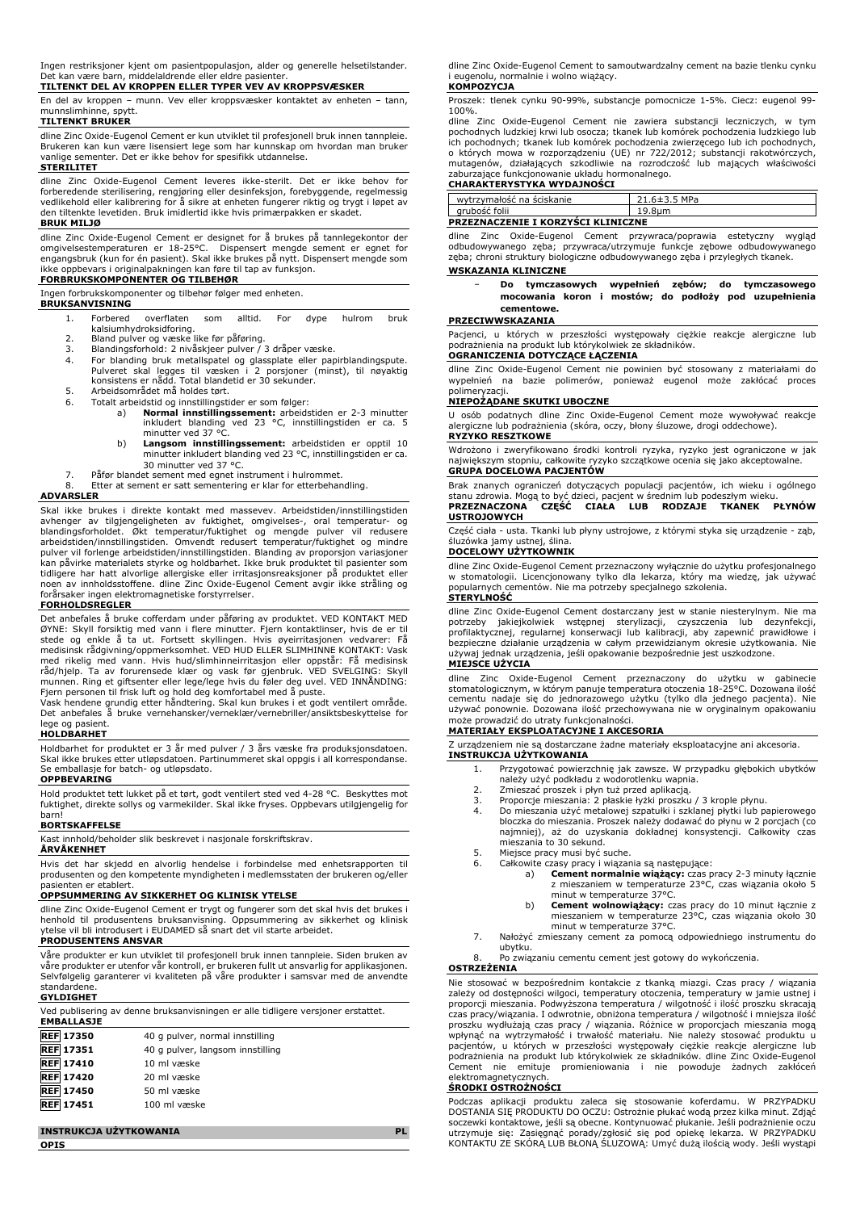Ingen restriksjoner kjent om pasientpopulasjon, alder og generelle helsetilstander. Det kan være barn, middelaldrende eller eldre pasienter.

**TILTENKT DEL AV KROPPEN ELLER TYPER VEV AV KROPPSVÆSKER**

En del av kroppen – munn. Vev eller kroppsvæsker kontaktet av enheten – tann, munnslimhinne, spytt.

**TILTENKT BRUKER**

dline Zinc Oxide-Eugenol Cement er kun utviklet til profesjonell bruk innen tannpleie. Brukeren kan kun være lisensiert lege som har kunnskap om hvordan man bruker vanlige sementer. Det er ikke behov for spesifikk utdannelse.

**STERILITET**

dline Zinc Oxide-Eugenol Cement leveres ikke-sterilt. Det er ikke behov for forberedende sterilisering, rengjøring eller desinfeksjon, forebyggende, regelmessig vedlikehold eller kalibrering for å sikre at enheten fungerer riktig og trygt i løpet av den tiltenkte levetiden. Bruk imidlertid ikke hvis primærpakken er skadet.

**BRUK MILJØ**

dline Zinc Oxide-Eugenol Cement er designet for å brukes på tannlegekontor der omgivelsestemperaturen er 18-25°C. Dispensert mengde sement er egnet for engangsbruk (kun for én pasient). Skal ikke brukes på nytt. Dispensert mengde som ikke oppbevares i originalpakningen kan føre til tap av funksjon.

**FORBRUKSKOMPONENTER OG TILBEHØR**

Ingen forbrukskomponenter og tilbehør følger med enheten.

**BRUKSANVISNING**

1. Forbered overflaten som alltid. For dype hulrom bruk kalsiumhydroksidforing.
2. Bland pulver og væske like før påføring.
3. Blandingsforhold: 2 nivåskjeer pulver / 3 dråper væske.
4. For blanding bruk metallspatel og glassplate eller papirblandingspute. Pulveret skal legges til væsken i 2 porsjoner (minst), til nøyaktig konsistens er nådd. Total blandetid er 30 sekunder.
5. Arbeidsområdet må holdes tørt.
6. Totalt arbeidstid og innstillingstider er som følger:
   a) **Normal innstillingssement:** arbeidstiden er 2-3 minutter inkludert blanding ved 23 °C, innstillingstiden er ca. 5 minutter ved 37 °C.
   b) **Langsom innstillingssement:** arbeidstiden er opptil 10 minutter inkludert blanding ved 23 °C, innstillingstiden er ca. 30 minutter ved 37 °C.
7. Påfør blandet sement med egnet instrument i hulrommet.
8. Etter at sement er satt sementering er klar for etterbehandling.

**ADVARSLER**

Skal ikke brukes i direkte kontakt med massevev. Arbeidstiden/innstillingstiden avhenger av tilgjengeligheten av fuktighet, omgivelses-, oral temperatur- og blandingsforholdet. Økt temperatur/fuktighet og mengde pulver vil redusere arbeidstiden/innstillingstiden. Omvendt redusert temperatur/fuktighet og mindre pulver vil forlenge arbeidstiden/innstillingstiden. Blanding av proporsjon variasjoner kan påvirke materialets styrke og holdbarhet. Ikke bruk produktet til pasienter som tidligere har hatt alvorlige allergiske eller irritasjonsreaksjoner på produktet eller noen av innholdsstoffene. dline Zinc Oxide-Eugenol Cement avgir ikke stråling og forårsaker ingen elektromagnetiske forstyrrelser.

**FORHOLDSREGLER**

Det anbefales å bruke cofferdam under påføring av produktet. VED KONTAKT MED ØYNE: Skyll forsiktig med vann i flere minutter. Fjern kontaktlinser, hvis de er til stede og enkle å ta ut. Fortsett skyllingen. Hvis øyeirritasjonen vedvarer: Få medisinsk rådgivning/oppmerksomhet. VED HUD ELLER SLIMHINNE KONTAKT: Vask med rikelig med vann. Hvis hud/slimhinneirritasjon eller utslett oppstår: Få medisinsk råd/hjelp. Ta av forurensede klær og vask før gjenbruk. VED SVELGING: Skyll munnen. Ring et giftsenter eller lege/lege hvis du føler deg uvel. VED INNÅNDING: Fjern personen til frisk luft og hold deg komfortabel med å puste.

Vask hendene grundig etter håndtering. Skal kun brukes i et godt ventilert område. Det anbefales å bruke vernehansker/verneklær/vernebriller/ansiktsbeskyttelse for lege og pasient.

**HOLDBARHET**

Holdbarhet for produktet er 3 år med pulver / 3 års væske fra produksjonsdatoen. Skal ikke brukes etter utløpsdatoen. Partinummeret skal oppgis i all korrespondanse. Se emballasje for batch- og utløpsdato.

**OPPBEVARING**

Hold produktet tett lukket på et tørt, godt ventilert sted ved 4-28 °C. Beskyttes mot fuktighet, direkte sollys og varmekilder. Skal ikke fryses. Oppbevars utilgjengelig for barn!

**BORTSKAFFELSE**

Kast innhold/beholder slik beskrevet i nasjonale forskriftskrav.

**ÅRVÅKENHET**

Hvis det har skjedd en alvorlig hendelse i forbindelse med enhetsrapporten til produsenten og den kompetente myndigheten i medlemsstaten der brukeren og/eller pasienten er etablert.

**OPPSUMMERING AV SIKKERHET OG KLINISK YTELSE**

dline Zinc Oxide-Eugenol Cement er trygt og fungerer som det skal hvis det brukes i henhold til produsentens bruksanvisning. Oppsummering av sikkerhet og klinisk ytelse vil bli introdusert i EUDAMED så snart det vil starte arbeidet.

**PRODUSENTENS ANSVAR**

Våre produkter er kun utviklet til profesjonell bruk innen tannpleie. Siden bruken av våre produkter er utenfor vår kontroll, er brukeren fullt ut ansvarlig for applikasjonen. Selvfølgelig garanterer vi kvaliteten på våre produkter i samsvar med de anvendte standardene.

**GYLDIGHET**

Ved publisering av denne bruksanvisningen er alle tidligere versjoner erstattet.

**EMBALLASJE**

| | |
|---|---|
| REF 17350 | 40 g pulver, normal innstilling |
| REF 17351 | 40 g pulver, langsom innstilling |
| REF 17410 | 10 ml væske |
| REF 17420 | 20 ml væske |
| REF 17450 | 50 ml væske |
| REF 17451 | 100 ml væske |

## INSTRUKCJA UŻYTKOWANIA — PL

**OPIS**

dline Zinc Oxide-Eugenol Cement to samoutwardzalny cement na bazie tlenku cynku i eugenolu, normalnie i wolno wiążący.

**KOMPOZYCJA**

Proszek: tlenek cynku 90-99%, substancje pomocnicze 1-5%. Ciecz: eugenol 99-100%.

dline Zinc Oxide-Eugenol Cement nie zawiera substancji leczniczych, w tym pochodnych ludzkiej krwi lub osocza; tkanek lub komórek pochodzenia ludzkiego lub ich pochodnych; tkanek lub komórek pochodzenia zwierzęcego lub ich pochodnych, o których mowa w rozporządzeniu (UE) nr 722/2012; substancji rakotwórczych, mutagenów, działających szkodliwie na rozrodczość lub mających właściwości zaburzające funkcjonowanie układu hormonalnego.

**CHARAKTERYSTYKA WYDAJNOŚCI**

| | |
|---|---|
| wytrzymałość na ściskanie | 21.6±3.5 MPa |
| grubość folii | 19.8μm |

**PRZEZNACZENIE I KORZYŚCI KLINICZNE**

dline Zinc Oxide-Eugenol Cement przywraca/poprawia estetyczny wygląd odbudowywanego zęba; przywraca/utrzymuje funkcje zębowe odbudowywanego zęba; chroni struktury biologiczne odbudowywanego zęba i przyległych tkanek.

**WSKAZANIA KLINICZNE**

- **Do tymczasowych wypełnień zębów; do tymczasowego mocowania koron i mostów; do podłoży pod uzupełnienia cementowe.**

**PRZECIWWSKAZANIA**

Pacjenci, u których w przeszłości występowały ciężkie reakcje alergiczne lub podrażnienia na produkt lub którykolwiek ze składników.

**OGRANICZENIA DOTYCZĄCE ŁĄCZENIA**

dline Zinc Oxide-Eugenol Cement nie powinien być stosowany z materiałami do wypełnień na bazie polimerów, ponieważ eugenol może zakłócać proces polimeryzacji.

**NIEPOŻĄDANE SKUTKI UBOCZNE**

U osób podatnych dline Zinc Oxide-Eugenol Cement może wywoływać reakcje alergiczne lub podrażnienia (skóra, oczy, błony śluzowe, drogi oddechowe).

**RYZYKO RESZTKOWE**

Wdrożono i zweryfikowano środki kontroli ryzyka, ryzyko jest ograniczone w jak największym stopniu, całkowite ryzyko szczątkowe ocenia się jako akceptowalne.

**GRUPA DOCELOWA PACJENTÓW**

Brak znanych ograniczeń dotyczących populacji pacjentów, ich wieku i ogólnego stanu zdrowia. Mogą to być dzieci, pacjent w średnim lub podeszłym wieku.

**PRZEZNACZONA CZĘŚĆ CIAŁA LUB RODZAJE TKANEK PŁYNÓW USTROJOWYCH**

Część ciała - usta. Tkanki lub płyny ustrojowe, z którymi styka się urządzenie - ząb, śluzówka jamy ustnej, ślina.

**DOCELOWY UŻYTKOWNIK**

dline Zinc Oxide-Eugenol Cement przeznaczony wyłącznie do użytku profesjonalnego w stomatologii. Licencjonowany tylko dla lekarza, który ma wiedzę, jak używać popularnych cementów. Nie ma potrzeby specjalnego szkolenia.

**STERYLNOŚĆ**

dline Zinc Oxide-Eugenol Cement dostarczany jest w stanie niesterylnym. Nie ma potrzeby jakiejkolwiek wstępnej sterylizacji, czyszczenia lub dezynfekcji, profilaktycznej, regularnej konserwacji lub kalibracji, aby zapewnić prawidłowe i bezpieczne działanie urządzenia w całym przewidzianym okresie użytkowania. Nie używaj jednak urządzenia, jeśli opakowanie bezpośrednie jest uszkodzone.

**MIEJSCE UŻYCIA**

dline Zinc Oxide-Eugenol Cement przeznaczony do użytku w gabinecie stomatologicznym, w którym panuje temperatura otoczenia 18-25°C. Dozowana ilość cementu nadaje się do jednorazowego użytku (tylko dla jednego pacjenta). Nie używać ponownie. Dozowana ilość przechowywana nie w oryginalnym opakowaniu może prowadzić do utraty funkcjonalności.

**MATERIAŁY EKSPLOATACYJNE I AKCESORIA**

Z urządzeniem nie są dostarczane żadne materiały eksploatacyjne ani akcesoria.

**INSTRUKCJA UŻYTKOWANIA**

1. Przygotować powierzchnię jak zawsze. W przypadku głębokich ubytków należy użyć podkładu z wodorotlenku wapnia.
2. Zmieszać proszek i płyn tuż przed aplikacją.
3. Proporcje mieszania: 2 płaskie łyżki proszku / 3 krople płynu.
4. Do mieszania użyć metalowej szpatułki i szklanej płytki lub papierowego bloczka do mieszania. Proszek należy dodawać do płynu w 2 porcjach (co najmniej), aż do uzyskania dokładnej konsystencji. Całkowity czas mieszania to 30 sekund.
5. Miejsce pracy musi być suche.
6. Całkowite czasy pracy i wiązania są następujące:
   a) **Cement normalnie wiążący:** czas pracy 2-3 minuty łącznie z mieszaniem w temperaturze 23°C, czas wiązania około 5 minut w temperaturze 37°C.
   b) **Cement wolnowiążący:** czas pracy do 10 minut łącznie z mieszaniem w temperaturze 23°C, czas wiązania około 30 minut w temperaturze 37°C.
7. Nałożyć zmieszany cement za pomocą odpowiedniego instrumentu do ubytku.
8. Po związaniu cementu cement jest gotowy do wykończenia.

**OSTRZEŻENIA**

Nie stosować w bezpośrednim kontakcie z tkanką miazgi. Czas pracy / wiązania zależy od dostępności wilgoci, temperatury otoczenia, temperatury w jamie ustnej i proporcji mieszania. Podwyższona temperatura / wilgotność i ilość proszku skracają czas pracy/wiązania. I odwrotnie, obniżona temperatura / wilgotność i mniejsza ilość proszku wydłużają czas pracy / wiązania. Różnice w proporcjach mieszania mogą wpłynąć na wytrzymałość i trwałość materiału. Nie należy stosować produktu u pacjentów, u których w przeszłości występowały ciężkie reakcje alergiczne lub podrażnienia na produkt lub którykolwiek ze składników. dline Zinc Oxide-Eugenol Cement nie emituje promieniowania i nie powoduje żadnych zakłóceń elektromagnetycznych.

**ŚRODKI OSTROŻNOŚCI**

Podczas aplikacji produktu zaleca się stosowanie koferdamu. W PRZYPADKU DOSTANIA SIĘ PRODUKTU DO OCZU: Ostrożnie płukać wodą przez kilka minut. Zdjąć soczewki kontaktowe, jeśli są obecne. Kontynuować płukanie. Jeśli podrażnienie oczu utrzymuje się: Zasięgnąć porady/zgłosić się pod opiekę lekarza. W PRZYPADKU KONTAKTU ZE SKÓRĄ LUB BŁONĄ ŚLUZOWĄ: Umyć dużą ilością wody. Jeśli wystąpi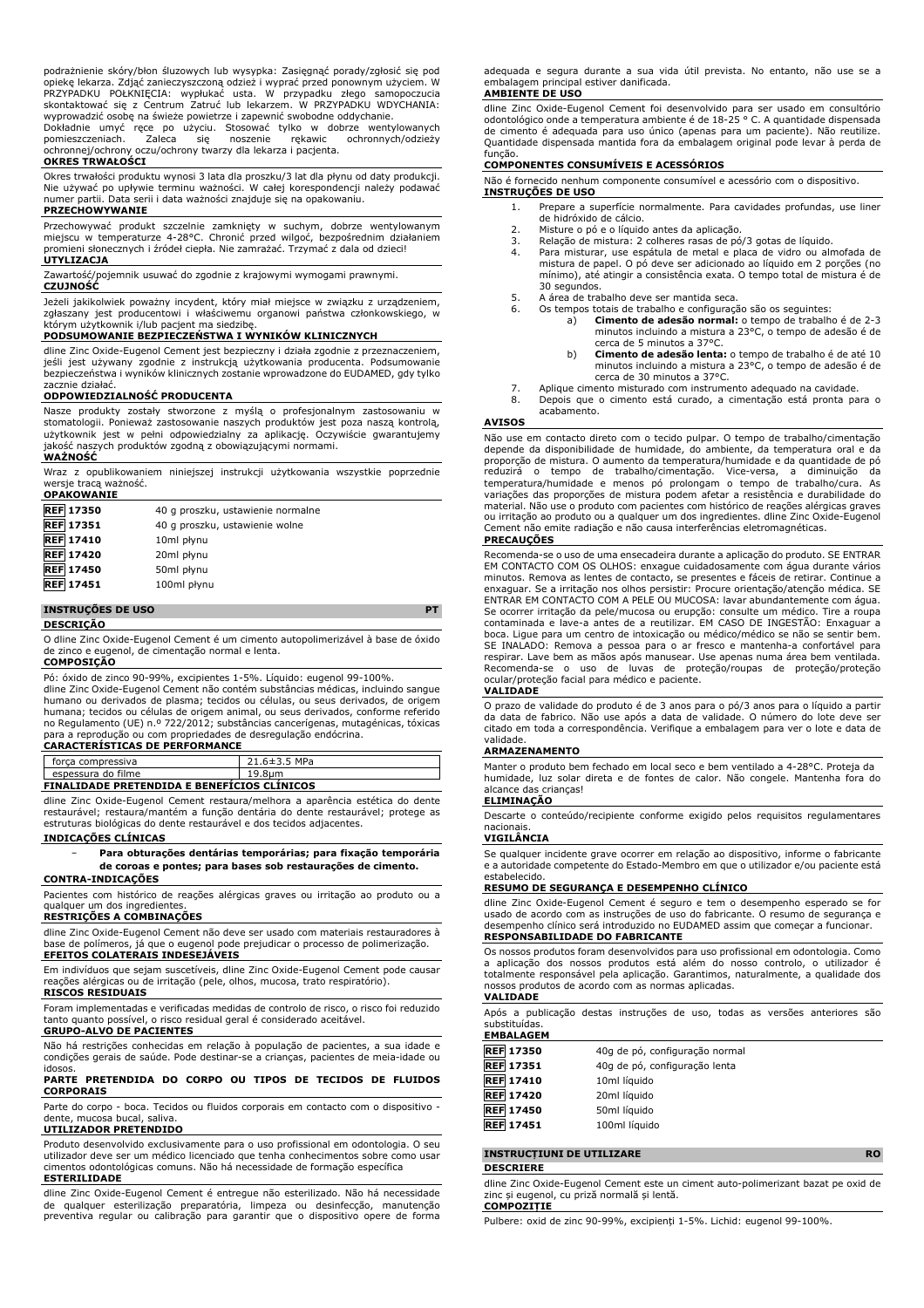podrażnienie skóry/błon śluzowych lub wysypka: Zasięgnąć porady/zgłosić się pod opiekę lekarza. Zdjąć zanieczyszczoną odzież i wyprać przed ponownym użyciem. W PRZYPADKU POŁKNIĘCIA: wypłukać usta. W przypadku złego samopoczucia skontaktować się z Centrum Zatruć lub lekarzem. W PRZYPADKU WDYCHANIA: wyprowadzić osobę na świeże powietrze i zapewnić swobodne oddychanie.
Dokładnie umyć ręce po użyciu. Stosować tylko w dobrze wentylowanych pomieszczeniach. Zaleca się noszenie rękawic ochronnych/odzieży ochronnej/ochrony oczu/ochrony twarzy dla lekarza i pacjenta.

**OKRES TRWAŁOŚCI**

Okres trwałości produktu wynosi 3 lata dla proszku/3 lat dla płynu od daty produkcji. Nie używać po upływie terminu ważności. W całej korespondencji należy podawać numer partii. Data serii i data ważności znajduje się na opakowaniu.

**PRZECHOWYWANIE**

Przechowywać produkt szczelnie zamknięty w suchym, dobrze wentylowanym miejscu w temperaturze 4-28°C. Chronić przed wilgocią, bezpośrednim działaniem promieni słonecznych i źródeł ciepła. Nie zamrażać. Trzymać z dala od dzieci!

**UTYLIZACJA**

Zawartość/pojemnik usuwać do zgodnie z krajowymi wymogami prawnymi.

**CZUJNOŚĆ**

Jeżeli jakikolwiek poważny incydent, który miał miejsce w związku z urządzeniem, zgłaszany jest producentowi i właściwemu organowi państwa członkowskiego, w którym użytkownik i/lub pacjent ma siedzibę.

**PODSUMOWANIE BEZPIECZEŃSTWA I WYNIKÓW KLINICZNYCH**

dline Zinc Oxide-Eugenol Cement jest bezpieczny i działa zgodnie z przeznaczeniem, jeśli jest używany zgodnie z instrukcją użytkowania producenta. Podsumowanie bezpieczeństwa i wyników klinicznych zostanie wprowadzone do EUDAMED, gdy tylko zacznie działać.

**ODPOWIEDZIALNOŚĆ PRODUCENTA**

Nasze produkty zostały stworzone z myślą o profesjonalnym zastosowaniu w stomatologii. Ponieważ zastosowanie naszych produktów jest poza naszą kontrolą, użytkownik jest w pełni odpowiedzialny za aplikację. Oczywiście gwarantujemy jakość naszych produktów zgodną z obowiązującymi normami.

**WAŻNOŚĆ**

Wraz z opublikowaniem niniejszej instrukcji użytkowania wszystkie poprzednie wersje tracą ważność.

**OPAKOWANIE**

| | |
|---|---|
| REF 17350 | 40 g proszku, ustawienie normalne |
| REF 17351 | 40 g proszku, ustawienie wolne |
| REF 17410 | 10ml płynu |
| REF 17420 | 20ml płynu |
| REF 17450 | 50ml płynu |
| REF 17451 | 100ml płynu |

## INSTRUÇÕES DE USO — PT

**DESCRIÇÃO**

O dline Zinc Oxide-Eugenol Cement é um cimento autopolimerizável à base de óxido de zinco e eugenol, de cimentação normal e lenta.

**COMPOSIÇÃO**

Pó: óxido de zinco 90-99%, excipientes 1-5%. Líquido: eugenol 99-100%.
dline Zinc Oxide-Eugenol Cement não contém substâncias médicas, incluindo sangue humano ou derivados de plasma; tecidos ou células, ou seus derivados, de origem humana; tecidos ou células de origem animal, ou seus derivados, conforme referido no Regulamento (UE) n.º 722/2012; substâncias cancerígenas, mutagénicas, tóxicas para a reprodução ou com propriedades de desregulação endócrina.

**CARACTERÍSTICAS DE PERFORMANCE**

| | |
|---|---|
| força compressiva | 21.6±3.5 MPa |
| espessura do filme | 19.8μm |

**FINALIDADE PRETENDIDA E BENEFÍCIOS CLÍNICOS**

dline Zinc Oxide-Eugenol Cement restaura/melhora a aparência estética do dente restaurável; restaura/mantém a função dentária do dente restaurável; protege as estruturas biológicas do dente restaurável e dos tecidos adjacentes.

**INDICAÇÕES CLÍNICAS**

- **Para obturações dentárias temporárias; para fixação temporária de coroas e pontes; para bases sob restaurações de cimento.**

**CONTRA-INDICAÇÕES**

Pacientes com histórico de reações alérgicas graves ou irritação ao produto ou a qualquer um dos ingredientes.

**RESTRIÇÕES A COMBINAÇÕES**

dline Zinc Oxide-Eugenol Cement não deve ser usado com materiais restauradores à base de polímeros, já que o eugenol pode prejudicar o processo de polimerização.

**EFEITOS COLATERAIS INDESEJÁVEIS**

Em indivíduos que sejam suscetíveis, dline Zinc Oxide-Eugenol Cement pode causar reações alérgicas ou de irritação (pele, olhos, mucosa, trato respiratório).

**RISCOS RESIDUAIS**

Foram implementadas e verificadas medidas de controlo de risco, o risco foi reduzido tanto quanto possível, o risco residual geral é considerado aceitável.

**GRUPO-ALVO DE PACIENTES**

Não há restrições conhecidas em relação à população de pacientes, a sua idade e condições gerais de saúde. Pode destinar-se a crianças, pacientes de meia-idade ou idosos.

**PARTE PRETENDIDA DO CORPO OU TIPOS DE TECIDOS DE FLUIDOS CORPORAIS**

Parte do corpo - boca. Tecidos ou fluidos corporais em contacto com o dispositivo - dente, mucosa bucal, saliva.

**UTILIZADOR PRETENDIDO**

Produto desenvolvido exclusivamente para o uso profissional em odontologia. O seu utilizador deve ser um médico licenciado que tenha conhecimentos sobre como usar cimentos odontológicas comuns. Não há necessidade de formação específica

**ESTERILIDADE**

dline Zinc Oxide-Eugenol Cement é entregue não esterilizado. Não há necessidade de qualquer esterilização preparatória, limpeza ou desinfecção, manutenção preventiva regular ou calibração para garantir que o dispositivo opere de forma adequada e segura durante a sua vida útil prevista. No entanto, não use se a embalagem principal estiver danificada.

**AMBIENTE DE USO**

dline Zinc Oxide-Eugenol Cement foi desenvolvido para ser usado em consultório odontológico onde a temperatura ambiente é de 18-25 ° C. A quantidade dispensada de cimento é adequada para uso único (apenas para um paciente). Não reutilize. Quantidade dispensada mantida fora da embalagem original pode levar à perda de função.

**COMPONENTES CONSUMÍVEIS E ACESSÓRIOS**

Não é fornecido nenhum componente consumível e acessório com o dispositivo.

**INSTRUÇÕES DE USO**

1. Prepare a superfície normalmente. Para cavidades profundas, use liner de hidróxido de cálcio.
2. Misture o pó e o líquido antes da aplicação.
3. Relação de mistura: 2 colheres rasas de pó/3 gotas de líquido.
4. Para misturar, use espátula de metal e placa de vidro ou almofada de mistura de papel. O pó deve ser adicionado ao líquido em 2 porções (no mínimo), até atingir a consistência exata. O tempo total de mistura é de 30 segundos.
5. A área de trabalho deve ser mantida seca.
6. Os tempos totais de trabalho e configuração são os seguintes:
   a) **Cimento de adesão normal:** o tempo de trabalho é de 2-3 minutos incluindo a mistura a 23°C, o tempo de adesão é de cerca de 5 minutos a 37°C.
   b) **Cimento de adesão lenta:** o tempo de trabalho é de até 10 minutos incluindo a mistura a 23°C, o tempo de adesão é de cerca de 30 minutos a 37°C.
7. Aplique cimento misturado com instrumento adequado na cavidade.
8. Depois que o cimento está curado, a cimentação está pronta para o acabamento.

**AVISOS**

Não use em contacto direto com o tecido pulpar. O tempo de trabalho/cimentação depende da disponibilidade de humidade, do ambiente, da temperatura oral e da proporção de mistura. O aumento da temperatura/humidade e da quantidade de pó reduzirá o tempo de trabalho/cimentação. Vice-versa, a diminuição da temperatura/humidade e menos pó prolongam o tempo de trabalho/cura. As variações das proporções de mistura podem afetar a resistência e durabilidade do material. Não use o produto com pacientes com histórico de reações alérgicas graves ou irritação ao produto ou a qualquer um dos seus ingredientes. dline Zinc Oxide-Eugenol Cement não emite radiação e não causa interferências eletromagnéticas.

**PRECAUÇÕES**

Recomenda-se o uso de uma ensecadeira durante a aplicação do produto. SE ENTRAR EM CONTACTO COM OS OLHOS: enxague cuidadosamente com água durante vários minutos. Remova as lentes de contacto, se presentes e fáceis de retirar. Continue a enxaguar. Se a irritação nos olhos persistir: Procure orientação/atenção médica. SE ENTRAR EM CONTACTO COM A PELE OU MUCOSA: lavar abundantemente com água. Se ocorrer irritação da pele/mucosa ou erupção: consulte um médico. Tire a roupa contaminada e lave-a antes de a reutilizar. EM CASO DE INGESTÃO: Enxaguar a boca. Ligue para um centro de intoxicação ou médico/médico se não se sentir bem. SE INALADO: Remova a pessoa para o ar fresco e mantenha-a confortável para respirar. Lave bem as mãos após manusear. Use apenas numa área bem ventilada. Recomenda-se o uso de luvas de proteção/roupas de proteção/proteção ocular/proteção facial para médico e paciente.

**VALIDADE**

O prazo de validade do produto é de 3 anos para o pó/3 anos para o líquido a partir da data de fabrico. Não use após a data de validade. O número do lote deve ser citado em toda a correspondência. Verifique a embalagem para ver o lote e a data de validade.

**ARMAZENAMENTO**

Manter o produto bem fechado em local seco e bem ventilado a 4-28°C. Proteja da humidade, luz solar direta e de fontes de calor. Não congele. Mantenha fora do alcance das crianças!

**ELIMINAÇÃO**

Descarte o conteúdo/recipiente conforme exigido pelos requisitos regulamentares nacionais.

**VIGILÂNCIA**

Se qualquer incidente grave ocorrer em relação ao dispositivo, informe o fabricante e a autoridade competente do Estado-Membro em que o utilizador e/ou paciente está estabelecido.

**RESUMO DE SEGURANÇA E DESEMPENHO CLÍNICO**

dline Zinc Oxide-Eugenol Cement é seguro e tem o desempenho esperado se for usado de acordo com as instruções de uso do fabricante. O resumo de segurança e desempenho clínico será introduzido no EUDAMED assim que começar a funcionar.

**RESPONSABILIDADE DO FABRICANTE**

Os nossos produtos foram desenvolvidos para uso profissional em odontologia. Como a aplicação dos nossos produtos está além do nosso controlo, o utilizador é totalmente responsável pela aplicação. Garantimos, naturalmente, a qualidade dos nossos produtos de acordo com as normas aplicadas.

**VALIDADE**

Após a publicação destas instruções de uso, todas as versões anteriores são substituídas.

**EMBALAGEM**

| | |
|---|---|
| REF 17350 | 40g de pó, configuração normal |
| REF 17351 | 40g de pó, configuração lenta |
| REF 17410 | 10ml líquido |
| REF 17420 | 20ml líquido |
| REF 17450 | 50ml líquido |
| REF 17451 | 100ml líquido |

## INSTRUCȚIUNI DE UTILIZARE — RO

**DESCRIERE**

dline Zinc Oxide-Eugenol Cement este un ciment auto-polimerizant bazat pe oxid de zinc și eugenol, cu priză normală și lentă.

**COMPOZIȚIE**

Pulbere: oxid de zinc 90-99%, excipienți 1-5%. Lichid: eugenol 99-100%.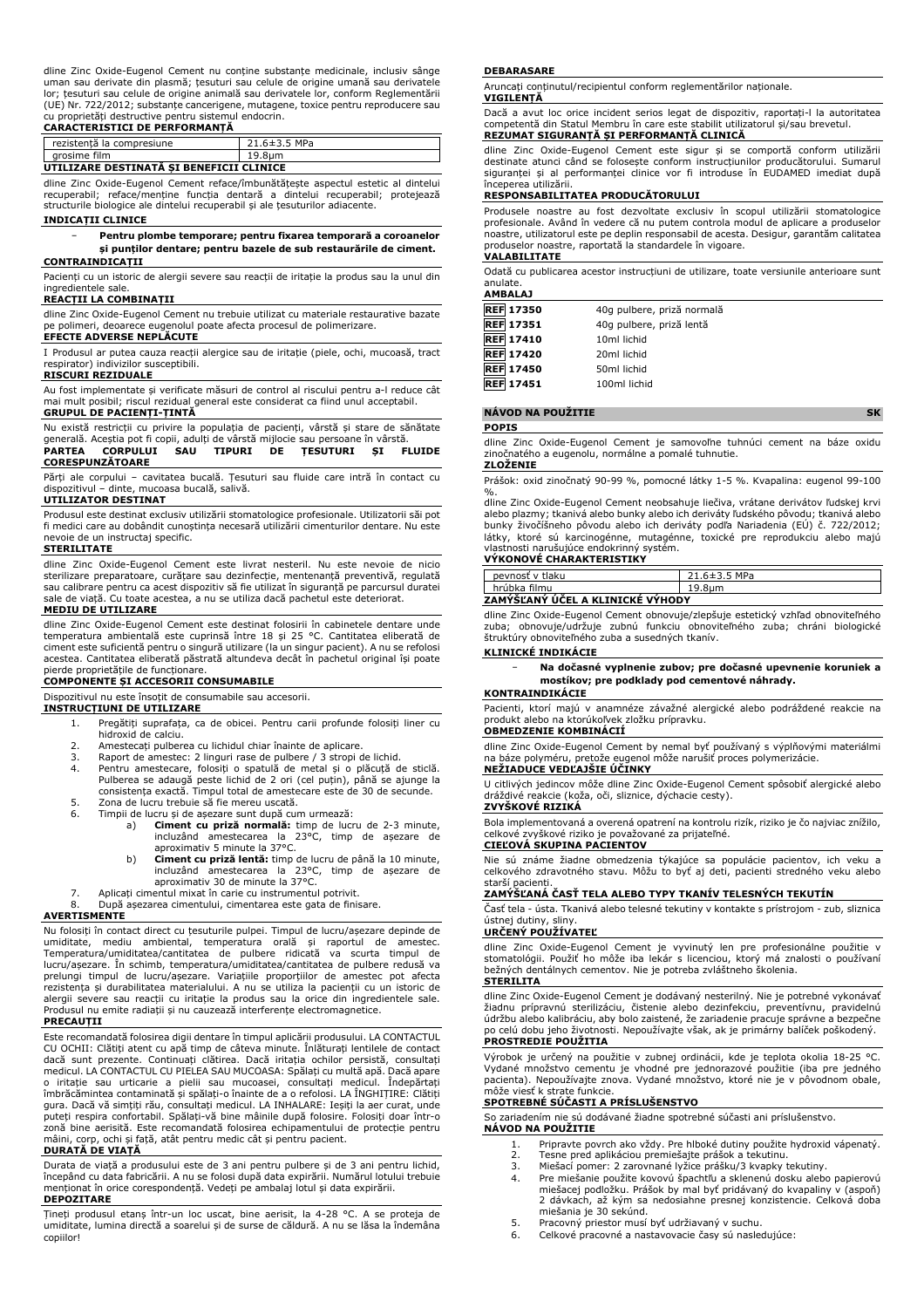dline Zinc Oxide-Eugenol Cement nu conține substanțe medicinale, inclusiv sânge uman sau derivate din plasmă; țesuturi sau celule de origine umană sau derivatele lor; țesuturi sau celule de origine animală sau derivatele lor, conform Reglementării (UE) Nr. 722/2012; substanțe cancerigene, mutagene, toxice pentru reproducere sau cu proprietăți destructive pentru sistemul endocrin.

**CARACTERISTICI DE PERFORMANȚĂ**

| rezistență la compresiune | 21.6±3.5 MPa |
|---|---|
| grosime film | 19.8µm |

**UTILIZARE DESTINATĂ ȘI BENEFICII CLINICE**

dline Zinc Oxide-Eugenol Cement reface/îmbunătățește aspectul estetic al dintelui recuperabil; reface/menține funcția dentară a dintelui recuperabil; protejează structurile biologice ale dintelui recuperabil și ale țesuturilor adiacente.

**INDICAȚII CLINICE**

- **Pentru plombe temporare; pentru fixarea temporară a coroanelor și punților dentare; pentru bazele de sub restaurările de ciment.**

**CONTRAINDICAȚII**

Pacienți cu un istoric de alergii severe sau reacții de iritație la produs sau la unul din ingredientele sale.

**REACȚII LA COMBINAȚII**

dline Zinc Oxide-Eugenol Cement nu trebuie utilizat cu materiale restaurative bazate pe polimeri, deoarece eugenolul poate afecta procesul de polimerizare.

**EFECTE ADVERSE NEPLĂCUTE**

I Produsul ar putea cauza reacții alergice sau de iritație (piele, ochi, mucoasă, tract respirator) indivizilor susceptibili.

**RISCURI REZIDUALE**

Au fost implementate și verificate măsuri de control al riscului pentru a-l reduce cât mai mult posibil; riscul rezidual general este considerat ca fiind unul acceptabil.

**GRUPUL DE PACIENȚI-ȚINTĂ**

Nu există restricții cu privire la populația de pacienți, vârstă și stare de sănătate generală. Aceștia pot fi copii, adulți de vârstă mijlocie sau persoane în vârstă.

**PARTEA CORPULUI SAU TIPURI DE ȚESUTURI ȘI FLUIDE CORESPUNZĂTOARE**

Părți ale corpului – cavitatea bucală. Țesuturi sau fluide care intră în contact cu dispozitivul – dinte, mucoasa bucală, salivă.

**UTILIZATOR DESTINAT**

Produsul este destinat exclusiv utilizării stomatologice profesionale. Utilizatorii săi pot fi medici care au dobândit cunoștința necesară utilizării cimenturilor dentare. Nu este nevoie de un instructaj specific.

**STERILITATE**

dline Zinc Oxide-Eugenol Cement este livrat nesteril. Nu este nevoie de nicio sterilizare preparatoare, curățare sau dezinfecție, mentenanță preventivă, regulată sau calibrare pentru ca acest dispozitiv să fie utilizat în siguranță pe parcursul duratei sale de viață. Cu toate acestea, a nu se utiliza dacă pachetul este deteriorat.

**MEDIU DE UTILIZARE**

dline Zinc Oxide-Eugenol Cement este destinat folosirii în cabinetele dentare unde temperatura ambientală este cuprinsă între 18 și 25 °C. Cantitatea eliberată de ciment este suficientă pentru o singură utilizare (la un singur pacient). A nu se refolosi acestea. Cantitatea eliberată păstrată altundeva decât în pachetul original își poate pierde proprietățile de funcționare.

**COMPONENTE ȘI ACCESORII CONSUMABILE**

Dispozitivul nu este însoțit de consumabile sau accesorii.

**INSTRUCȚIUNI DE UTILIZARE**

1. Pregătiți suprafața, ca de obicei. Pentru carii profunde folosiți liner cu hidroxid de calciu.
2. Amestecați pulberea cu lichidul chiar înainte de aplicare.
3. Raport de amestec: 2 linguri rase de pulbere / 3 stropi de lichid.
4. Pentru amestecare, folosiți o spatulă de metal și o plăcuță de sticlă. Pulberea se adaugă peste lichid de 2 ori (cel puțin), până se ajunge la consistența exactă. Timpul total de amestecare este de 30 de secunde.
5. Zona de lucru trebuie să fie mereu uscată.
6. Timpii de lucru și de așezare sunt după cum urmează:
   a) **Ciment cu priză normală:** timp de lucru de 2-3 minute, incluzând amestecarea la 23°C, timp de așezare de aproximativ 5 minute la 37°C.
   b) **Ciment cu priză lentă:** timp de lucru de până la 10 minute, incluzând amestecarea la 23°C, timp de așezare de aproximativ 30 de minute la 37°C.
7. Aplicați cimentul mixat în carie cu instrumentul potrivit.
8. După așezarea cimentului, cimentarea este gata de finisare.

**AVERTISMENTE**

Nu folosiți în contact direct cu țesuturile pulpei. Timpul de lucru/așezare depinde de umiditate, mediu ambiental, temperatura orală și raportul de amestec. Temperatura/umiditatea/cantitatea de pulbere ridicată va scurta timpul de lucru/așezare. În schimb, temperatura/umiditatea/cantitatea de pulbere redusă va prelungi timpul de lucru/așezare. Variațiile proporțiilor de amestec pot afecta rezistența și durabilitatea materialului. A nu se utiliza la pacienții cu un istoric de alergii severe sau reacții cu iritație la produs sau la orice din ingredientele sale. Produsul nu emite radiații și nu cauzează interferențe electromagnetice.

**PRECAUȚII**

Este recomandată folosirea digii dentare în timpul aplicării produsului. LA CONTACTUL CU OCHII: Clătiți atent cu apă timp de câteva minute. Înlăturați lentilele de contact dacă sunt prezente. Continuați clătirea. Dacă iritația ochilor persistă, consultați medicul. LA CONTACTUL CU PIELEA SAU MUCOASA: Spălați cu multă apă. Dacă apare o iritație sau urticarie a pielii sau mucoasei, consultați medicul. Îndepărtați îmbrăcămintea contaminată și spălați-o înainte de a o refolosi. LA ÎNGHIȚIRE: Clătiți gura. Dacă vă simțiți rău, consultați medicul. LA INHALARE: Ieșiți la aer curat, unde puteți respira confortabil. Spălați-vă bine mâinile după folosire. Folosiți doar într-o zonă bine aerisită. Este recomandată folosirea echipamentului de protecție pentru mâini, corp, ochi și față, atât pentru medic cât și pentru pacient.

**DURATĂ DE VIAȚĂ**

Durata de viață a produsului este de 3 ani pentru pulbere și de 3 ani pentru lichid, începând cu data fabricării. A nu se folosi după data expirării. Numărul lotului trebuie menționat în orice corespondență. Vedeți pe ambalaj lotul și data expirării.

**DEPOZITARE**

Țineți produsul etanș într-un loc uscat, bine aerisit, la 4-28 °C. A se proteja de umiditate, lumina directă a soarelui și de surse de căldură. A nu se lăsa la îndemâna copiilor!

**DEBARASARE**

Aruncați conținutul/recipientul conform reglementărilor naționale.

**VIGILENȚĂ**

Dacă a avut loc orice incident serios legat de dispozitiv, raportați-l la autoritatea competentă din Statul Membru în care este stabilit utilizatorul și/sau brevetul.

**REZUMAT SIGURANȚĂ ȘI PERFORMANȚĂ CLINICĂ**

dline Zinc Oxide-Eugenol Cement este sigur și se comportă conform utilizării destinate atunci când se folosește conform instrucțiunilor producătorului. Sumarul siguranței și al performanței clinice vor fi introduse în EUDAMED imediat după începerea utilizării.

**RESPONSABILITATEA PRODUCĂTORULUI**

Produsele noastre au fost dezvoltate exclusiv în scopul utilizării stomatologice profesionale. Având în vedere că nu putem controla modul de aplicare a produselor noastre, utilizatorul este pe deplin responsabil de acesta. Desigur, garantăm calitatea produselor noastre, raportată la standardele în vigoare.

**VALABILITATE**

Odată cu publicarea acestor instrucțiuni de utilizare, toate versiunile anterioare sunt anulate.

**AMBALAJ**

| | |
|---|---|
| **REF** 17350 | 40g pulbere, priză normală |
| **REF** 17351 | 40g pulbere, priză lentă |
| **REF** 17410 | 10ml lichid |
| **REF** 17420 | 20ml lichid |
| **REF** 17450 | 50ml lichid |
| **REF** 17451 | 100ml lichid |

## NÁVOD NA POUŽITIE — SK

**POPIS**

dline Zinc Oxide-Eugenol Cement je samovoľne tuhnúci cement na báze oxidu zinočnatého a eugenolu, normálne a pomalé tuhnutie.

**ZLOŽENIE**

Prášok: oxid zinočnatý 90-99 %, pomocné látky 1-5 %. Kvapalina: eugenol 99-100 %.

dline Zinc Oxide-Eugenol Cement neobsahuje liečiva, vrátane derivátov ľudskej krvi alebo plazmy; tkanivá alebo bunky alebo ich deriváty ľudského pôvodu; tkanivá alebo bunky živočíšneho pôvodu alebo ich deriváty podľa Nariadenia (EÚ) č. 722/2012; látky, ktoré sú karcinogénne, mutagénne, toxické pre reprodukciu alebo majú vlastnosti narušujúce endokrinný systém.

**VÝKONOVÉ CHARAKTERISTIKY**

| pevnosť v tlaku | 21.6±3.5 MPa |
|---|---|
| hrúbka filmu | 19.8µm |

**ZAMÝŠĽANÝ ÚČEL A KLINICKÉ VÝHODY**

dline Zinc Oxide-Eugenol Cement obnovuje/zlepšuje estetický vzhľad obnoviteľného zuba; obnovuje/udržuje zubnú funkciu obnoviteľného zuba; chráni biologické štruktúry obnoviteľného zuba a susedných tkanív.

**KLINICKÉ INDIKÁCIE**

- **Na dočasné vyplnenie zubov; pre dočasné upevnenie koruniek a mostíkov; pre podklady pod cementové náhrady.**

**KONTRAINDIKÁCIE**

Pacienti, ktorí majú v anamnéze závažné alergické alebo podráždené reakcie na produkt alebo na ktorúkoľvek zložku prípravku.

**OBMEDZENIE KOMBINÁCIÍ**

dline Zinc Oxide-Eugenol Cement by nemal byť používaný s výplňovými materiálmi na báze polymérov, pretože eugenol môže narušiť proces polymerizácie.

**NEŽIADUCE VEDĽAJŠIE ÚČINKY**

U citlivých jedincov môže dline Zinc Oxide-Eugenol Cement spôsobiť alergické alebo dráždivé reakcie (koža, oči, sliznice, dýchacie cesty).

**ZVYŠKOVÉ RIZIKÁ**

Bola implementovaná a overená opatrení na kontrolu rizík, riziko je čo najviac znížilo, celkové zvyškové riziko je považované za prijateľné.

**CIEĽOVÁ SKUPINA PACIENTOV**

Nie sú známe žiadne obmedzenia týkajúce sa populácie pacientov, ich veku a celkového zdravotného stavu. Môžu to byť aj deti, pacienti stredného veku alebo starší pacienti.

**ZAMÝŠĽANÁ ČASŤ TELA ALEBO TYPY TKANÍV TELESNÝCH TEKUTÍN**

Časť tela - ústa. Tkanivá alebo telesné tekutiny v kontakte s prístrojom - zub, sliznica ústnej dutiny, sliny.

**URČENÝ POUŽÍVATEĽ**

dline Zinc Oxide-Eugenol Cement je vyvinutý len pre profesionálne použitie v stomatológii. Použiť ho môže iba lekár s licenciou, ktorý má znalosti o používaní bežných dentálnych cementov. Nie je potreba zvláštneho školenia.

**STERILITA**

dline Zinc Oxide-Eugenol Cement je dodávaný nesterilný. Nie je potrebné vykonávať žiadnu prípravnú sterilizáciu, čistenie alebo dezinfekciu, preventívnu, pravidelnú údržbu alebo kalibráciu, aby bolo zaistené, že zariadenie pracuje správne a bezpečne po celú dobu jeho životnosti. Nepoužívajte však, ak je primárny balíček poškodený.

**PROSTREDIE POUŽITIA**

Výrobok je určený na použitie v zubnej ordinácii, kde je teplota okolia 18-25 °C. Vydané množstvo cementu je vhodné pre jednorazové použitie (iba pre jedného pacienta). Nepoužívajte znova. Vydané množstvo, ktoré nie je v pôvodnom obale, môže viesť k strate funkcie.

**SPOTREBNÉ SÚČASTI A PRÍSLUŠENSTVO**

So zariadením nie sú dodávané žiadne spotrebné súčasti ani príslušenstvo.

**NÁVOD NA POUŽITIE**

1. Pripravte povrch ako vždy. Pre hlboké dutiny použite hydroxid vápenatý.
2. Tesne pred aplikáciou premiešajte prášok a tekutinu.
3. Miešací pomer: 2 zarovnané lyžice prášku/3 kvapky tekutiny.
4. Pre miešanie použite kovovú špachtľu a sklenenú dosku alebo papierovú miešaciu podložku. Prášok by mal byť pridávaný do kvapaliny v (aspoň) 2 dávkach, až kým sa nedosiahne presnej konzistencie. Celková doba miešania je 30 sekúnd.
5. Pracovný priestor musí byť udržiavaný v suchu.
6. Celkové pracovné a nastavovacie časy sú nasledujúce: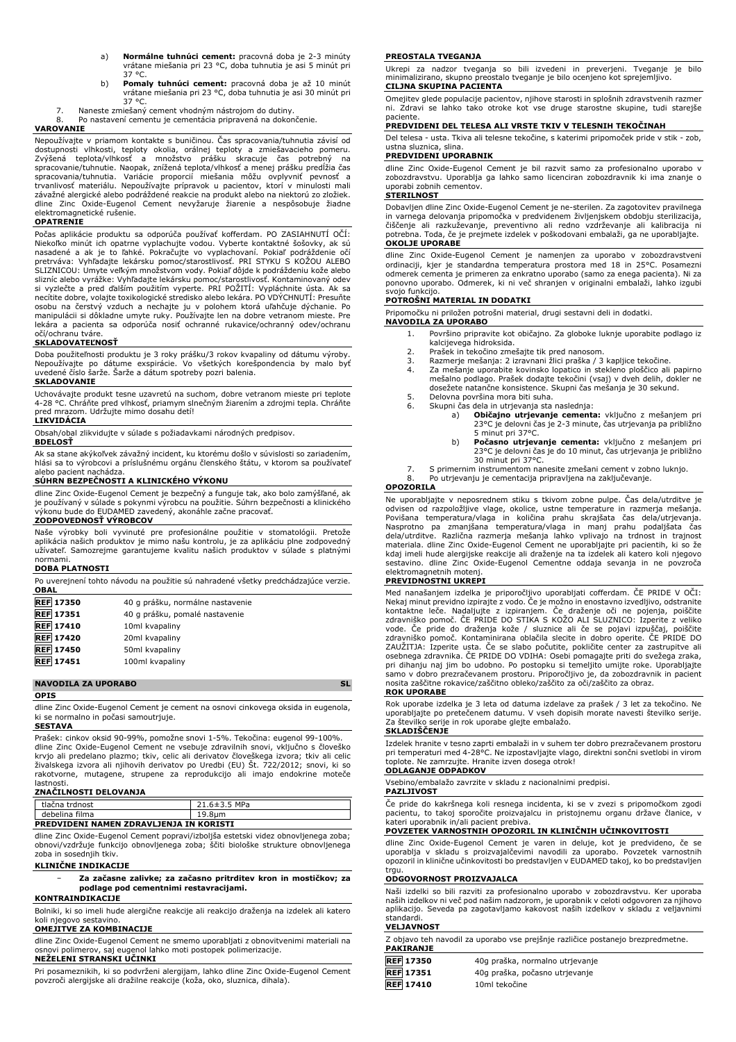a) **Normálne tuhnúci cement:** pracovná doba je 2-3 minúty vrátane miešania pri 23 °C, doba tuhnutia je asi 5 minút pri 37 °C.

b) **Pomaly tuhnúci cement:** pracovná doba je až 10 minút vrátane miešania pri 23 °C, doba tuhnutia je asi 30 minút pri 37 °C.

7. Naneste zmiešaný cement vhodným nástrojom do dutiny.
8. Po nastavení cementu je cementácia pripravená na dokončenie.

**VAROVANIE**

Nepoužívajte v priamom kontakte s buničinou. Čas spracovania/tuhnutia závisí od dostupnosti vlhkosti, teploty okolia, orálnej teploty a zmiešavacieho pomeru. Zvýšená teplota/vlhkosť a množstvo prášku skracuje čas potrebný na spracovanie/tuhnutie. Naopak, znížená teplota/vlhkosť a menej prášku predlžia čas spracovania/tuhnutia. Variácie proporcií miešania môžu ovplyvniť pevnosť a trvanlivosť materiálu. Nepoužívajte prípravok u pacientov, ktorí v minulosti mali závažné alergické alebo podráždené reakcie na produkt alebo na niektorú zo zložiek. dline Zinc Oxide-Eugenol Cement nevyžaruje žiarenie a nespôsobuje žiadne elektromagnetické rušenie.

**OPATRENIE**

Počas aplikácie produktu sa odporúča používať kofferdam. PO ZASIAHNUTÍ OČÍ: Niekoľko minút ich opatrne vyplachujte vodou. Vyberte kontaktné šošovky, ak sú nasadené a ak je to ľahké. Pokračujte vo vyplachovaní. Pokiaľ podráždenie očí pretrváva: Vyhľadajte lekársku pomoc/starostlivosť. PRI STYKU S KOŽOU ALEBO SLIZNICOU: Umyte veľkým množstvom vody. Pokiaľ dôjde k podráždeniu kože alebo slizníc alebo vyrážke: Vyhľadajte lekársku pomoc/starostlivosť. Kontaminovaný odev si vyzlečte a pred ďalším použitím vyperte. PRI POŽITÍ: Vypláchnite ústa. Ak sa necítite dobre, volajte toxikologické stredisko alebo lekára. PO VDÝCHNUTÍ: Presuňte osobu na čerstvý vzduch a nechajte ju v polohem ktorá uľahčuje dýchanie. Po manipulácii si dôkladne umyte ruky. Používajte len na dobre vetranom mieste. Pre lekára a pacienta sa odporúča nosiť ochranné rukavice/ochranný odev/ochranu očí/ochranu tváre.

**SKLADOVATEĽNOSŤ**

Doba použiteľnosti produktu je 3 roky prášku/3 rokov kvapaliny od dátumu výroby. Nepoužívajte po dátume exspirácie. Vo všetkých korešpondencia by malo byť uvedené číslo šarže. Šarže a dátum spotreby pozri balenia.

**SKLADOVANIE**

Uchovávajte produkt tesne uzavretú na suchom, dobre vetranom mieste pri teplote 4-28 °C. Chráňte pred vlhkosťou, priamym slnečným žiarením a zdrojmi tepla. Chráňte pred mrazom. Udržujte mimo dosahu detí!

**LIKVIDÁCIA**

Obsah/obal zlikvidujte v súlade s požiadavkami národných predpisov.

**BDELOSŤ**

Ak sa stane akýkoľvek závažný incident, ku ktorému došlo v súvislosti so zariadením, hlási sa to výrobcovi a príslušnému orgánu členského štátu, v ktorom sa používateľ alebo pacient nachádza.

**SÚHRN BEZPEČNOSTI A KLINICKÉHO VÝKONU**

dline Zinc Oxide-Eugenol Cement je bezpečný a funguje tak, ako bolo zamýšľané, ak je používaný v súlade s pokynmi výrobcu na použitie. Súhrn bezpečnosti a klinického výkonu bude do EUDAMED zavedený, akonáhle začne pracovať.

**ZODPOVEDNOSŤ VÝROBCOV**

Naše výrobky boli vyvinuté pre profesionálne použitie v stomatológii. Pretože aplikácia našich produktov je mimo našu kontrolu, je za aplikáciu plne zodpovedný užívateľ. Samozrejme garantujeme kvalitu našich produktov v súlade s platnými normami.

**DOBA PLATNOSTI**

Po uverejnení tohto návodu na použitie sú nahradené všetky predchádzajúce verzie.

**OBAL**

| | |
|---|---|
| REF 17350 | 40 g prášku, normálne nastavenie |
| REF 17351 | 40 g prášku, pomalé nastavenie |
| REF 17410 | 10ml kvapaliny |
| REF 17420 | 20ml kvapaliny |
| REF 17450 | 50ml kvapaliny |
| REF 17451 | 100ml kvapaliny |

## NAVODILA ZA UPORABO SL

**OPIS**

dline Zinc Oxide-Eugenol Cement je cement na osnovi cinkovega oksida in eugenola, ki se normalno in počasi samoutrjuje.

**SESTAVA**

Prašek: cinkov oksid 90-99%, pomožne snovi 1-5%. Tekočina: eugenol 99-100%. dline Zinc Oxide-Eugenol Cement ne vsebuje zdravilnih snovi, vključno s človeško krvjo ali predelano plazmo; tkiv, celic ali derivatov človeškega izvora; tkiv ali celic živalskega izvora ali njihovih derivatov po Uredbi (EU) Št. 722/2012; snovi, ki so rakotvorne, mutagene, strupene za reprodukcijo ali imajo endokrine moteče lastnosti.

**ZNAČILNOSTI DELOVANJA**

| | |
|---|---|
| tlačna trdnost | 21.6±3.5 MPa |
| debelina filma | 19.8µm |

**PREDVIDENI NAMEN ZDRAVLJENJA IN KORISTI**

dline Zinc Oxide-Eugenol Cement popravi/izboljša estetski videz obnovljenega zoba; obnovi/vzdržuje funkcijo obnovljenega zoba; ščiti biološke strukture obnovljenega zoba in sosednjih tkiv.

**KLINIČNE INDIKACIJE**

- **Za začasne zalivke; za začasno pritrditev kron in mostičkov; za podlage pod cementnimi restavracijami.**

**KONTRAINDIKACIJE**

Bolniki, ki so imeli hude alergične reakcije ali reakcijo draženja na izdelek ali katero koli njegovo sestavino.

**OMEJITVE ZA KOMBINACIJE**

dline Zinc Oxide-Eugenol Cement ne smemo uporabljati z obnovitvenimi materiali na osnovi polimerov, saj eugenol lahko moti postopek polimerizacije.

**NEŽELENI STRANSKI UČINKI**

Pri posameznikih, ki so podvrženi alergijam, lahko dline Zinc Oxide-Eugenol Cement povzroči alergijske ali dražilne reakcije (koža, oko, sluznica, dihala).

**PREOSTALA TVEGANJA**

Ukrepi za nadzor tveganja so bili izvedeni in preverjeni. Tveganje je bilo minimalizirano, skupno preostalo tveganje je bilo ocenjeno kot sprejemljivo.

**CILJNA SKUPINA PACIENTA**

Omejitev glede populacije pacientov, njihove starosti in splošnih zdravstvenih razmer ni. Zdravi se lahko tako otroke kot vse druge starostne skupine, tudi starejše paciente.

**PREDVIDENI DEL TELESA ALI VRSTE TKIV V TELESNIH TEKOČINAH**

Del telesa - usta. Tkiva ali telesne tekočine, s katerimi pripomoček pride v stik - zob, ustna sluznica, slina.

**PREDVIDENI UPORABNIK**

dline Zinc Oxide-Eugenol Cement je bil razvit samo za profesionalno uporabo v zobozdravstvu. Uporablja ga lahko samo licenciran zobozdravnik ki ima znanje o uporabi zobnih cementov.

**STERILNOST**

Dobavljen dline Zinc Oxide-Eugenol Cement je ne-sterilen. Za zagotovitev pravilnega in varnega delovanja pripomočka v predvidenem življenjskem obdobju sterilizacija, čiščenje ali razkuževanje, preventivno ali redno vzdrževanje ali kalibracija ni potrebna. Toda, če je prejmete izdelek v poškodovani embalaži, ga ne uporabljajte.

**OKOLJE UPORABE**

dline Zinc Oxide-Eugenol Cement je namenjen za uporabo v zobozdravstveni ordinaciji, kjer je standardna temperatura prostora med 18 in 25°C. Posamezni odmerek cementa je primeren za enkratno uporabo (samo za enega pacienta). Ni za ponovno uporabo. Odmerek, ki ni več shranjen v originalni embalaži, lahko izgubi svojo funkcijo.

**POTROŠNI MATERIAL IN DODATKI**

Pripomočku ni priložen potrošni material, drugi sestavni deli in dodatki.

**NAVODILA ZA UPORABO**

1. Površino pripravite kot običajno. Za globoke luknje uporabite podlago iz kalcijevega hidroksida.
2. Prašek in tekočino zmešajte tik pred nanosom.
3. Razmerje mešanja: 2 izravnani žlici praška / 3 kapljice tekočine.
4. Za mešanje uporabite kovinsko lopatico in stekleno ploščico ali papirno mešalno podlago. Prašek dodajte tekočini (vsaj) v dveh delih, dokler ne dosežete natančne konsistence. Skupni čas mešanja je 30 sekund.
5. Delovna površina mora biti suha.
6. Skupni čas dela in utrjevanja sta naslednja:
   a) **Običajno utrjevanje cementa:** vključno z mešanjem pri 23°C je delovni čas je 2-3 minute, čas utrjevanja pa približno 5 minut pri 37°C.
   b) **Počasno utrjevanje cementa:** vključno z mešanjem pri 23°C je delovni čas je do 10 minut, čas utrjevanja je približno 30 minut pri 37°C.
7. S primernim instrumentom nanesite zmešani cement v zobno luknjo.
8. Po utrjevanju je cementacija pripravljena na zaključevanje.

**OPOZORILA**

Ne uporabljajte v neposrednem stiku s tkivom zobne pulpe. Čas dela/utrditve je odvisen od razpoložljive vlage, okolice, ustne temperature in razmerja mešanja. Povišana temperatura/vlaga in količina prahu skrajšata čas dela/utrjevanja. Nasprotno pa zmanjšana temperatura/vlaga in manj prahu podaljšata čas dela/utrditve. Različna razmerja mešanja lahko vplivajo na trdnost in trajnost materiala. dline Zinc Oxide-Eugenol Cement ne uporabljajte pri pacientih, ki so že kdaj imeli hude alergijske reakcije ali draženje na ta izdelek ali katero koli njegovo sestavino. dline Zinc Oxide-Eugenol Cementne oddaja sevanja in ne povzroča elektromagnetnih motenj.

**PREVIDNOSTNI UKREPI**

Med nanašanjem izdelka je priporočljivo uporabljati cofferdam. ČE PRIDE V OČI: Nekaj minut previdno izpirajte z vodo. Če je možno in enostavno izvedljivo, odstranite kontaktne leče. Nadaljujte z izpiranjem. Če draženje oči ne pojenja, poiščite zdravniško pomoč. ČE PRIDE DO STIKA S KOŽO ALI SLUZNICO: Izperite z veliko vode. Če pride do draženja kože / sluznice ali če se pojavi izpuščaj, poiščite zdravniško pomoč. Kontaminirana oblačila slecite in dobro operite. ČE PRIDE DO ZAUŽITJA: Izperite usta. Če se slabo počutite, pokličite center za zastrupitve ali osebnega zdravnika. ČE PRIDE DO VDIHA: Osebi pomagajte priti do svežega zraka, pri dihanju naj jim bo udobno. Po postopku si temeljito umijte roke. Uporabljajte samo v dobro prezračevanem prostoru. Priporočljivo je, da zobozdravnik in pacient nosita zaščitne rokavice/zaščitno obleko/zaščito za oči/zaščito za obraz.

**ROK UPORABE**

Rok uporabe izdelka je 3 leta od datuma izdelave za prašek / 3 let za tekočino. Ne uporabljajte po pretečenem datumu. V vseh dopisih morate navesti številko serije. Za številko serije in rok uporabe glejte embalažo.

**SKLADIŠČENJE**

Izdelek hranite v tesno zaprti embalaži in v suhem ter dobro prezračevanem prostoru pri temperaturi med 4-28°C. Ne izpostavljajte vlagi, direktni sončni svetlobi in virom toplote. Ne zamrzujte. Hranite izven dosega otrok!

**ODLAGANJE ODPADKOV**

Vsebino/embalažo zavrzite v skladu z nacionalnimi predpisi.

**PAZLJIVOST**

Če pride do kakršnega koli resnega incidenta, ki se v zvezi s pripomočkom zgodi pacientu, to takoj sporočite proizvajalcu in pristojnemu organu države članice, v kateri uporabnik in/ali pacient prebiva.

**POVZETEK VARNOSTNIH OPOZORIL IN KLINIČNIH UČINKOVITOSTI**

dline Zinc Oxide-Eugenol Cement je varen in deluje, kot je predvideno, če se uporablja v skladu s proizvajalčevimi navodili za uporabo. Povzetek varnostnih opozoril in klinične učinkovitosti bo predstavljen v EUDAMED takoj, ko bo predstavljen trgu.

**ODGOVORNOST PROIZVAJALCA**

Naši izdelki so bili razviti za profesionalno uporabo v zobozdravstvu. Ker uporaba naših izdelkov ni več pod našim nadzorom, je uporabnik v celoti odgovoren za njihovo aplikacijo. Seveda pa zagotavljamo kakovost naših izdelkov v skladu z veljavnimi standardi.

**VELJAVNOST**

Z objavo teh navodil za uporabo vse prejšnje različice postanejo brezpredmetne.

**PAKIRANJE**

| | |
|---|---|
| REF 17350 | 40g praška, normalno utrjevanje |
| REF 17351 | 40g praška, počasno utrjevanje |
| REF 17410 | 10ml tekočine |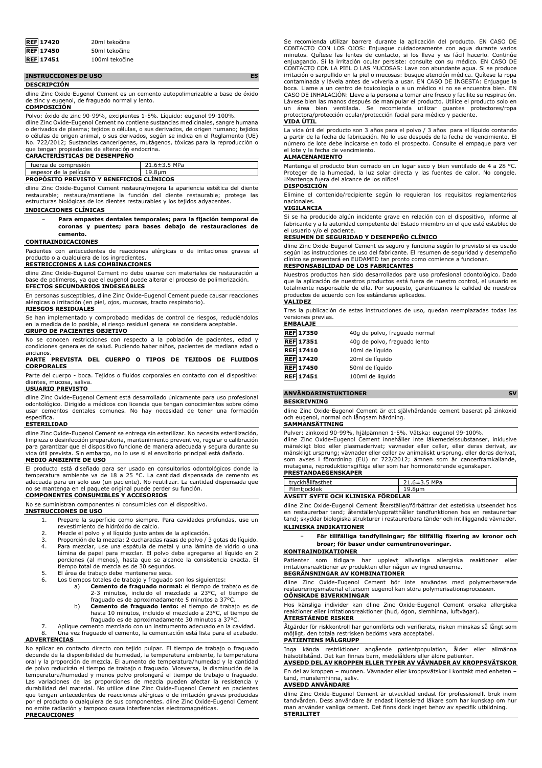| | |
|---|---|
| **REF 17420** | 20ml tekočine |
| **REF 17450** | 50ml tekočine |
| **REF 17451** | 100ml tekočine |

## INSTRUCCIONES DE USO — ES

### DESCRIPCIÓN

dline Zinc Oxide-Eugenol Cement es un cemento autopolimerizable a base de óxido de zinc y eugenol, de fraguado normal y lento.

### COMPOSICIÓN

Polvo: óxido de zinc 90-99%, excipientes 1-5%. Líquido: eugenol 99-100%.
dline Zinc Oxide-Eugenol Cement no contiene sustancias medicinales, sangre humana o derivados de plasma; tejidos o células, o sus derivados, de origen humano; tejidos o células de origen animal, o sus derivados, según se indica en el Reglamento (UE) No. 722/2012; Sustancias cancerígenas, mutágenos, tóxicas para la reproducción o que tengan propiedades de alteración endocrina.

### CARACTERÍSTICAS DE DESEMPEÑO

| | |
|---|---|
| fuerza de compresión | 21.6±3.5 MPa |
| espesor de la película | 19.8µm |

### PROPÓSITO PREVISTO Y BENEFICIOS CLÍNICOS

dline Zinc Oxide-Eugenol Cement restaura/mejora la apariencia estética del diente restaurable; restaura/mantiene la función del diente restaurable; protege las estructuras biológicas de los dientes restaurables y los tejidos adyacentes.

### INDICACIONES CLÍNICAS

- **Para empastes dentales temporales; para la fijación temporal de coronas y puentes; para bases debajo de restauraciones de cemento.**

### CONTRAINDICACIONES

Pacientes con antecedentes de reacciones alérgicas o de irritaciones graves al producto o a cualquiera de los ingredientes.

### RESTRICCIONES A LAS COMBINACIONES

dline Zinc Oxide-Eugenol Cement no debe usarse con materiales de restauración a base de polímeros, ya que el eugenol puede alterar el proceso de polimerización.

### EFECTOS SECUNDARIOS INDESEABLES

En personas susceptibles, dline Zinc Oxide-Eugenol Cement puede causar reacciones alérgicas o irritación (en piel, ojos, mucosas, tracto respiratorio).

### RIESGOS RESIDUALES

Se han implementado y comprobado medidas de control de riesgos, reduciéndolos en la medida de lo posible, el riesgo residual general se considera aceptable.

### GRUPO DE PACIENTES OBJETIVO

No se conocen restricciones con respecto a la población de pacientes, edad y condiciones generales de salud. Pudiendo haber niños, pacientes de mediana edad o ancianos.

### PARTE PREVISTA DEL CUERPO O TIPOS DE TEJIDOS DE FLUIDOS CORPORALES

Parte del cuerpo - boca. Tejidos o fluidos corporales en contacto con el dispositivo: dientes, mucosa, saliva.

### USUARIO PREVISTO

dline Zinc Oxide-Eugenol Cement está desarrollado únicamente para uso profesional odontológico. Dirigido a médicos con licencia que tengan conocimientos sobre cómo usar cementos dentales comunes. No hay necesidad de tener una formación específica.

### ESTERILIDAD

dline Zinc Oxide-Eugenol Cement se entrega sin esterilizar. No necesita esterilización, limpieza o desinfección preparatoria, mantenimiento preventivo, regular o calibración para garantizar que el dispositivo funcione de manera adecuada y segura durante su vida útil prevista. Sin embargo, no lo use si el envoltorio principal está dañado.

### MEDIO AMBIENTE DE USO

El producto está diseñado para ser usado en consultorios odontológicos donde la temperatura ambiente va de 18 a 25 °C. La cantidad dispensada de cemento es adecuada para un solo uso (un paciente). No reutilizar. La cantidad dispensada que no se mantenga en el paquete original puede perder su función.

### COMPONENTES CONSUMIBLES Y ACCESORIOS

No se suministran componentes ni consumibles con el dispositivo.

### INSTRUCCIONES DE USO

1. Prepare la superficie como siempre. Para cavidades profundas, use un revestimiento de hidróxido de calcio.
2. Mezcle el polvo y el líquido justo antes de la aplicación.
3. Proporción de la mezcla: 2 cucharadas rasas de polvo / 3 gotas de líquido.
4. Para mezclar, use una espátula de metal y una lámina de vidrio o una lámina de papel para mezclar. El polvo debe agregarse al líquido en 2 porciones (al menos), hasta que se alcance la consistencia exacta. El tiempo total de mezcla es de 30 segundos.
5. El área de trabajo debe mantenerse seca.
6. Los tiempos totales de trabajo y fraguado son los siguientes:
   a) **Cemento de fraguado normal:** el tiempo de trabajo es de 2-3 minutos, incluido el mezclado a 23°C, el tiempo de fraguado es de aproximadamente 5 minutos a 37°C.
   b) **Cemento de fraguado lento:** el tiempo de trabajo es de hasta 10 minutos, incluido el mezclado a 23°C, el tiempo de fraguado es de aproximadamente 30 minutos a 37°C.
7. Aplique cemento mezclado con un instrumento adecuado en la cavidad.
8. Una vez fraguado el cemento, la cementación está lista para el acabado.

### ADVERTENCIAS

No aplicar en contacto directo con tejido pulpar. El tiempo de trabajo o fraguado depende de la disponibilidad de humedad, la temperatura ambiente, la temperatura oral y la proporción de mezcla. El aumento de temperatura/humedad y la cantidad de polvo reducirán el tiempo de trabajo o fraguado. Viceversa, la disminución de la temperatura/humedad y menos polvo prolongará el tiempo de trabajo o fraguado. Las variaciones de las proporciones de mezcla pueden afectar la resistencia y durabilidad del material. No utilice dline Zinc Oxide-Eugenol Cement en pacientes que tengan antecedentes de reacciones alérgicas o de irritación graves producidas por el producto o cualquiera de sus componentes. dline Zinc Oxide-Eugenol Cement no emite radiación y tampoco causa interferencias electromagnéticas.

### PRECAUCIONES

Se recomienda utilizar barrera durante la aplicación del producto. EN CASO DE CONTACTO CON LOS OJOS: Enjuague cuidadosamente con agua durante varios minutos. Quítese las lentes de contacto, si los lleva y es fácil hacerlo. Continúe enjuagando. Si la irritación ocular persiste: consulte con su médico. EN CASO DE CONTACTO CON LA PIEL O LAS MUCOSAS: Lave con abundante agua. Si se produce irritación o sarpullido en la piel o mucosas: busque atención médica. Quítese la ropa contaminada y lávela antes de volverla a usar. EN CASO DE INGESTA: Enjuague la boca. Llame a un centro de toxicología o a un médico si no se encuentra bien. EN CASO DE INHALACIÓN: Lleve a la persona a tomar aire fresco y facilite su respiración. Lávese bien las manos después de manipular el producto. Utilice el producto solo en un área bien ventilada. Se recomienda utilizar guantes protectores/ropa protectora/protección ocular/protección facial para médico y paciente.

### VIDA ÚTIL

La vida útil del producto son 3 años para el polvo / 3 años para el líquido contando a partir de la fecha de fabricación. No lo use después de la fecha de vencimiento. El número de lote debe indicarse en todo el prospecto. Consulte el empaque para ver el lote y la fecha de vencimiento.

### ALMACENAMIENTO

Mantenga el producto bien cerrado en un lugar seco y bien ventilado de 4 a 28 °C. Proteger de la humedad, la luz solar directa y las fuentes de calor. No congele. ¡Mantenga fuera del alcance de los niños!

### DISPOSICIÓN

Elimine el contenido/recipiente según lo requieran los requisitos reglamentarios nacionales.

### VIGILANCIA

Si se ha producido algún incidente grave en relación con el dispositivo, informe al fabricante y a la autoridad competente del Estado miembro en el que esté establecido el usuario y/o el paciente.

### RESUMEN DE SEGURIDAD Y DESEMPEÑO CLÍNICO

dline Zinc Oxide-Eugenol Cement es seguro y funciona según lo previsto si es usado según las instrucciones de uso del fabricante. El resumen de seguridad y desempeño clínico se presentará en EUDAMED tan pronto como comience a funcionar.

### RESPONSABILIDAD DE LOS FABRICANTES

Nuestros productos han sido desarrollados para uso profesional odontológico. Dado que la aplicación de nuestros productos está fuera de nuestro control, el usuario es totalmente responsable de ella. Por supuesto, garantizamos la calidad de nuestros productos de acuerdo con los estándares aplicados.

### VALIDEZ

Tras la publicación de estas instrucciones de uso, quedan reemplazadas todas las versiones previas.

### EMBALAJE

| | |
|---|---|
| **REF 17350** | 40g de polvo, fraguado normal |
| **REF 17351** | 40g de polvo, fraguado lento |
| **REF 17410** | 10ml de líquido |
| **REF 17420** | 20ml de líquido |
| **REF 17450** | 50ml de líquido |
| **REF 17451** | 100ml de líquido |

## ANVÄNDARINSTUKTIONER — SV

### BESKRIVNING

dline Zinc Oxide-Eugenol Cement är ett självhärdande cement baserat på zinkoxid och eugenol, normal och långsam härdning.

### SAMMANSÄTTNING

Pulver: zinkoxid 90-99%, hjälpämnen 1-5%. Vätska: eugenol 99-100%.
dline Zinc Oxide-Eugenol Cement innehåller inte läkemedelssubstanser, inklusive mänskligt blod eller plasmaderivat; vävnader eller celler, eller deras derivat, av mänskligt ursprung; vävnader eller celler av animaliskt ursprung, eller deras derivat, som avses i förordning (EU) nr 722/2012; ämnen som är cancerframkallande, mutagena, reproduktionsgiftiga eller som har hormonstörande egenskaper.

### PRESTANDAEGENSKAPER

| | |
|---|---|
| tryckhållfasthet | 21.6±3.5 MPa |
| Filmtjocklek | 19.8µm |

### AVSETT SYFTE OCH KLINISKA FÖRDELAR

dline Zinc Oxide-Eugenol Cement återställer/förbättrar det estetiska utseendet hos en restaurerbar tand; återställer/upprätthåller tandfunktionen hos en restaurerbar tand; skyddar biologiska strukturer i restaurerbara tänder och intilliggande vävnader.

### KLINISKA INDIKATIONER

- **För tillfälliga tandfyllningar; för tillfällig fixering av kronor och broar; för baser under cementrenoveringar.**

### KONTRAINDIKATIONER

Patienter som tidigare har upplevt allvarliga allergiska reaktioner eller irritationsreaktioner av produkten eller någon av ingredienserna.

### BEGRÄNSNINGAR AV KOMBINATIONER

dline Zinc Oxide-Eugenol Cement bör inte användas med polymerbaserade restaureringsmaterial eftersom eugenol kan störa polymerisationsprocessen.

### OÖNSKADE BIVERKNINGAR

Hos känsliga individer kan dline Zinc Oxide-Eugenol Cement orsaka allergiska reaktioner eller irritationsreaktioner (hud, ögon, slemhinna, luftvägar).

### ÅTERSTÅENDE RISKER

Åtgärder för riskkontroll har genomförts och verifierats, risken minskas så långt som möjligt, den totala restrisken bedöms vara acceptabel.

### PATIENTENS MÅLGRUPP

Inga kända restriktioner angående patientpopulation, ålder eller allmänna hälsotillstånd. Det kan finnas barn, medelålders eller äldre patienter.

### AVSEDD DEL AV KROPPEN ELLER TYPER AV VÄVNADER AV KROPPSVÄTSKOR

En del av kroppen – munnen. Vävnader eller kroppsvätskor i kontakt med enheten – tand, munslemhinna, saliv.

### AVSEDD ANVÄNDARE

dline Zinc Oxide-Eugenol Cement är utvecklad endast för professionellt bruk inom tandvården. Dess användare är endast licensierad läkare som har kunskap om hur man använder vanliga cement. Det finns dock inget behov av specifik utbildning.

### STERILITET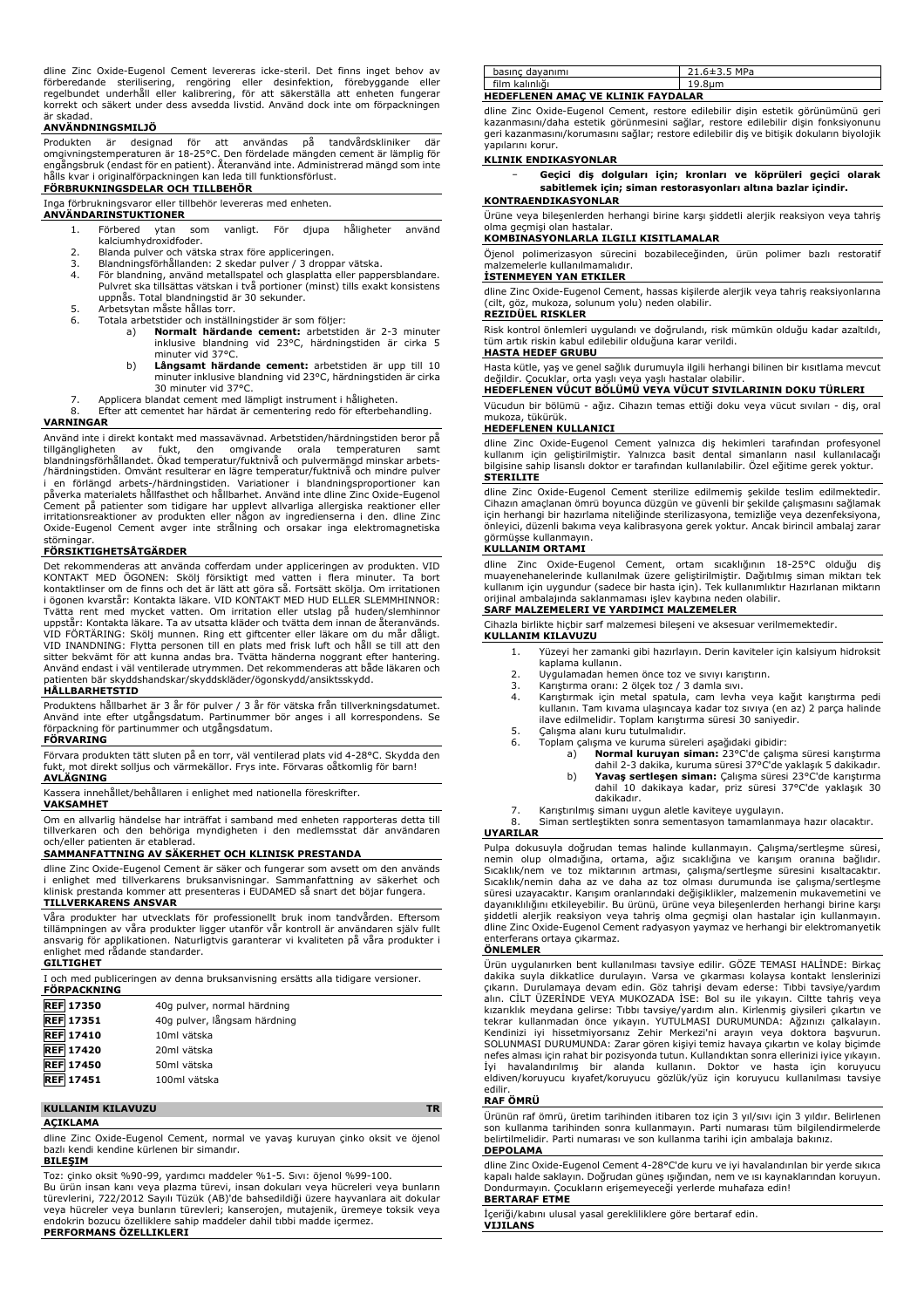dline Zinc Oxide-Eugenol Cement levereras icke-steril. Det finns inget behov av förberedande sterilisering, rengöring eller desinfektion, förebyggande eller regelbundet underhåll eller kalibrering, för att säkerställa att enheten fungerar korrekt och säkert under dess avsedda livstid. Använd dock inte om förpackningen är skadad.

**ANVÄNDNINGSMILJÖ**

Produkten är designad för att användas på tandvårdskliniker där omgivningstemperaturen är 18-25°C. Den fördelade mängden cement är lämplig för engångsbruk (endast för en patient). Återanvänd inte. Administrerad mängd som inte hålls kvar i originalförpackningen kan leda till funktionsförlust.

**FÖRBRUKNINGSDELAR OCH TILLBEHÖR**

Inga förbrukningsvaror eller tillbehör levereras med enheten.

**ANVÄNDARINSTUKTIONER**

1. Förbered ytan som vanligt. För djupa håligheter använd kalciumhydroxidfoder.
2. Blanda pulver och vätska strax före appliceringen.
3. Blandningsförhållanden: 2 skedar pulver / 3 droppar vätska.
4. För blandning, använd metallspatel och glasplatta eller pappersblandare. Pulvret ska tillsättas vätskan i två portioner (minst) tills exakt konsistens uppnås. Total blandningstid är 30 sekunder.
5. Arbetsytan måste hållas torr.
6. Totala arbetstider och inställningstider är som följer:
   a) **Normalt härdande cement:** arbetstiden är 2-3 minuter inklusive blandning vid 23°C, härdningstiden är cirka 5 minuter vid 37°C.
   b) **Långsamt härdande cement:** arbetstiden är upp till 10 minuter inklusive blandning vid 23°C, härdningstiden är cirka 30 minuter vid 37°C.
7. Applicera blandat cement med lämpligt instrument i håligheten.
8. Efter att cementet har härdat är cementering redo för efterbehandling.

**VARNINGAR**

Använd inte i direkt kontakt med massavävnad. Arbetstiden/härdningstiden beror på tillgängligheten av fukt, den omgivande orala temperaturen samt blandningsförhållandet. Ökad temperatur/fuktnivå och pulvermängd minskar arbets-/härdningstiden. Omvänt resulterar en lägre temperatur/fuktnivå och mindre pulver i en förlängd arbets-/härdningstiden. Variationer i blandningsproportioner kan påverka materialets hållfasthet och hållbarhet. Använd inte dline Zinc Oxide-Eugenol Cement på patienter som tidigare har upplevt allvarliga allergiska reaktioner eller irritationsreaktioner av produkten eller någon av ingredienserna i den. dline Zinc Oxide-Eugenol Cement avger inte strålning och orsakar inga elektromagnetiska störningar.

**FÖRSIKTIGHETSÅTGÄRDER**

Det rekommenderas att använda cofferdam under appliceringen av produkten. VID KONTAKT MED ÖGONEN: Skölj försiktigt med vatten i flera minuter. Ta bort kontaktlinser om de finns och det är lätt att göra så. Fortsätt skölja. Om irritationen i ögonen kvarstår: Kontakta läkare. VID KONTAKT MED HUD ELLER SLEMHINNOR: Tvätta rent med mycket vatten. Om irritation eller utslag på huden/slemhinnor uppstår: Kontakta läkare. Ta av utsatta kläder och tvätta dem innan de återanvänds. VID FÖRTÄRING: Skölj munnen. Ring ett giftcenter eller läkare om du mår dåligt. VID INANDNING: Flytta personen till en plats med frisk luft och håll se till att den sitter bekvämt för att kunna andas bra. Tvätta händerna noggrant efter hantering. Använd endast i väl ventilerade utrymmen. Det rekommenderas att både läkaren och patienten bär skyddshandskar/skyddskläder/ögonskydd/ansiktsskydd.

**HÅLLBARHETSTID**

Produktens hållbarhet är 3 år för pulver / 3 år för vätska från tillverkningsdatumet. Använd inte efter utgångsdatum. Partinummer bör anges i all korrespondens. Se förpackning för partinummer och utgångsdatum.

**FÖRVARING**

Förvara produkten tätt sluten på en torr, väl ventilerad plats vid 4-28°C. Skydda den från fukt, mot direkt solljus och värmekällor. Frys inte. Förvaras oåtkomlig för barn!

**AVLÄGNING**

Kassera innehållet/behållaren i enlighet med nationella föreskrifter.

**VAKSAMHET**

Om en allvarlig händelse har inträffat i samband med enheten rapporteras detta till tillverkaren och den behöriga myndigheten i den medlemsstat där användaren och/eller patienten är etablerad.

**SAMMANFATTNING AV SÄKERHET OCH KLINISK PRESTANDA**

dline Zinc Oxide-Eugenol Cement är säker och fungerar som avsett om den används i enlighet med tillverkarens bruksanvisningar. Sammanfattning av säkerhet och klinisk prestanda kommer att presenteras i EUDAMED så snart det börjar fungera.

**TILLVERKARENS ANSVAR**

Våra produkter har utvecklats för professionellt bruk inom tandvården. Eftersom tillämpningen av våra produkter ligger utanför vår kontroll är användaren själv fullt ansvarig för applikationen. Naturligtvis garanterar vi kvaliteten på våra produkter i enlighet med rådande standarder.

**GILTIGHET**

I och med publiceringen av denna bruksanvisning ersätts alla tidigare versioner.

**FÖRPACKNING**

| | |
|---|---|
| **REF** 17350 | 40g pulver, normal härdning |
| **REF** 17351 | 40g pulver, långsam härdning |
| **REF** 17410 | 10ml vätska |
| **REF** 17420 | 20ml vätska |
| **REF** 17450 | 50ml vätska |
| **REF** 17451 | 100ml vätska |

## KULLANIM KILAVUZU — TR

**AÇIKLAMA**

dline Zinc Oxide-Eugenol Cement, normal ve yavaş kuruyan çinko oksit ve öjenol bazlı kendi kendine kürlenen bir simandır.

**BILEŞIM**

Toz: çinko oksit %90-99, yardımcı maddeler %1-5. Sıvı: öjenol %99-100.
Bu ürün insan kanı veya plazma türevi, insan dokuları veya hücreleri veya bunların türevlerini, 722/2012 Sayılı Tüzük (AB)'de bahsedildiği üzere hayvanlara ait dokular veya hücreler veya bunların türevleri; kanserojen, mutajenik, üremeye toksik veya endokrin bozucu özelliklere sahip maddeler dahil tıbbi madde içermez.

**PERFORMANS ÖZELLIKLERI**

| | |
|---|---|
| basınç dayanımı | 21.6±3.5 MPa |
| film kalınlığı | 19.8µm |

**HEDEFLENEN AMAÇ VE KLINIK FAYDALAR**

dline Zinc Oxide-Eugenol Cement, restore edilebilir dişin estetik görünümünü geri kazanmasını/daha estetik görünmesini sağlar, restore edilebilir dişin fonksiyonunu geri kazanmasını/korumasını sağlar; restore edilebilir diş ve bitişik dokuların biyolojik yapılarını korur.

**KLINIK ENDIKASYONLAR**

- **Geçici diş dolguları için; kronları ve köprüleri geçici olarak sabitlemek için; siman restorasyonları altına bazlar içindir.**

**KONTRAENDIKASYONLAR**

Ürüne veya bileşenlerden herhangi birine karşı şiddetli alerjik reaksiyon veya tahriş olma geçmişi olan hastalar.

**KOMBINASYONLARLA ILGILI KISITLAMALAR**

Öjenol polimerizasyon sürecini bozabileceğinden, ürün polimer bazlı restoratif malzemelerle kullanılmamalıdır.

**İSTENMEYEN YAN ETKILER**

dline Zinc Oxide-Eugenol Cement, hassas kişilerde alerjik veya tahriş reaksiyonlarına (cilt, göz, mukoza, solunum yolu) neden olabilir.

**REZIDÜEL RISKLER**

Risk kontrol önlemleri uygulandı ve doğrulandı, risk mümkün olduğu kadar azaltıldı, tüm artık riskin kabul edilebilir olduğuna karar verildi.

**HASTA HEDEF GRUBU**

Hasta kütle, yaş ve genel sağlık durumuyla ilgili herhangi bilinen bir kısıtlama mevcut değildir. Çocuklar, orta yaşlı veya yaşlı hastalar olabilir.

**HEDEFLENEN VÜCUT BÖLÜMÜ VEYA VÜCUT SIVILARININ DOKU TÜRLERI**

Vücudun bir bölümü - ağız. Cihazın temas ettiği doku veya vücut sıvıları - diş, oral mukoza, tükürük.

**HEDEFLENEN KULLANICI**

dline Zinc Oxide-Eugenol Cement yalnızca diş hekimleri tarafından profesyonel kullanım için geliştirilmiştir. Yalnızca basit dental simanların nasıl kullanılacağı bilgisine sahip lisanslı doktor er tarafından kullanılabilir. Özel eğitime gerek yoktur.

**STERILITE**

dline Zinc Oxide-Eugenol Cement sterilize edilmemiş şekilde teslim edilmektedir. Cihazın amaçlanan ömrü boyunca düzgün ve güvenli bir şekilde çalışmasını sağlamak için herhangi bir hazırlama niteliğinde sterilizasyona, temizliğe veya dezenfeksiyona, önleyici, düzenli bakıma veya kalibrasyona gerek yoktur. Ancak birincil ambalaj zarar görmüşse kullanmayın.

**KULLANIM ORTAMI**

dline Zinc Oxide-Eugenol Cement, ortam sıcaklığının 18-25°C olduğu diş muayenehanelerinde kullanılmak üzere geliştirilmiştir. Dağıtılmış siman miktarı tek kullanım için uygundur (sadece bir hasta için). Tek kullanımlıktır Hazırlanan miktarın orijinal ambalajında saklanmaması işlev kaybına neden olabilir.

**SARF MALZEMELERI VE YARDIMCI MALZEMELER**

Cihazla birlikte hiçbir sarf malzemesi bileşeni ve aksesuar verilmemektedir.

**KULLANIM KILAVUZU**

1. Yüzeyi her zamanki gibi hazırlayın. Derin kaviteler için kalsiyum hidroksit kaplama kullanın.
2. Uygulamadan hemen önce toz ve sıvıyı karıştırın.
3. Karıştırma oranı: 2 ölçek toz / 3 damla sıvı.
4. Karıştırmak için metal spatula, cam levha veya kağıt karıştırma pedi kullanın. Tam kıvama ulaşıncaya kadar toz sıvıya (en az) 2 parça halinde ilave edilmelidir. Toplam karıştırma süresi 30 saniyedir.
5. Çalışma alanı kuru tutulmalıdır.
6. Toplam çalışma ve kuruma süreleri aşağıdaki gibidir:
   a) **Normal kuruyan siman:** 23°C'de çalışma süresi karıştırma dahil 2-3 dakika, kuruma süresi 37°C'de yaklaşık 5 dakikadır.
   b) **Yavaş sertleşen siman:** Çalışma süresi 23°C'de karıştırma dahil 10 dakikaya kadar, priz süresi 37°C'de yaklaşık 30 dakikadır.
7. Karıştırılmış simanı uygun aletle kaviteye uygulayın.
8. Siman sertleştikten sonra sementasyon tamamlanmaya hazır olacaktır.

**UYARILAR**

Pulpa dokusuyla doğrudan temas halinde kullanmayın. Çalışma/sertleşme süresi, nemin olup olmadığına, ortama, ağız sıcaklığına ve karışım oranına bağlıdır. Sıcaklık/nem ve toz miktarının artması, çalışma/sertleşme süresini kısaltacaktır. Sıcaklık/nemin daha az ve daha az toz olması durumunda ise çalışma/sertleşme süresi uzayacaktır. Karışım oranlarındaki değişiklikler, malzemenin mukavemetini ve dayanıklılığını etkileyebilir. Bu ürünü, ürüne veya bileşenlerden herhangi birine karşı şiddetli alerjik reaksiyon veya tahriş olma geçmişi olan hastalar için kullanmayın. dline Zinc Oxide-Eugenol Cement radyasyon yaymaz ve herhangi bir elektromanyetik enterferans ortaya çıkarmaz.

**ÖNLEMLER**

Ürün uygulanırken bent kullanılması tavsiye edilir. GÖZE TEMASI HALİNDE: Birkaç dakika suyla dikkatlice durulayın. Varsa ve çıkarması kolaysa kontakt lenslerinizi çıkarın. Durulamaya devam edin. Göz tahrişi devam ederse: Tıbbi tavsiye/yardım alın. CİLT ÜZERİNDE VEYA MUKOZADA İSE: Bol su ile yıkayın. Ciltte tahriş veya kızarıklık meydana gelirse: Tıbbi tavsiye/yardım alın. Kirlenmiş giysileri çıkartın ve tekrar kullanmadan önce yıkayın. YUTULMASI DURUMUNDA: Ağzınızı çalkalayın. Kendinizi iyi hissetmiyorsanız Zehir Merkezi'ni arayın veya doktora başvurun. SOLUNMASI DURUMUNDA: Zarar gören kişiyi temiz havaya çıkartın ve kolay biçimde nefes alması için rahat bir pozisyonda tutun. Kullandıktan sonra ellerinizi iyice yıkayın. İyi havalandırılmış bir alanda kullanın. Doktor ve hasta için koruyucu eldiven/koruyucu kıyafet/koruyucu gözlük/yüz için koruyucu kullanılması tavsiye edilir.

**RAF ÖMRÜ**

Ürünün raf ömrü, üretim tarihinden itibaren toz için 3 yıl/sıvı için 3 yıldır. Belirlenen son kullanma tarihinden sonra kullanmayın. Parti numarası tüm bilgilendirmelerde belirtilmelidir. Parti numarası ve son kullanma tarihi için ambalaja bakınız.

**DEPOLAMA**

dline Zinc Oxide-Eugenol Cement 4-28°C'de kuru ve iyi havalandırılan bir yerde sıkıca kapalı halde saklayın. Doğrudan güneş ışığından, nem ve ısı kaynaklarından koruyun. Dondurmayın. Çocukların erişemeyeceği yerlerde muhafaza edin!

**BERTARAF ETME**

İçeriği/kabını ulusal yasal gerekliliklere göre bertaraf edin.

**VIJILANS**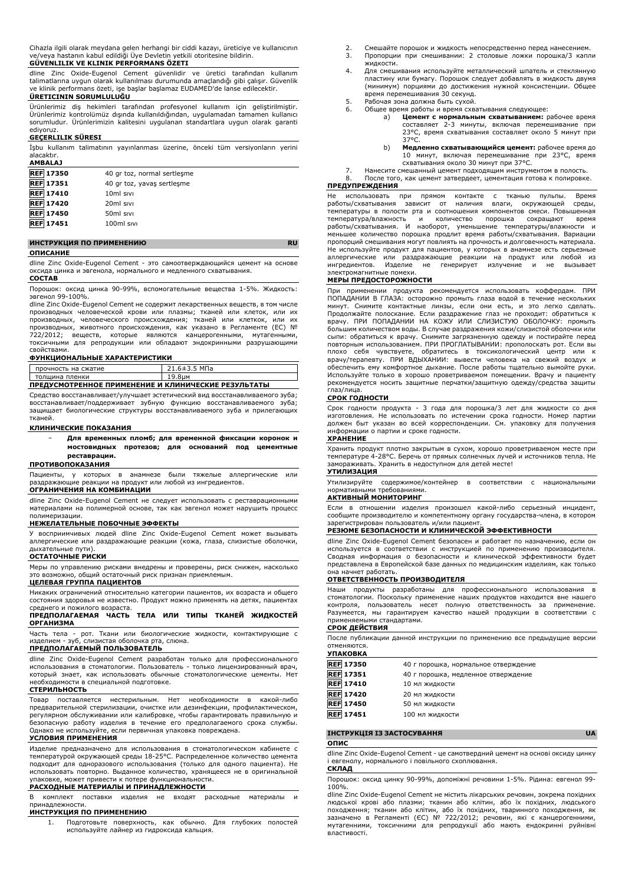Cihazla ilgili olarak meydana gelen herhangi bir ciddi kazayı, üreticiye ve kullanıcının ve/veya hastanın kabul edildiği Üye Devletin yetkili otoritesine bildirin.

**GÜVENLILIK VE KLINIK PERFORMANS ÖZETI**

dline Zinc Oxide-Eugenol Cement güvenlidir ve üretici tarafından kullanım talimatlarına uygun olarak kullanılması durumunda amaçlandığı gibi çalışır. Güvenlik ve klinik performans özeti, işe başlar başlamaz EUDAMED'de lanse edilecektir.

**ÜRETICININ SORUMLULUĞU**

Ürünlerimiz diş hekimleri tarafından profesyonel kullanım için geliştirilmiştir. Ürünlerimiz kontrolümüz dışında kullanıldığından, uygulamadan tamamen kullanıcı sorumludur. Ürünlerimizin kalitesini uygulanan standartlara uygun olarak garanti ediyoruz.

**GEÇERLILIK SÜRESI**

İşbu kullanım talimatının yayınlanması üzerine, önceki tüm versiyonların yerini alacaktır.

**AMBALAJ**

| | |
|---|---|
| REF 17350 | 40 gr toz, normal sertleşme |
| REF 17351 | 40 gr toz, yavaş sertleşme |
| REF 17410 | 10ml sıvı |
| REF 17420 | 20ml sıvı |
| REF 17450 | 50ml sıvı |
| REF 17451 | 100ml sıvı |

## ИНСТРУКЦИЯ ПО ПРИМЕНЕНИЮ RU

**ОПИСАНИЕ**

dline Zinc Oxide-Eugenol Cement - это самоотверждающийся цемент на основе оксида цинка и эвгенола, нормального и медленного схватывания.

**СОСТАВ**

Порошок: оксид цинка 90-99%, вспомогательные вещества 1-5%. Жидкость: эвгенол 99-100%.

dline Zinc Oxide-Eugenol Cement не содержит лекарственных веществ, в том числе производных человеческой крови или плазмы; тканей или клеток, или их производных, человеческого происхождения; тканей или клеток, или их производных, животного происхождения, как указано в Регламенте (ЕС) № 722/2012; веществ, которые являются канцерогенными, мутагенными, токсичными для репродукции или обладают эндокринными разрушающими свойствами.

**ФУНКЦИОНАЛЬНЫЕ ХАРАКТЕРИСТИКИ**

| | |
|---|---|
| прочность на сжатие | 21.6±3.5 МПа |
| толщина пленки | 19.8μm |

**ПРЕДУСМОТРЕННОЕ ПРИМЕНЕНИЕ И КЛИНИЧЕСКИЕ РЕЗУЛЬТАТЫ**

Средство восстанавливает/улучшает эстетический вид восстанавливаемого зуба; восстанавливает/поддерживает зубную функцию восстанавливаемого зуба; защищает биологические структуры восстанавливаемого зуба и прилегающих тканей.

**КЛИНИЧЕСКИЕ ПОКАЗАНИЯ**

- **Для временных пломб; для временной фиксации коронок и мостовидных протезов; для оснований под цементные реставрации.**

**ПРОТИВОПОКАЗАНИЯ**

Пациенты, у которых в анамнезе были тяжелые аллергические или раздражающие реакции на продукт или любой из ингредиентов.

**ОГРАНИЧЕНИЯ НА КОМБИНАЦИИ**

dline Zinc Oxide-Eugenol Cement не следует использовать с реставрационными материалами на полимерной основе, так как эвгенол может нарушить процесс полимеризации.

**НЕЖЕЛАТЕЛЬНЫЕ ПОБОЧНЫЕ ЭФФЕКТЫ**

У восприимчивых людей dline Zinc Oxide-Eugenol Cement может вызывать аллергические или раздражающие реакции (кожа, глаза, слизистые оболочки, дыхательные пути).

**ОСТАТОЧНЫЕ РИСКИ**

Меры по управлению рисками внедрены и проверены, риск снижен, насколько это возможно, общий остаточный риск признан приемлемым.

**ЦЕЛЕВАЯ ГРУППА ПАЦИЕНТОВ**

Никаких ограничений относительно категории пациентов, их возраста и общего состояния здоровья не известно. Продукт можно применять на детях, пациентах среднего и пожилого возраста.

**ПРЕДПОЛАГАЕМАЯ ЧАСТЬ ТЕЛА ИЛИ ТИПЫ ТКАНЕЙ ЖИДКОСТЕЙ ОРГАНИЗМА**

Часть тела - рот. Ткани или биологические жидкости, контактирующие с изделием - зуб, слизистая оболочка рта, слюна.

**ПРЕДПОЛАГАЕМЫЙ ПОЛЬЗОВАТЕЛЬ**

dline Zinc Oxide-Eugenol Cement разработан только для профессионального использования в стоматологии. Пользователь - только лицензированный врач, который знает, как использовать обычные стоматологические цементы. Нет необходимости в специальной подготовке.

**СТЕРИЛЬНОСТЬ**

Товар поставляется нестерильным. Нет необходимости в какой-либо предварительной стерилизации, очистке или дезинфекции, профилактическом, регулярном обслуживании или калибровке, чтобы гарантировать правильную и безопасную работу изделия в течение его предполагаемого срока службы. Однако не используйте, если первичная упаковка повреждена.

**УСЛОВИЯ ПРИМЕНЕНИЯ**

Изделие предназначено для использования в стоматологическом кабинете с температурой окружающей среды 18-25°C. Распределенное количество цемента подходит для одноразового использования (только для одного пациента). Не использовать повторно. Выданное количество, хранящееся не в оригинальной упаковке, может привести к потере функциональности.

**РАСХОДНЫЕ МАТЕРИАЛЫ И ПРИНАДЛЕЖНОСТИ**

В комплект поставки изделия не входят расходные материалы и принадлежности.

**ИНСТРУКЦИЯ ПО ПРИМЕНЕНИЮ**

1. Подготовьте поверхность, как обычно. Для глубоких полостей используйте лайнер из гидроксида кальция.
2. Смешайте порошок и жидкость непосредственно перед нанесением.
3. Пропорции при смешивании: 2 столовые ложки порошка/3 капли жидкости.
4. Для смешивания используйте металлический шпатель и стеклянную пластину или бумагу. Порошок следует добавлять в жидкость двумя (минимум) порциями до достижения нужной консистенции. Общее время перемешивания 30 секунд.
5. Рабочая зона должна быть сухой.
6. Общее время работы и время схватывания следующее:
   a) **Цемент с нормальным схватыванием:** рабочее время составляет 2-3 минуты, включая перемешивание при 23°C, время схватывания составляет около 5 минут при 37°C.
   b) **Медленно схватывающийся цемент:** рабочее время до 10 минут, включая перемешивание при 23°C, время схватывания около 30 минут при 37°C.
7. Нанесите смешанный цемент подходящим инструментом в полость.
8. После того, как цемент затвердеет, цементация готова к полировке.

**ПРЕДУПРЕЖДЕНИЯ**

Не использовать при прямом контакте с тканью пульпы. Время работы/схватывания зависит от наличия влаги, окружающей среды, температуры в полости рта и соотношения компонентов смеси. Повышенная температура/влажность и количество порошка сокращают время работы/схватывания. И наоборот, уменьшение температуры/влажности и меньшее количество порошка продлит время работы/схватывания. Вариации пропорций смешивания могут повлиять на прочность и долговечность материала. Не используйте продукт для пациентов, у которых в анамнезе есть серьезные аллергические или раздражающие реакции на продукт или любой из ингредиентов. Изделие не генерирует излучение и не вызывает электромагнитные помехи.

**МЕРЫ ПРЕДОСТОРОЖНОСТИ**

При применении продукта рекомендуется использовать коффердам. ПРИ ПОПАДАНИИ В ГЛАЗА: осторожно промыть глаза водой в течение нескольких минут. Снимите контактные линзы, если они есть, и это легко сделать. Продолжайте полоскание. Если раздражение глаз не проходит: обратиться к врачу. ПРИ ПОПАДАНИИ НА КОЖУ ИЛИ СЛИЗИСТУЮ ОБОЛОЧКУ: промыть большим количеством воды. В случае раздражения кожи/слизистой оболочки или сыпи: обратиться к врачу. Снимите загрязненную одежду и постирайте перед повторным использованием. ПРИ ПРОГЛАТЫВАНИИ: прополоскать рот. Если вы плохо себя чувствуете, обратитесь в токсикологический центр или к врачу/терапевту. ПРИ ВДЫХАНИИ: вывести человека на свежий воздух и обеспечить ему комфортное дыхание. После работы тщательно вымойте руки. Используйте только в хорошо проветриваемом помещении. Врачу и пациенту рекомендуется носить защитные перчатки/защитную одежду/средства защиты глаз/лица.

**СРОК ГОДНОСТИ**

Срок годности продукта - 3 года для порошка/3 лет для жидкости со дня изготовления. Не использовать по истечении срока годности. Номер партии должен быт указан во всей корреспонденции. См. упаковку для получения информации о партии и сроке годности.

**ХРАНЕНИЕ**

Хранить продукт плотно закрытым в сухом, хорошо проветриваемом месте при температуре 4-28°C. Беречь от прямых солнечных лучей и источников тепла. Не замораживать. Хранить в недоступном для детей месте!

**УТИЛИЗАЦИЯ**

Утилизируйте содержимое/контейнер в соответствии с национальными нормативными требованиями.

**АКТИВНЫЙ МОНИТОРИНГ**

Если в отношении изделия произошел какой-либо серьезный инцидент, сообщите производителю и компетентному органу государства-члена, в котором зарегистрирован пользователь и/или пациент.

**РЕЗЮМЕ БЕЗОПАСНОСТИ И КЛИНИЧЕСКОЙ ЭФФЕКТИВНОСТИ**

dline Zinc Oxide-Eugenol Cement безопасен и работает по назначению, если он используется в соответствии с инструкцией по применению производителя. Сводная информация о безопасности и клинической эффективности будет представлена в Европейской базе данных по медицинским изделиям, как только она начнет работать.

**ОТВЕТСТВЕННОСТЬ ПРОИЗВОДИТЕЛЯ**

Наши продукты разработаны для профессионального использования в стоматологии. Поскольку применение наших продуктов находится вне нашего контроля, пользователь несет полную ответственность за применение. Разумеется, мы гарантируем качество нашей продукции в соответствии с применяемыми стандартами.

**СРОК ДЕЙСТВИЯ**

После публикации данной инструкции по применению все предыдущие версии отменяются.

**УПАКОВКА**

| | |
|---|---|
| REF 17350 | 40 г порошка, нормальное отверждение |
| REF 17351 | 40 г порошка, медленное отверждение |
| REF 17410 | 10 мл жидкости |
| REF 17420 | 20 мл жидкости |
| REF 17450 | 50 мл жидкости |
| REF 17451 | 100 мл жидкости |

## ІНСТРУКЦІЯ ІЗ ЗАСТОСУВАННЯ UA

**ОПИС**

dline Zinc Oxide-Eugenol Cement - це самотвердний цемент на основі оксиду цинку і евгенолу, нормального і повільного схоплювання.

**СКЛАД**

Порошок: оксид цинку 90-99%, допоміжні речовини 1-5%. Рідина: евгенол 99-100%.

dline Zinc Oxide-Eugenol Cement не містить лікарських речовин, зокрема похідних людської крові або плазми; тканин або клітин, або їх похідних, людського походження; тканин або клітин, або їх похідних, тваринного походження, як зазначено в Регламенті (ЄС) № 722/2012; речовин, які є канцерогенними, мутагенними, токсичними для репродукції або мають ендокринні руйнівні властивості.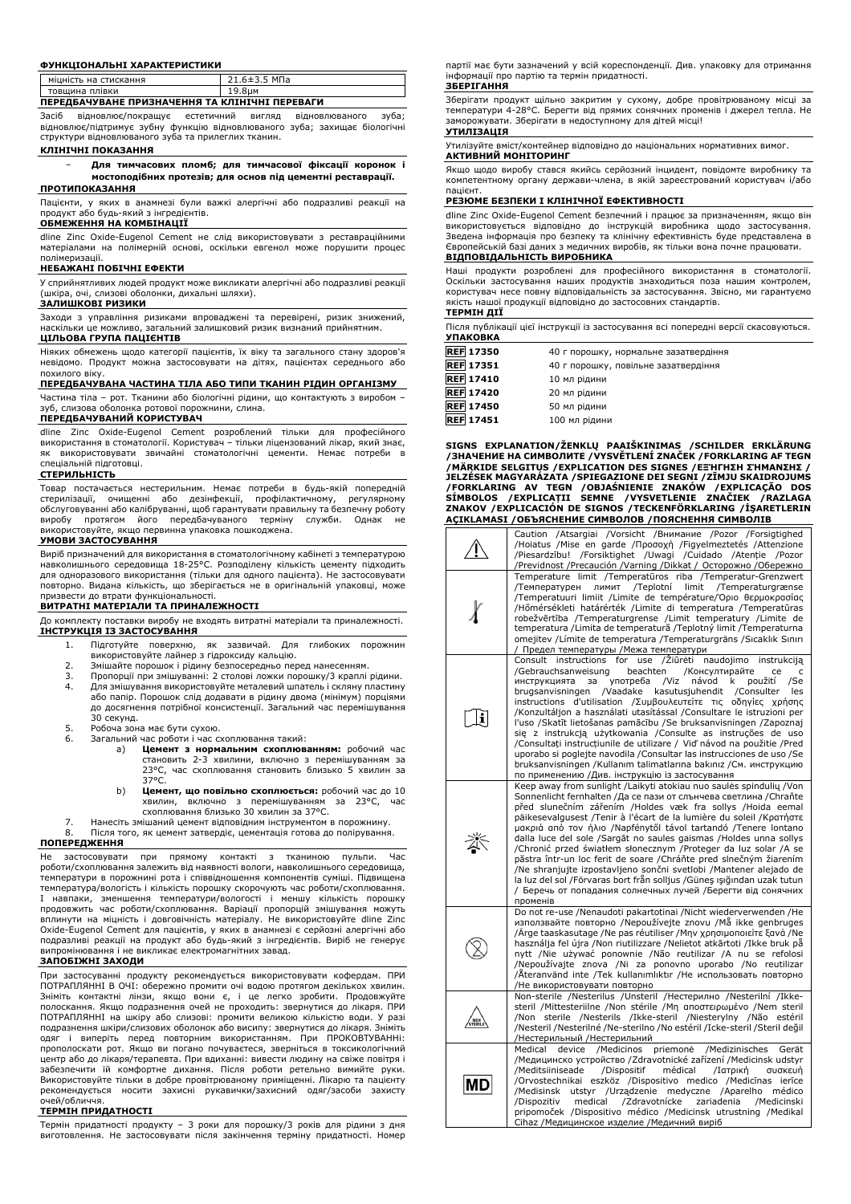### ФУНКЦІОНАЛЬНІ ХАРАКТЕРИСТИКИ

| міцність на стискання | 21.6±3.5 МПа |
|---|---|
| товщина плівки | 19.8μм |

### ПЕРЕДБАЧУВАНЕ ПРИЗНАЧЕННЯ ТА КЛІНІЧНІ ПЕРЕВАГИ

Засіб відновлює/покращує естетичний вигляд відновлюваного зуба; відновлює/підтримує зубну функцію відновлюваного зуба; захищає біологічні структури відновлюваного зуба та прилеглих тканин.

### КЛІНІЧНІ ПОКАЗАННЯ

- **Для тимчасових пломб; для тимчасової фіксації коронок і мостоподібних протезів; для основ під цементні реставрації.**

### ПРОТИПОКАЗАННЯ

Пацієнти, у яких в анамнезі були важкі алергічні або подразливі реакції на продукт або будь-який з інгредієнтів.

### ОБМЕЖЕННЯ НА КОМБІНАЦІЇ

dline Zinc Oxide-Eugenol Cement не слід використовувати з реставраційними матеріалами на полімерній основі, оскільки евгенол може порушити процес полімеризації.

### НЕБАЖАНІ ПОБІЧНІ ЕФЕКТИ

У сприйнятливих людей продукт може викликати алергічні або подразливі реакції (шкіра, очі, слизові оболонки, дихальні шляхи).

### ЗАЛИШКОВІ РИЗИКИ

Заходи з управління ризиками впроваджені та перевірені, ризик знижений, наскільки це можливо, загальний залишковий ризик визнаний прийнятним.

### ЦІЛЬОВА ГРУПА ПАЦІЄНТІВ

Ніяких обмежень щодо категорії пацієнтів, їх віку та загального стану здоров'я невідомо. Продукт можна застосовувати на дітях, пацієнтах середнього або похилого віку.

### ПЕРЕДБАЧУВАНА ЧАСТИНА ТІЛА АБО ТИПИ ТКАНИН РІДИН ОРГАНІЗМУ

Частина тіла – рот. Тканини або біологічні рідини, що контактують з виробом – зуб, слизова оболонка ротової порожнини, слина.

### ПЕРЕДБАЧУВАНИЙ КОРИСТУВАЧ

dline Zinc Oxide-Eugenol Cement розроблений тільки для професійного використання в стоматології. Користувач – тільки ліцензований лікар, який знає, як використовувати звичайні стоматологічні цементи. Немає потреби в спеціальній підготовці.

### СТЕРИЛЬНІСТЬ

Товар постачається нестерильним. Немає потреби в будь-якій попередній стерилізації, очищенні або дезінфекції, профілактичному, регулярному обслуговуванні або калібруванні, щоб гарантувати правильну та безпечну роботу виробу протягом його передбачуваного терміну служби. Однак не використовуйте, якщо первинна упаковка пошкоджена.

### УМОВИ ЗАСТОСУВАННЯ

Виріб призначений для використання в стоматологічному кабінеті з температурою навколишнього середовища 18-25°C. Розподілену кількість цементу підходить для одноразового використання (тільки для одного пацієнта). Не застосовуйте повторно. Видана кількість, що зберігається не в оригінальній упаковці, може призвести до втрати функціональності.

### ВИТРАТНІ МАТЕРІАЛИ ТА ПРИНАЛЕЖНОСТІ

До комплекту поставки виробу не входять витратні матеріали та приналежності.

### ІНСТРУКЦІЯ ІЗ ЗАСТОСУВАННЯ

1. Підготуйте поверхню, як зазвичай. Для глибоких порожнин використовуйте лайнер з гідроксидом кальцію.
2. Змішайте порошок і рідину безпосередньо перед нанесенням.
3. Пропорції при змішуванні: 2 столові ложки порошку/3 краплі рідини.
4. Для змішування використовуйте металевий шпатель і скляну пластину або папір. Порошок слід додавати в рідину двома (мінімум) порціями до досягнення потрібної консистенції. Загальний час перемішування 30 секунд.
5. Робоча зона має бути сухою.
6. Загальний час роботи і час схоплювання такий:
   a) **Цемент з нормальним схоплюванням:** робочий час становить 2-3 хвилини, включно з перемішуванням за 23°C, час схоплювання становить близько 5 хвилин за 37°C.
   b) **Цемент, що повільно схоплюється:** робочий час до 10 хвилин, включно з перемішуванням за 23°C, час схоплювання близько 30 хвилин за 37°C.
7. Нанесіть змішаний цемент відповідним інструментом в порожнину.
8. Після того, як цемент затвердіє, цементація готова до полірування.

### ПОПЕРЕДЖЕННЯ

Не застосовувати при прямому контакті з тканиною пульпи. Час роботи/схоплювання залежить від наявності вологи, навколишнього середовища, температури в порожнині рота і співвідношення компонентів суміші. Підвищена температура/вологість і кількість порошку скорочують час роботи/схоплювання. І навпаки, зменшення температури/вологості і меншу кількість порошку продовжить час роботи/схоплювання. Варіації пропорцій змішування можуть вплинути на міцність і довговічність матеріалу. Не використовуйте dline Zinc Oxide-Eugenol Cement для пацієнтів, у яких в анамнезі є серйозні алергічні або подразливі реакції на продукт або будь-який з інгредієнтів. Виріб не генерує випромінювання і не викликає електромагнітних завад.

### ЗАПОБІЖНІ ЗАХОДИ

При застосуванні продукту рекомендується використовувати кофердам. ПРИ ПОТРАПЛЯННІ В ОЧІ: обережно промити очі водою протягом декількох хвилин. Зніміть контактні лінзи, якщо вони є, і це легко зробити. Продовжуйте полоскання. Якщо подразнення очей не проходить: зверніться до лікаря. ПРИ ПОТРАПЛЯННІ на шкіру або слизові: промити великою кількістю води. У разі подразнення шкіри/слизових оболонок або висипу: зверніться до лікаря. Зніміть одяг і виперіть перед повторним використанням. При ПРОКОВТУВАННІ: прополоскати рот. Якщо ви погано почуваєтеся, зверніться в токсикологічний центр або до лікаря/терапевта. При вдиханні: вивести людину на свіже повітря і забезпечити їй комфортне дихання. Після роботи ретельно вимийте руки. Використовуйте тільки в добре провітрюваному приміщенні. Лікарю та пацієнту рекомендується носити захисні рукавички/захисний одяг/засоби захисту очей/обличчя.

### ТЕРМІН ПРИДАТНОСТІ

Термін придатності продукту – 3 роки для порошку/3 років для рідини з дня виготовлення. Не застосовувати після закінчення терміну придатності. Номер партії має бути зазначений у всій кореспонденції. Див. упаковку для отримання інформації про партію та термін придатності.

### ЗБЕРІГАННЯ

Зберігати продукт щільно закритим у сухому, добре провітрюваному місці за температури 4-28°C. Берегти від прямих сонячних променів і джерел тепла. Не заморожувати. Зберігати в недоступному для дітей місці!

### УТИЛІЗАЦІЯ

Утилізуйте вміст/контейнер відповідно до національних нормативних вимог.

### АКТИВНИЙ МОНІТОРИНГ

Якщо щодо виробу стався якийсь серйозний інцидент, повідомте виробнику та компетентному органу держави-члена, в якій зареєстрований користувач і/або пацієнт.

### РЕЗЮМЕ БЕЗПЕКИ І КЛІНІЧНОЇ ЕФЕКТИВНОСТІ

dline Zinc Oxide-Eugenol Cement безпечний і працює за призначенням, якщо він використовується відповідно до інструкцій виробника щодо застосування. Зведена інформація про безпеку і клінічну ефективність буде представлена в Європейській базі даних з медичних виробів, як тільки вона почне працювати.

### ВІДПОВІДАЛЬНІСТЬ ВИРОБНИКА

Наші продукти розроблені для професійного використання в стоматології. Оскільки застосування наших продуктів знаходиться поза нашим контролем, користувач несе повну відповідальність за застосування. Звісно, ми гарантуємо якість нашої продукції відповідно до застосовних стандартів.

### ТЕРМІН ДІЇ

Після публікації цієї інструкції із застосування всі попередні версії скасовуються.

### УПАКОВКА

| | |
|---|---|
| REF 17350 | 40 г порошку, нормальне зазатвердіння |
| REF 17351 | 40 г порошку, повільне зазатвердіння |
| REF 17410 | 10 мл рідини |
| REF 17420 | 20 мл рідини |
| REF 17450 | 50 мл рідини |
| REF 17451 | 100 мл рідини |

### SIGNS EXPLANATION /ŽENKLŲ PAAIŠKINIMAS /SCHILDER ERKLÄRUNG /ЗНАЧЕНИЕ НА СИМВОЛИТЕ /VYSVĚTLENÍ ZNAČEK /FORKLARING AF TEGN /MÄRKIDE SELGITUS /EXPLICATION DES SIGNES /ΕΞΗΓΗΣΗ ΣΗΜΑΝΣΗΣ /JELZÉSEK MAGYARÁZATA /SPIEGAZIONE DEI SEGNI /ZĪMJU SKAIDROJUMS /FORKLARING AV TEGN /OBJAŚNIENIE ZNAKÓW /EXPLICAÇÃO DOS SÍMBOLOS /EXPLICAȚII SEMNE /VYSVETLENIE ZNAČIEK /RAZLAGA ZNAKOV /EXPLICACIÓN DE SIGNOS /TECKENFÖRKLARING /İŞARETLERIN AÇIKLAMASI /ОБЪЯСНЕНИЕ СИМВОЛОВ /ПОЯСНЕННЯ СИМВОЛІВ

| | |
|---|---|
| ⚠ | Caution /Atsargiai /Vorsicht /Внимание /Pozor /Forsigtighed /Hoiatus /Mise en garde /Προσοχή /Figyelmeztetés /Attenzione /Piesardzību! /Forsiktighet /Uwagi /Cuidado /Atenție /Pozor /Previdnost /Precaución /Varning /Dikkat / Осторожно /Обережно |
| 🌡 | Temperature limit /Temperatūros riba /Temperatur-Grenzwert /Температурен лимит /Teplotní limit /Temperaturgrænse /Temperatuuri limiit /Limite de température/Όριο θερμοκρασίας /Hőmérsékleti határérték /Limite di temperatura /Temperatūras robežvērtība /Temperaturgrense /Limit temperatury /Limite de temperatura /Limita de temperatură /Teplotný limit /Temperaturna omejitev /Límite de temperatura /Temperaturgräns /Sıcaklık Sınırı / Предел температуры /Межа температури |
| 📖 | Consult instructions for use /Žiūrėti naudojimo instrukciją /Gebrauchsanweisung beachten /Консултирайте се с инструкцията за употреба /Viz návod k použití /Se brugsanvisningen /Vaadake kasutusjuhendit /Consulter les instructions d'utilisation /Συμβουλευτείτε τις οδηγίες χρήσης /Konzultáljon a használati utasítással /Consultare le istruzioni per l'uso /Skatīt lietošanas pamācību /Se bruksanvisningen /Zapoznaj się z instrukcją użytkowania /Consulte as instruções de uso /Consultați instrucțiunile de utilizare / Viď návod na použitie /Pred uporabo si poglejte navodila /Consultar las instrucciones de uso /Se bruksanvisningen /Kullanım talimatlarına bakınız /См. инструкцию по применению /Див. інструкцію із застосування |
| ☀ | Keep away from sunlight /Laikyti atokiau nuo saulės spindulių /Von Sonnenlicht fernhalten /Да се пази от слънчева светлина /Chraňte před slunečním zářením /Holdes væk fra sollys /Hoida eemal päikesevalgusest /Tenir à l'écart de la lumière du soleil /Κρατήστε μακριά από τον ήλιο /Napfénytől távol tartandó /Tenere lontano dalla luce del sole /Sargāt no saules gaismas /Holdes unna sollys /Chronić przed światłem słonecznym /Proteger da luz solar /A se păstra într-un loc ferit de soare /Chráňte pred slnečným žiarením /Ne shranjujte izpostavljeno sončni svetlobi /Mantener alejado de la luz del sol /Förvaras bort från solljus /Güneş ışığından uzak tutun / Беречь от попадания солнечных лучей /Берегти від сонячних променів |
| ⊗ | Do not re-use /Nenaudoti pakartotinai /Nicht wiederverwenden /Не използвайте повторно /Nepoužívejte znovu /Må ikke genbruges /Ärge taaskasutage /Ne pas réutiliser /Μην χρησιμοποιείτε ξανά /Ne használja fel újra /Non riutilizzare /Nelietot atkārtoti /Ikke bruk på nytt /Nie używać ponownie /Não reutilizar /A nu se refolosi /Nepoužívajte znova /Ni za ponovno uporabo /No reutilizar /Återanvänd inte /Tek kullanımlıktır /Не использовать повторно /Не використовувати повторно |
| NON STERILE | Non-sterile /Nesterilus /Unsteril /Нестерилно /Nesterilní /Ikke-steril /Mittesteriilne /Non stérile /Μη αποστειρωμένο /Nem steril /Non sterile /Nesterils /Ikke-steril /Niesterylny /Não estéril /Nesteril /Nesterilné /Ne-sterilno /No estéril /Icke-steril /Steril değil /Нестерильный /Нестерильний |
| MD | Medical device /Medicinos priemonė /Medizinisches Gerät /Медицинско устройство /Zdravotnické zařízení /Medicinsk udstyr /Meditsiiniseade /Dispositif médical /Ιατρική συσκευή /Orvostechnikai eszköz /Dispositivo medico /Medicīnas ierīce /Medisinsk utstyr /Urządzenie medyczne /Aparelho médico /Dispozitiv medical /Zdravotnícke zariadenia /Medicinski pripomoček /Dispositivo médico /Medicinsk utrustning /Medikal Cihaz /Медицинское изделие /Медичний виріб |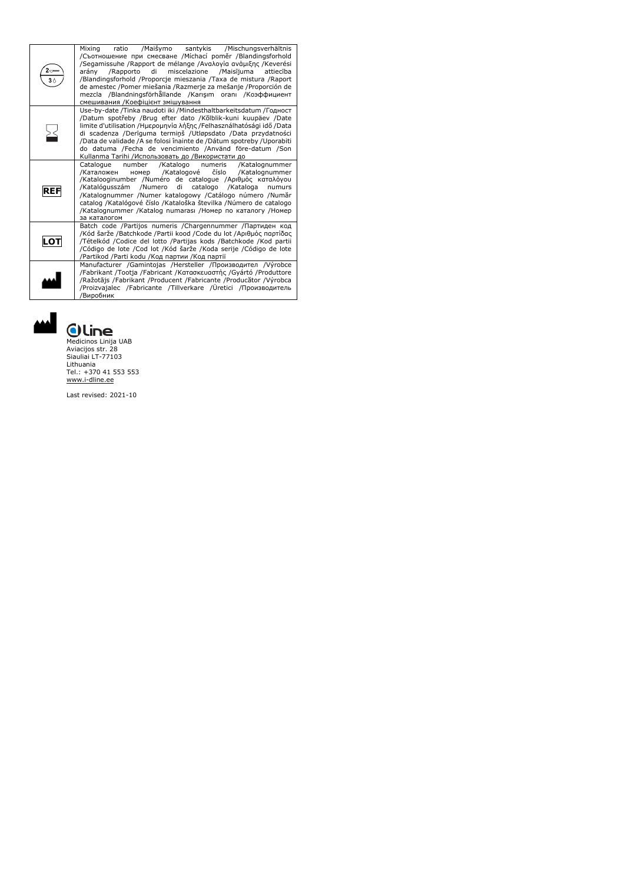| | |
|---|---|
| | Mixing ratio /Maišymo santykis /Mischungsverhältnis /Съотношение при смесване /Míchací poměr /Blandingsforhold /Segamissuhe /Rapport de mélange /Αναλογία ανάμιξης /Keverési arány /Rapporto di miscelazione /Maisījuma attiecība /Blandingsforhold /Proporcje mieszania /Taxa de mistura /Raport de amestec /Pomer miešania /Razmerje za mešanje /Proporción de mezcla /Blandningsförhållande /Karışım oranı /Коэффициент смешивания /Коефіцієнт змішування |
| | Use-by-date /Tinka naudoti iki /Mindesthaltbarkeitsdatum /Годност /Datum spotřeby /Brug efter dato /Kõlblik-kuni kuupäev /Date limite d'utilisation /Ημερομηνία λήξης /Felhasználhatósági idő /Data di scadenza /Derīguma termiņš /Utløpsdato /Data przydatności /Data de validade /A se folosi înainte de /Dátum spotreby /Uporabiti do datuma /Fecha de vencimiento /Använd före-datum /Son Kullanma Tarihi /Использовать до /Використати до |
| REF | Catalogue number /Katalogo numeris /Katalognummer /Каталожен номер /Katalogové číslo /Katalognummer /Kataloogi­number /Numéro de catalogue /Αριθμός καταλόγου /Katalógusszám /Numero di catalogo /Kataloga numurs /Katalognummer /Numer katalogowy /Catálogo número /Număr catalog /Katalógové číslo /Kataloška številka /Número de catalogo /Katalognummer /Katalog numarası /Номер по каталогу /Номер за каталогом |
| LOT | Batch code /Partijos numeris /Chargennummer /Партиден код /Kód šarže /Batchkode /Partii kood /Code du lot /Αριθμός παρτίδας /Tételkód /Codice del lotto /Partijas kods /Batchkode /Kod partii /Código de lote /Cod lot /Kód šarže /Koda serije /Código de lote /Partikod /Parti kodu /Код партии /Код партії |
| | Manufacturer /Gamintojas /Hersteller /Производител /Výrobce /Fabrikant /Tootja /Fabricant /Κατασκευαστής /Gyártó /Produttore /Ražotājs /Fabrikant /Producent /Fabricante /Producător /Výrobca /Proizvajalec /Fabricante /Tillverkare /Üretici /Производитель /Виробник |

Line

Medicinos Linija UAB
Aviacijos str. 28
Siauliai LT-77103
Lithuania
Tel.: +370 41 553 553
www.i-dline.ee

Last revised: 2021-10